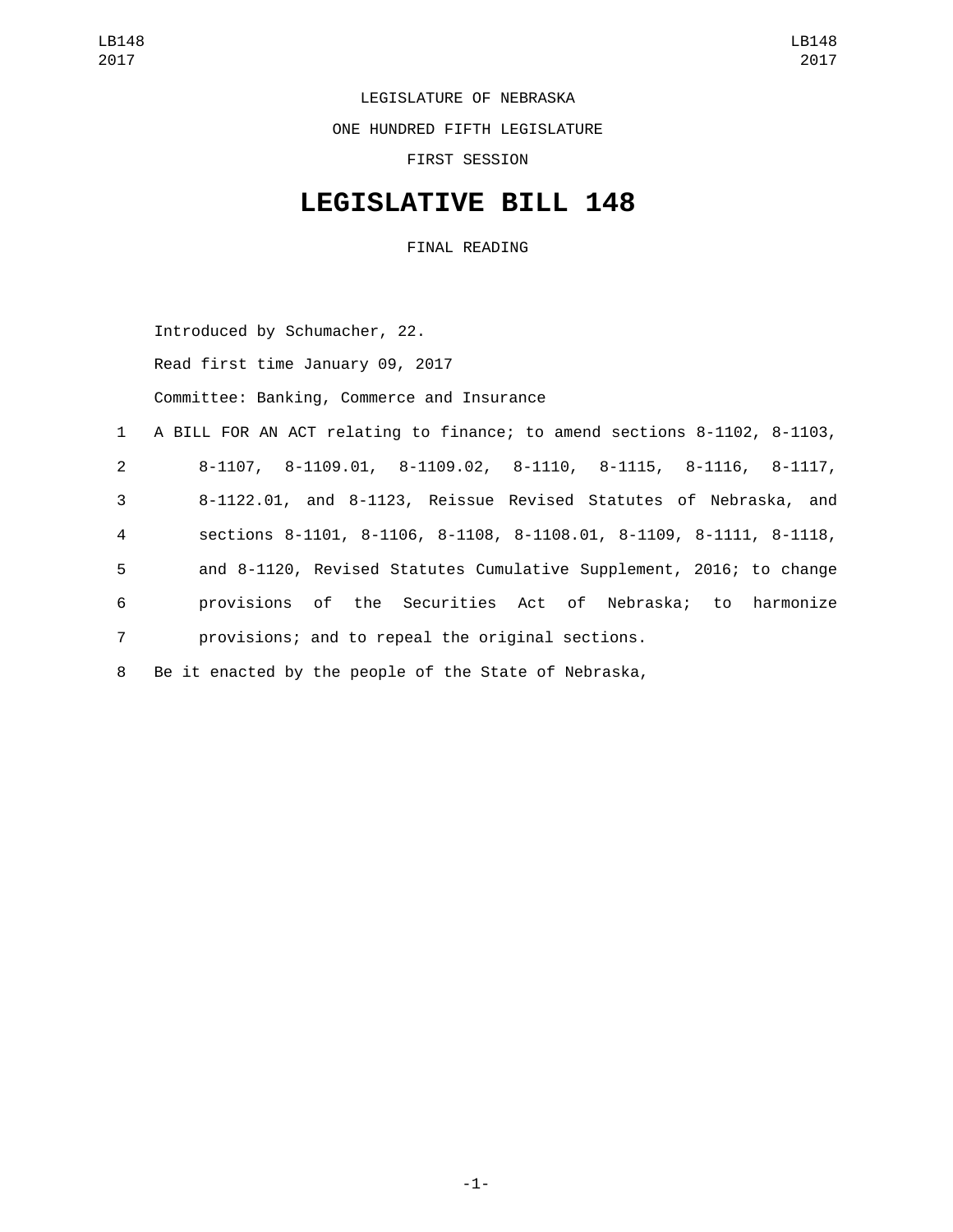LEGISLATURE OF NEBRASKA

ONE HUNDRED FIFTH LEGISLATURE

FIRST SESSION

# LEGISLATIVE BILL 148

FINAL READING

Introduced by Schumacher, 22.

Read first time January 09, 2017

Committee: Banking, Commerce and Insurance

1 A BILL FOR AN ACT relating to finance; to amend sections 8-1102, 8-1103,
2 8-1107, 8-1109.01, 8-1109.02, 8-1110, 8-1115, 8-1116, 8-1117,
3 8-1122.01, and 8-1123, Reissue Revised Statutes of Nebraska, and
4 sections 8-1101, 8-1106, 8-1108, 8-1108.01, 8-1109, 8-1111, 8-1118,
5 and 8-1120, Revised Statutes Cumulative Supplement, 2016; to change
6 provisions of the Securities Act of Nebraska; to harmonize
7 provisions; and to repeal the original sections.

8 Be it enacted by the people of the State of Nebraska,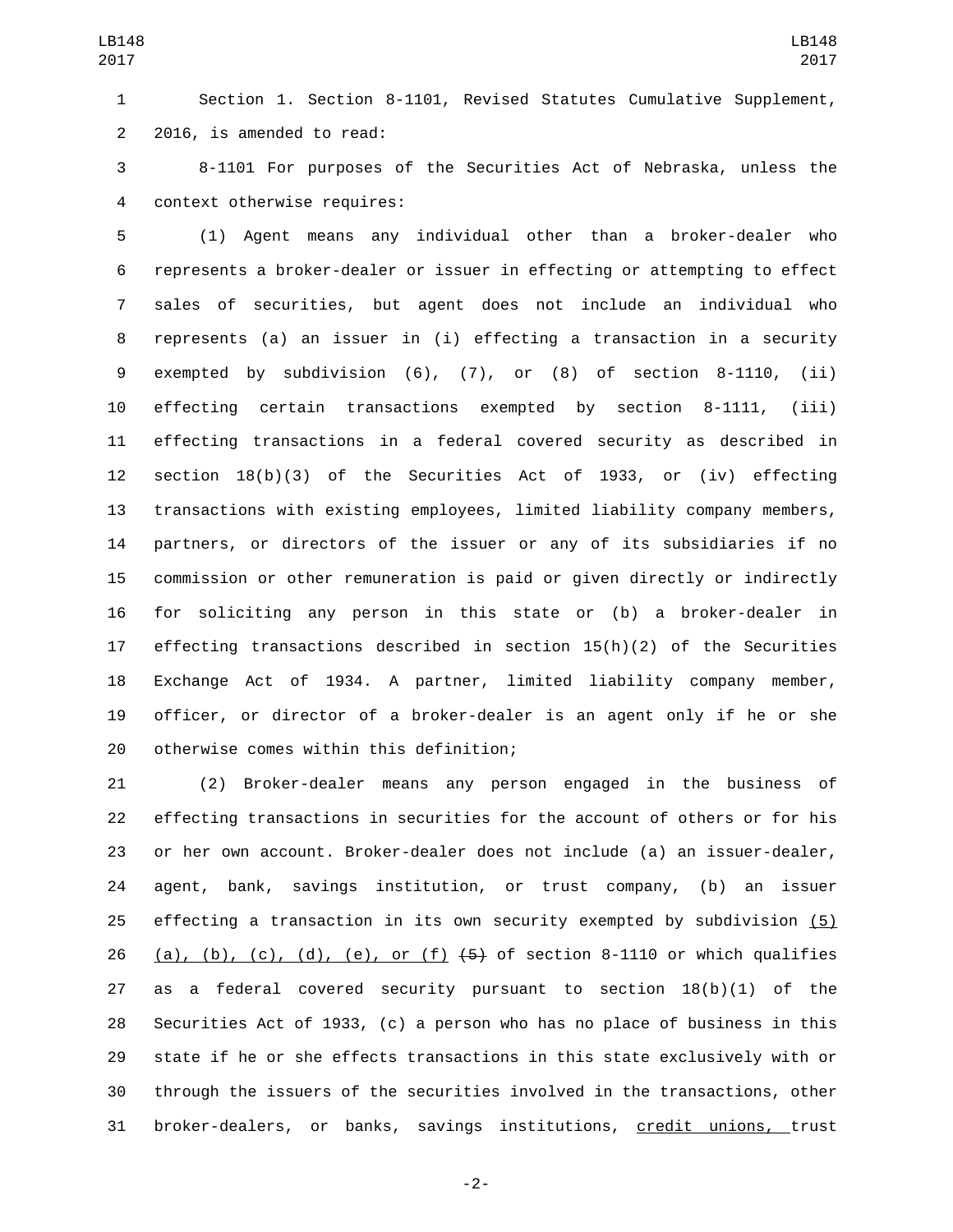Section 1. Section 8-1101, Revised Statutes Cumulative Supplement, 2016, is amended to read:

8-1101 For purposes of the Securities Act of Nebraska, unless the context otherwise requires:

(1) Agent means any individual other than a broker-dealer who represents a broker-dealer or issuer in effecting or attempting to effect sales of securities, but agent does not include an individual who represents (a) an issuer in (i) effecting a transaction in a security exempted by subdivision (6), (7), or (8) of section 8-1110, (ii) effecting certain transactions exempted by section 8-1111, (iii) effecting transactions in a federal covered security as described in section 18(b)(3) of the Securities Act of 1933, or (iv) effecting transactions with existing employees, limited liability company members, partners, or directors of the issuer or any of its subsidiaries if no commission or other remuneration is paid or given directly or indirectly for soliciting any person in this state or (b) a broker-dealer in effecting transactions described in section 15(h)(2) of the Securities Exchange Act of 1934. A partner, limited liability company member, officer, or director of a broker-dealer is an agent only if he or she otherwise comes within this definition;

(2) Broker-dealer means any person engaged in the business of effecting transactions in securities for the account of others or for his or her own account. Broker-dealer does not include (a) an issuer-dealer, agent, bank, savings institution, or trust company, (b) an issuer effecting a transaction in its own security exempted by subdivision (5)(a), (b), (c), (d), (e), or (f) ~~(5)~~ of section 8-1110 or which qualifies as a federal covered security pursuant to section 18(b)(1) of the Securities Act of 1933, (c) a person who has no place of business in this state if he or she effects transactions in this state exclusively with or through the issuers of the securities involved in the transactions, other broker-dealers, or banks, savings institutions, credit unions, trust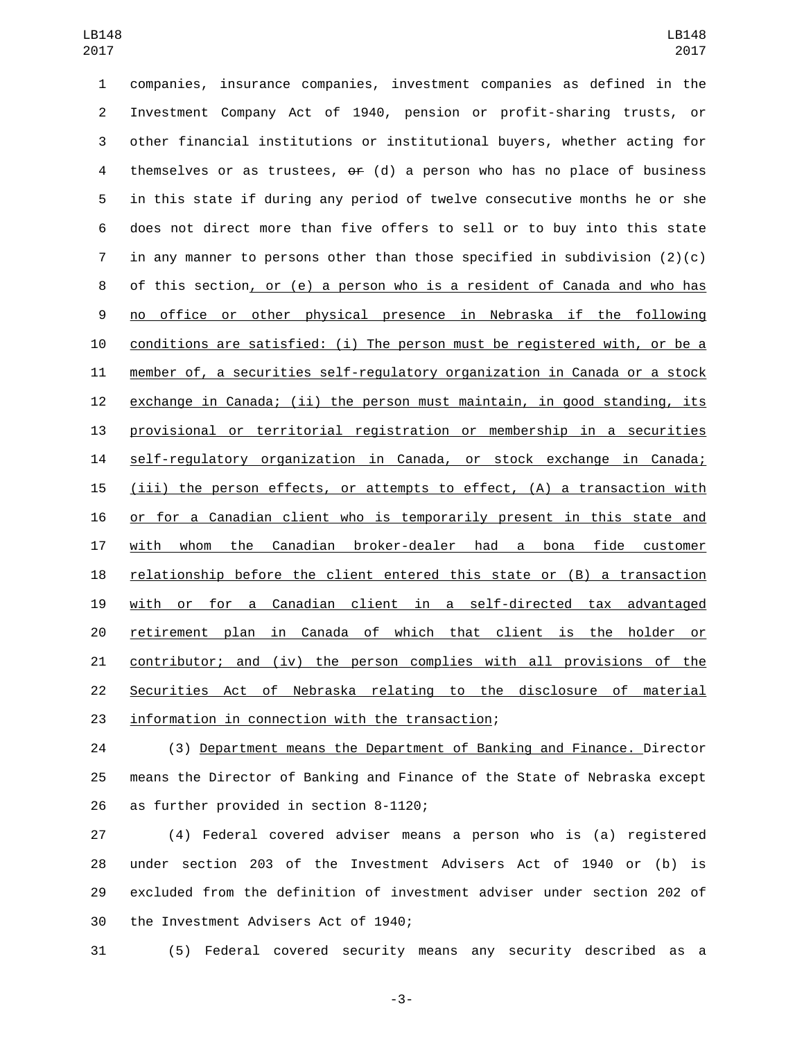companies, insurance companies, investment companies as defined in the Investment Company Act of 1940, pension or profit-sharing trusts, or other financial institutions or institutional buyers, whether acting for themselves or as trustees, ~~or~~ (d) a person who has no place of business in this state if during any period of twelve consecutive months he or she does not direct more than five offers to sell or to buy into this state in any manner to persons other than those specified in subdivision (2)(c) of this section, or (e) a person who is a resident of Canada and who has no office or other physical presence in Nebraska if the following conditions are satisfied: (i) The person must be registered with, or be a member of, a securities self-regulatory organization in Canada or a stock exchange in Canada; (ii) the person must maintain, in good standing, its provisional or territorial registration or membership in a securities self-regulatory organization in Canada, or stock exchange in Canada; (iii) the person effects, or attempts to effect, (A) a transaction with or for a Canadian client who is temporarily present in this state and with whom the Canadian broker-dealer had a bona fide customer relationship before the client entered this state or (B) a transaction with or for a Canadian client in a self-directed tax advantaged retirement plan in Canada of which that client is the holder or contributor; and (iv) the person complies with all provisions of the Securities Act of Nebraska relating to the disclosure of material information in connection with the transaction;

(3) Department means the Department of Banking and Finance. Director means the Director of Banking and Finance of the State of Nebraska except as further provided in section 8-1120;

(4) Federal covered adviser means a person who is (a) registered under section 203 of the Investment Advisers Act of 1940 or (b) is excluded from the definition of investment adviser under section 202 of the Investment Advisers Act of 1940;

(5) Federal covered security means any security described as a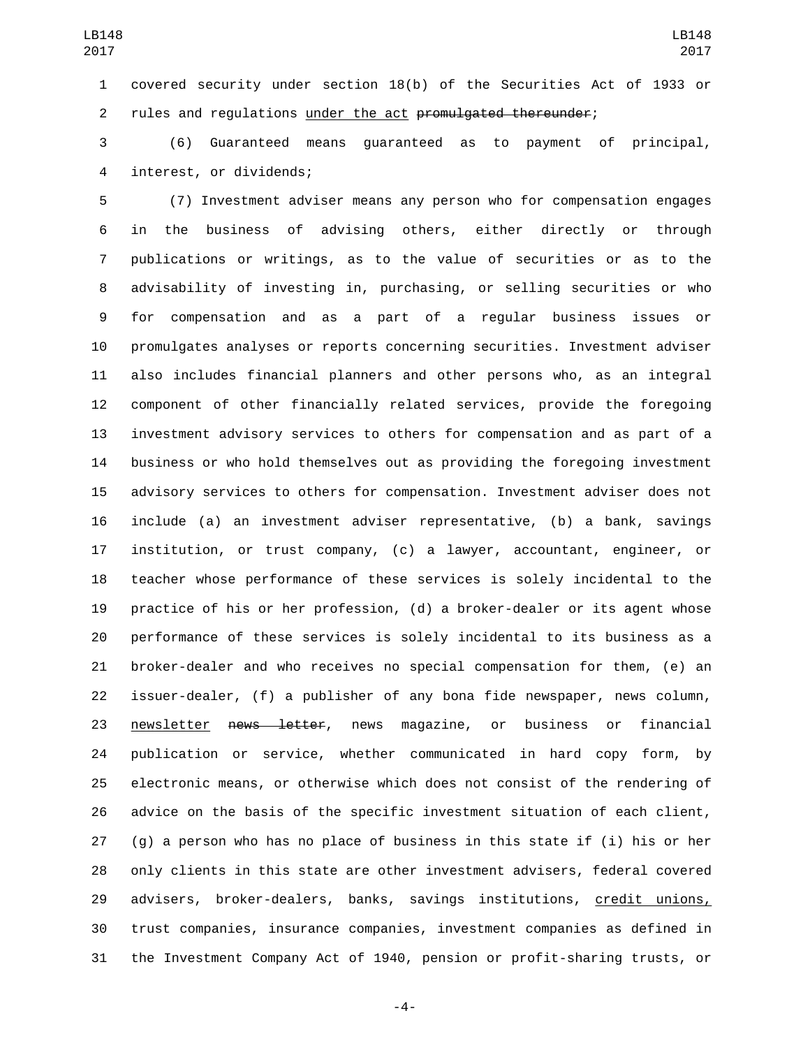covered security under section 18(b) of the Securities Act of 1933 or rules and regulations under the act ~~promulgated thereunder~~;

(6) Guaranteed means guaranteed as to payment of principal, interest, or dividends;

(7) Investment adviser means any person who for compensation engages in the business of advising others, either directly or through publications or writings, as to the value of securities or as to the advisability of investing in, purchasing, or selling securities or who for compensation and as a part of a regular business issues or promulgates analyses or reports concerning securities. Investment adviser also includes financial planners and other persons who, as an integral component of other financially related services, provide the foregoing investment advisory services to others for compensation and as part of a business or who hold themselves out as providing the foregoing investment advisory services to others for compensation. Investment adviser does not include (a) an investment adviser representative, (b) a bank, savings institution, or trust company, (c) a lawyer, accountant, engineer, or teacher whose performance of these services is solely incidental to the practice of his or her profession, (d) a broker-dealer or its agent whose performance of these services is solely incidental to its business as a broker-dealer and who receives no special compensation for them, (e) an issuer-dealer, (f) a publisher of any bona fide newspaper, news column, newsletter ~~news letter~~, news magazine, or business or financial publication or service, whether communicated in hard copy form, by electronic means, or otherwise which does not consist of the rendering of advice on the basis of the specific investment situation of each client, (g) a person who has no place of business in this state if (i) his or her only clients in this state are other investment advisers, federal covered advisers, broker-dealers, banks, savings institutions, credit unions, trust companies, insurance companies, investment companies as defined in the Investment Company Act of 1940, pension or profit-sharing trusts, or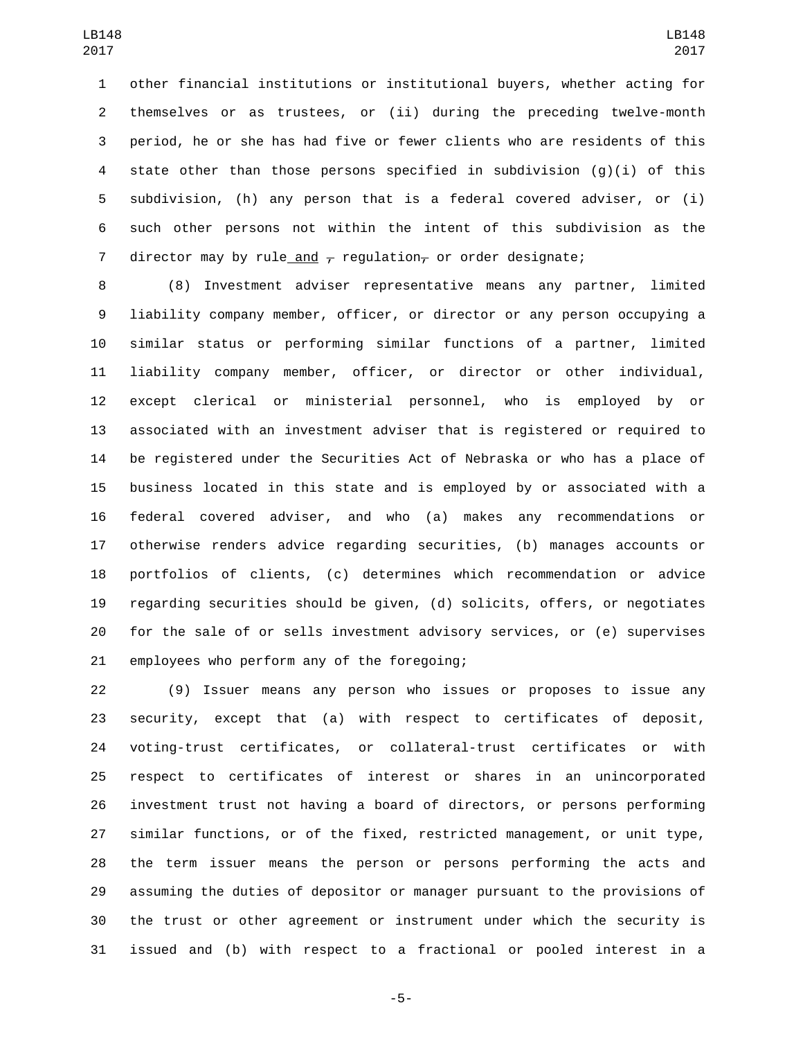other financial institutions or institutional buyers, whether acting for themselves or as trustees, or (ii) during the preceding twelve-month period, he or she has had five or fewer clients who are residents of this state other than those persons specified in subdivision (g)(i) of this subdivision, (h) any person that is a federal covered adviser, or (i) such other persons not within the intent of this subdivision as the director may by rule and ~~,~~ regulation~~,~~ or order designate;

(8) Investment adviser representative means any partner, limited liability company member, officer, or director or any person occupying a similar status or performing similar functions of a partner, limited liability company member, officer, or director or other individual, except clerical or ministerial personnel, who is employed by or associated with an investment adviser that is registered or required to be registered under the Securities Act of Nebraska or who has a place of business located in this state and is employed by or associated with a federal covered adviser, and who (a) makes any recommendations or otherwise renders advice regarding securities, (b) manages accounts or portfolios of clients, (c) determines which recommendation or advice regarding securities should be given, (d) solicits, offers, or negotiates for the sale of or sells investment advisory services, or (e) supervises employees who perform any of the foregoing;

(9) Issuer means any person who issues or proposes to issue any security, except that (a) with respect to certificates of deposit, voting-trust certificates, or collateral-trust certificates or with respect to certificates of interest or shares in an unincorporated investment trust not having a board of directors, or persons performing similar functions, or of the fixed, restricted management, or unit type, the term issuer means the person or persons performing the acts and assuming the duties of depositor or manager pursuant to the provisions of the trust or other agreement or instrument under which the security is issued and (b) with respect to a fractional or pooled interest in a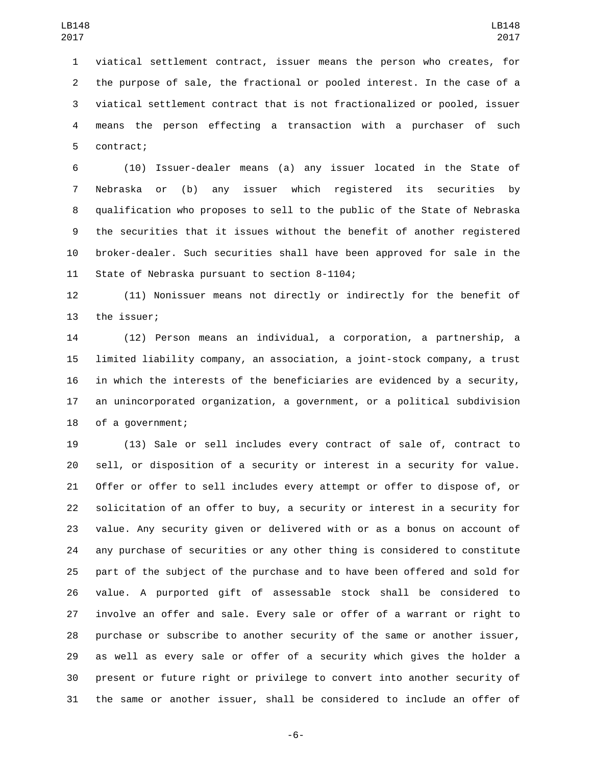viatical settlement contract, issuer means the person who creates, for the purpose of sale, the fractional or pooled interest. In the case of a viatical settlement contract that is not fractionalized or pooled, issuer means the person effecting a transaction with a purchaser of such contract;

(10) Issuer-dealer means (a) any issuer located in the State of Nebraska or (b) any issuer which registered its securities by qualification who proposes to sell to the public of the State of Nebraska the securities that it issues without the benefit of another registered broker-dealer. Such securities shall have been approved for sale in the State of Nebraska pursuant to section 8-1104;

(11) Nonissuer means not directly or indirectly for the benefit of the issuer;

(12) Person means an individual, a corporation, a partnership, a limited liability company, an association, a joint-stock company, a trust in which the interests of the beneficiaries are evidenced by a security, an unincorporated organization, a government, or a political subdivision of a government;

(13) Sale or sell includes every contract of sale of, contract to sell, or disposition of a security or interest in a security for value. Offer or offer to sell includes every attempt or offer to dispose of, or solicitation of an offer to buy, a security or interest in a security for value. Any security given or delivered with or as a bonus on account of any purchase of securities or any other thing is considered to constitute part of the subject of the purchase and to have been offered and sold for value. A purported gift of assessable stock shall be considered to involve an offer and sale. Every sale or offer of a warrant or right to purchase or subscribe to another security of the same or another issuer, as well as every sale or offer of a security which gives the holder a present or future right or privilege to convert into another security of the same or another issuer, shall be considered to include an offer of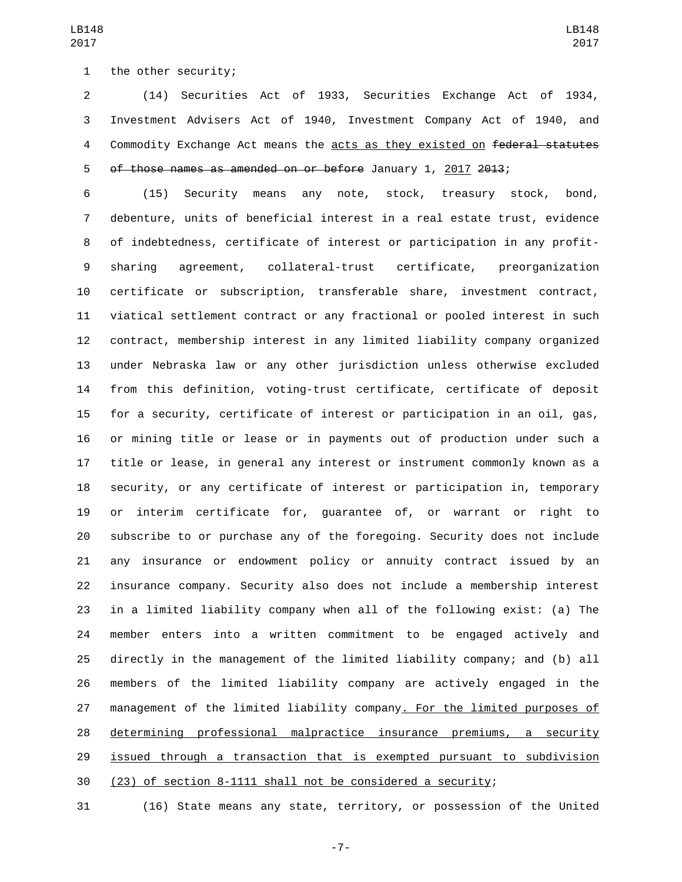the other security;

(14) Securities Act of 1933, Securities Exchange Act of 1934, Investment Advisers Act of 1940, Investment Company Act of 1940, and Commodity Exchange Act means the <u>acts as they existed on</u> ~~federal statutes of those names as amended on or before~~ January 1, <u>2017</u> ~~2013~~;

(15) Security means any note, stock, treasury stock, bond, debenture, units of beneficial interest in a real estate trust, evidence of indebtedness, certificate of interest or participation in any profit-sharing agreement, collateral-trust certificate, preorganization certificate or subscription, transferable share, investment contract, viatical settlement contract or any fractional or pooled interest in such contract, membership interest in any limited liability company organized under Nebraska law or any other jurisdiction unless otherwise excluded from this definition, voting-trust certificate, certificate of deposit for a security, certificate of interest or participation in an oil, gas, or mining title or lease or in payments out of production under such a title or lease, in general any interest or instrument commonly known as a security, or any certificate of interest or participation in, temporary or interim certificate for, guarantee of, or warrant or right to subscribe to or purchase any of the foregoing. Security does not include any insurance or endowment policy or annuity contract issued by an insurance company. Security also does not include a membership interest in a limited liability company when all of the following exist: (a) The member enters into a written commitment to be engaged actively and directly in the management of the limited liability company; and (b) all members of the limited liability company are actively engaged in the management of the limited liability company<u>. For the limited purposes of determining professional malpractice insurance premiums, a security issued through a transaction that is exempted pursuant to subdivision (23) of section 8-1111 shall not be considered a security</u>;

(16) State means any state, territory, or possession of the United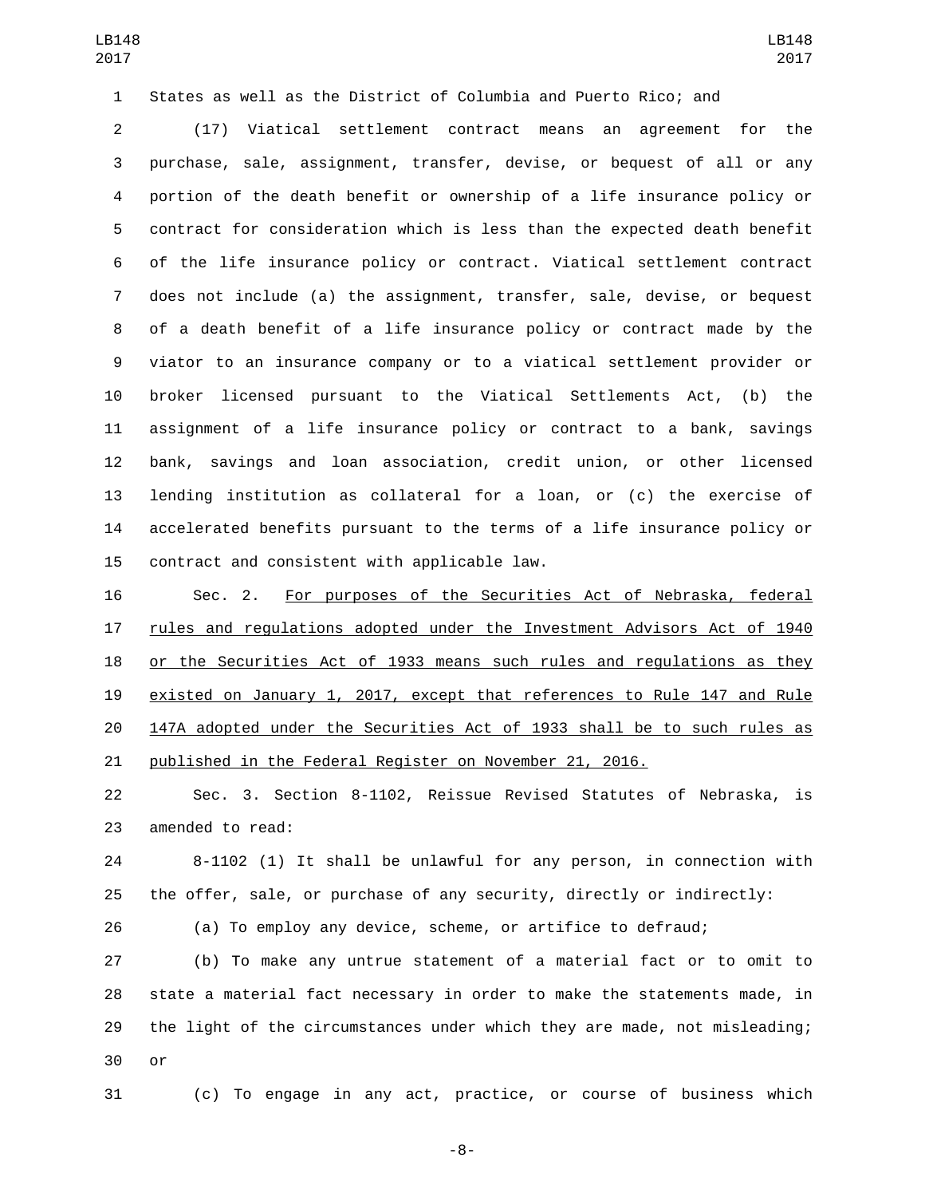States as well as the District of Columbia and Puerto Rico; and

(17) Viatical settlement contract means an agreement for the purchase, sale, assignment, transfer, devise, or bequest of all or any portion of the death benefit or ownership of a life insurance policy or contract for consideration which is less than the expected death benefit of the life insurance policy or contract. Viatical settlement contract does not include (a) the assignment, transfer, sale, devise, or bequest of a death benefit of a life insurance policy or contract made by the viator to an insurance company or to a viatical settlement provider or broker licensed pursuant to the Viatical Settlements Act, (b) the assignment of a life insurance policy or contract to a bank, savings bank, savings and loan association, credit union, or other licensed lending institution as collateral for a loan, or (c) the exercise of accelerated benefits pursuant to the terms of a life insurance policy or contract and consistent with applicable law.

Sec. 2. For purposes of the Securities Act of Nebraska, federal rules and regulations adopted under the Investment Advisors Act of 1940 or the Securities Act of 1933 means such rules and regulations as they existed on January 1, 2017, except that references to Rule 147 and Rule 147A adopted under the Securities Act of 1933 shall be to such rules as published in the Federal Register on November 21, 2016.

Sec. 3. Section 8-1102, Reissue Revised Statutes of Nebraska, is amended to read:

8-1102 (1) It shall be unlawful for any person, in connection with the offer, sale, or purchase of any security, directly or indirectly:

(a) To employ any device, scheme, or artifice to defraud;

(b) To make any untrue statement of a material fact or to omit to state a material fact necessary in order to make the statements made, in the light of the circumstances under which they are made, not misleading; or

(c) To engage in any act, practice, or course of business which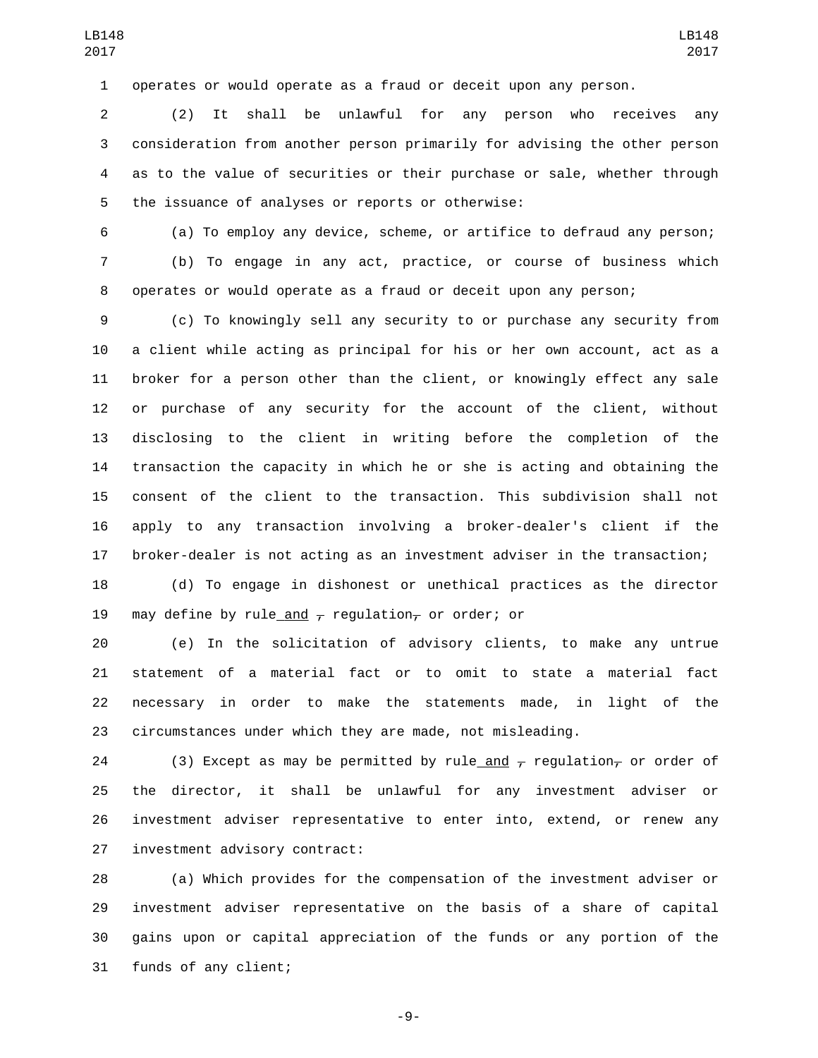operates or would operate as a fraud or deceit upon any person.

(2) It shall be unlawful for any person who receives any consideration from another person primarily for advising the other person as to the value of securities or their purchase or sale, whether through the issuance of analyses or reports or otherwise:

(a) To employ any device, scheme, or artifice to defraud any person;

(b) To engage in any act, practice, or course of business which operates or would operate as a fraud or deceit upon any person;

(c) To knowingly sell any security to or purchase any security from a client while acting as principal for his or her own account, act as a broker for a person other than the client, or knowingly effect any sale or purchase of any security for the account of the client, without disclosing to the client in writing before the completion of the transaction the capacity in which he or she is acting and obtaining the consent of the client to the transaction. This subdivision shall not apply to any transaction involving a broker-dealer's client if the broker-dealer is not acting as an investment adviser in the transaction;

(d) To engage in dishonest or unethical practices as the director may define by rule and ~~,~~ regulation~~,~~ or order; or

(e) In the solicitation of advisory clients, to make any untrue statement of a material fact or to omit to state a material fact necessary in order to make the statements made, in light of the circumstances under which they are made, not misleading.

(3) Except as may be permitted by rule and ~~,~~ regulation~~,~~ or order of the director, it shall be unlawful for any investment adviser or investment adviser representative to enter into, extend, or renew any investment advisory contract:

(a) Which provides for the compensation of the investment adviser or investment adviser representative on the basis of a share of capital gains upon or capital appreciation of the funds or any portion of the funds of any client;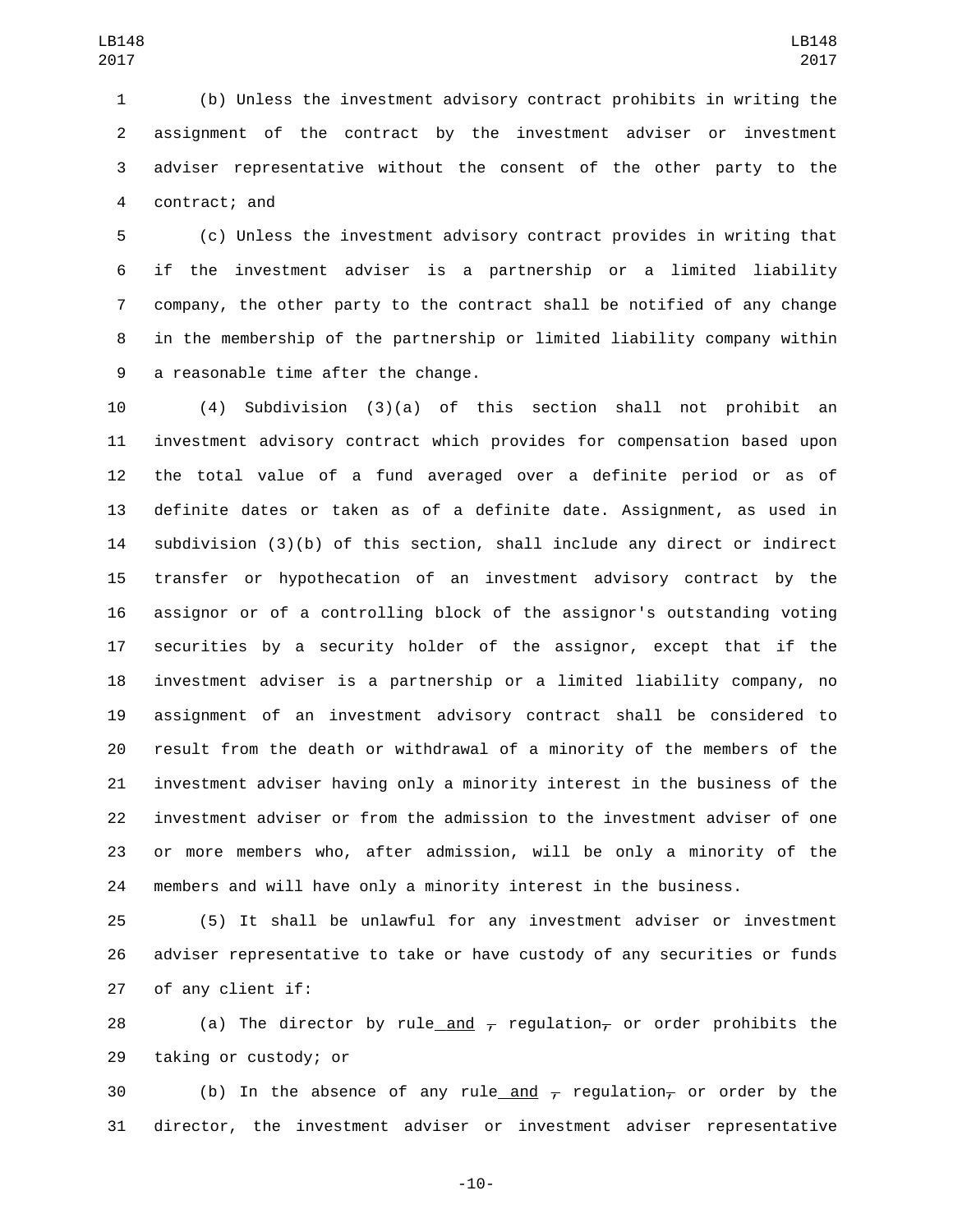(b) Unless the investment advisory contract prohibits in writing the assignment of the contract by the investment adviser or investment adviser representative without the consent of the other party to the contract; and

(c) Unless the investment advisory contract provides in writing that if the investment adviser is a partnership or a limited liability company, the other party to the contract shall be notified of any change in the membership of the partnership or limited liability company within a reasonable time after the change.

(4) Subdivision (3)(a) of this section shall not prohibit an investment advisory contract which provides for compensation based upon the total value of a fund averaged over a definite period or as of definite dates or taken as of a definite date. Assignment, as used in subdivision (3)(b) of this section, shall include any direct or indirect transfer or hypothecation of an investment advisory contract by the assignor or of a controlling block of the assignor's outstanding voting securities by a security holder of the assignor, except that if the investment adviser is a partnership or a limited liability company, no assignment of an investment advisory contract shall be considered to result from the death or withdrawal of a minority of the members of the investment adviser having only a minority interest in the business of the investment adviser or from the admission to the investment adviser of one or more members who, after admission, will be only a minority of the members and will have only a minority interest in the business.

(5) It shall be unlawful for any investment adviser or investment adviser representative to take or have custody of any securities or funds of any client if:

(a) The director by rule and ~~,~~ regulation~~,~~ or order prohibits the taking or custody; or

(b) In the absence of any rule and ~~,~~ regulation~~,~~ or order by the director, the investment adviser or investment adviser representative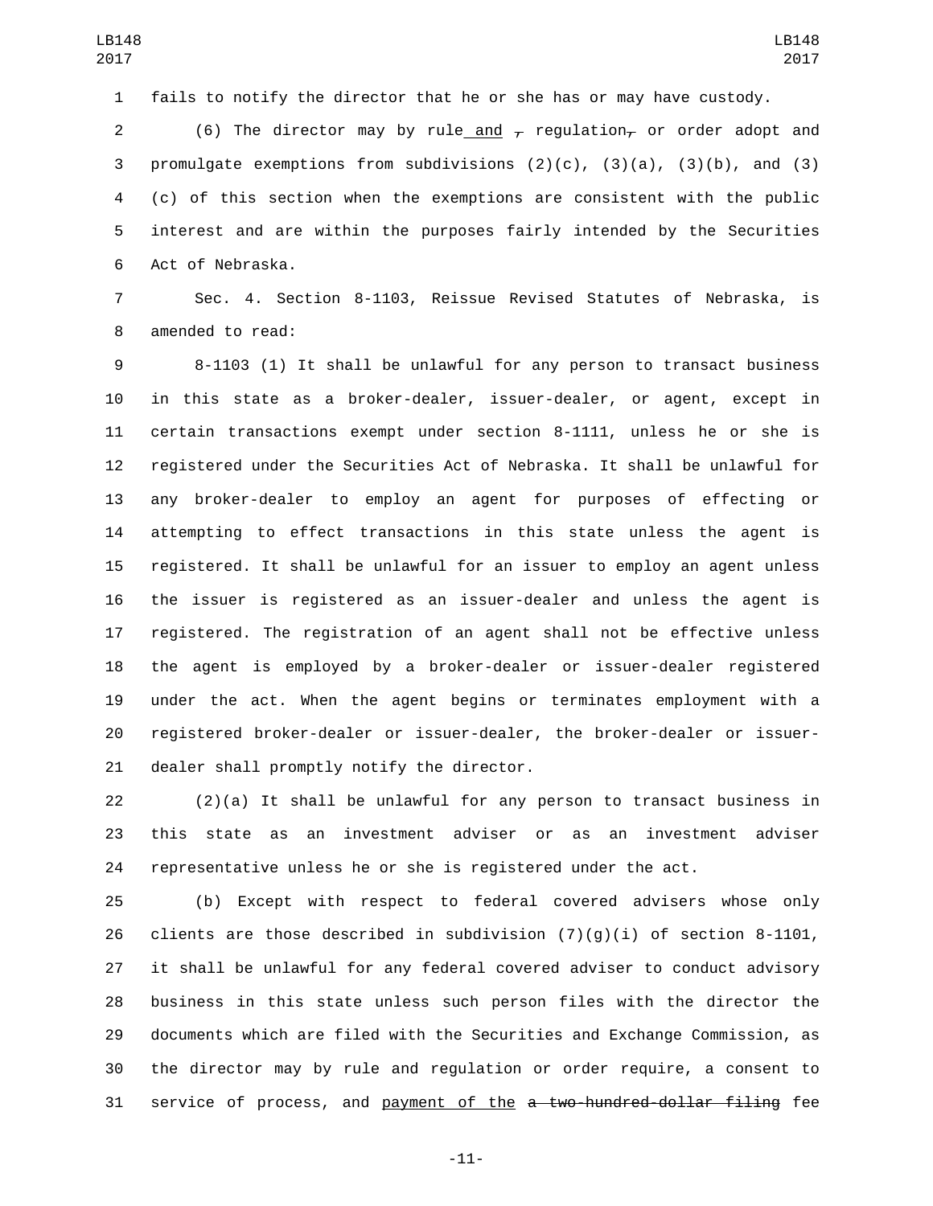fails to notify the director that he or she has or may have custody.

(6) The director may by rule and ~~,~~ regulation~~,~~ or order adopt and promulgate exemptions from subdivisions (2)(c), (3)(a), (3)(b), and (3)(c) of this section when the exemptions are consistent with the public interest and are within the purposes fairly intended by the Securities Act of Nebraska.

Sec. 4. Section 8-1103, Reissue Revised Statutes of Nebraska, is amended to read:

8-1103 (1) It shall be unlawful for any person to transact business in this state as a broker-dealer, issuer-dealer, or agent, except in certain transactions exempt under section 8-1111, unless he or she is registered under the Securities Act of Nebraska. It shall be unlawful for any broker-dealer to employ an agent for purposes of effecting or attempting to effect transactions in this state unless the agent is registered. It shall be unlawful for an issuer to employ an agent unless the issuer is registered as an issuer-dealer and unless the agent is registered. The registration of an agent shall not be effective unless the agent is employed by a broker-dealer or issuer-dealer registered under the act. When the agent begins or terminates employment with a registered broker-dealer or issuer-dealer, the broker-dealer or issuer-dealer shall promptly notify the director.

(2)(a) It shall be unlawful for any person to transact business in this state as an investment adviser or as an investment adviser representative unless he or she is registered under the act.

(b) Except with respect to federal covered advisers whose only clients are those described in subdivision (7)(g)(i) of section 8-1101, it shall be unlawful for any federal covered adviser to conduct advisory business in this state unless such person files with the director the documents which are filed with the Securities and Exchange Commission, as the director may by rule and regulation or order require, a consent to service of process, and payment of the ~~a two-hundred-dollar filing~~ fee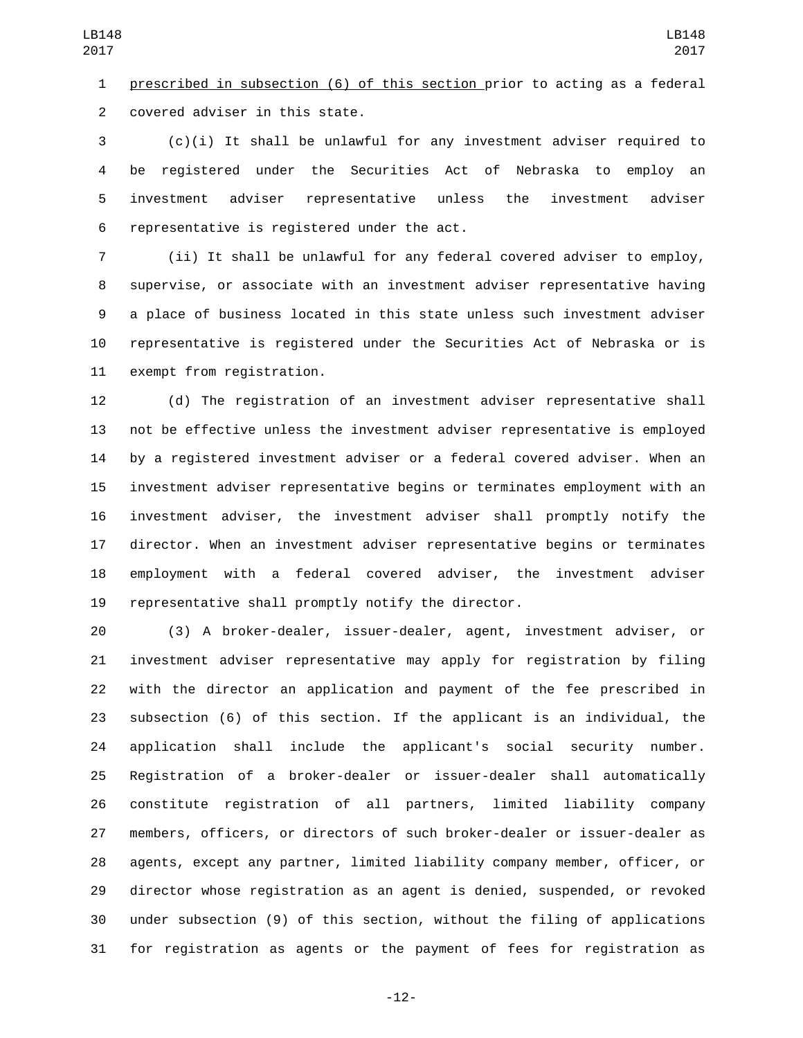prescribed in subsection (6) of this section prior to acting as a federal covered adviser in this state.

(c)(i) It shall be unlawful for any investment adviser required to be registered under the Securities Act of Nebraska to employ an investment adviser representative unless the investment adviser representative is registered under the act.

(ii) It shall be unlawful for any federal covered adviser to employ, supervise, or associate with an investment adviser representative having a place of business located in this state unless such investment adviser representative is registered under the Securities Act of Nebraska or is exempt from registration.

(d) The registration of an investment adviser representative shall not be effective unless the investment adviser representative is employed by a registered investment adviser or a federal covered adviser. When an investment adviser representative begins or terminates employment with an investment adviser, the investment adviser shall promptly notify the director. When an investment adviser representative begins or terminates employment with a federal covered adviser, the investment adviser representative shall promptly notify the director.

(3) A broker-dealer, issuer-dealer, agent, investment adviser, or investment adviser representative may apply for registration by filing with the director an application and payment of the fee prescribed in subsection (6) of this section. If the applicant is an individual, the application shall include the applicant's social security number. Registration of a broker-dealer or issuer-dealer shall automatically constitute registration of all partners, limited liability company members, officers, or directors of such broker-dealer or issuer-dealer as agents, except any partner, limited liability company member, officer, or director whose registration as an agent is denied, suspended, or revoked under subsection (9) of this section, without the filing of applications for registration as agents or the payment of fees for registration as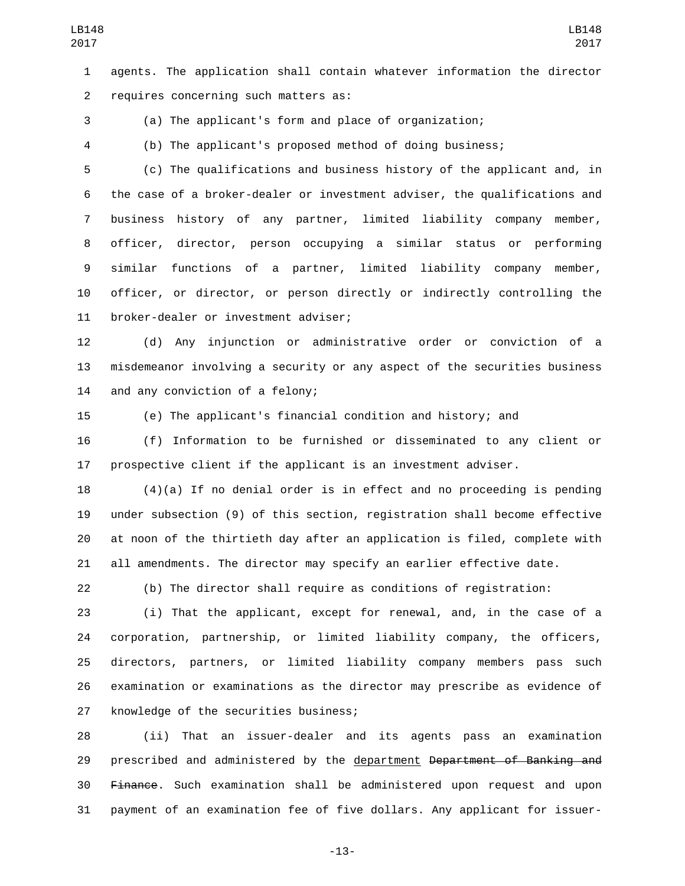agents. The application shall contain whatever information the director requires concerning such matters as:

(a) The applicant's form and place of organization;

(b) The applicant's proposed method of doing business;

(c) The qualifications and business history of the applicant and, in the case of a broker-dealer or investment adviser, the qualifications and business history of any partner, limited liability company member, officer, director, person occupying a similar status or performing similar functions of a partner, limited liability company member, officer, or director, or person directly or indirectly controlling the broker-dealer or investment adviser;

(d) Any injunction or administrative order or conviction of a misdemeanor involving a security or any aspect of the securities business and any conviction of a felony;

(e) The applicant's financial condition and history; and

(f) Information to be furnished or disseminated to any client or prospective client if the applicant is an investment adviser.

(4)(a) If no denial order is in effect and no proceeding is pending under subsection (9) of this section, registration shall become effective at noon of the thirtieth day after an application is filed, complete with all amendments. The director may specify an earlier effective date.

(b) The director shall require as conditions of registration:

(i) That the applicant, except for renewal, and, in the case of a corporation, partnership, or limited liability company, the officers, directors, partners, or limited liability company members pass such examination or examinations as the director may prescribe as evidence of knowledge of the securities business;

(ii) That an issuer-dealer and its agents pass an examination prescribed and administered by the department ~~Department of Banking and Finance~~. Such examination shall be administered upon request and upon payment of an examination fee of five dollars. Any applicant for issuer-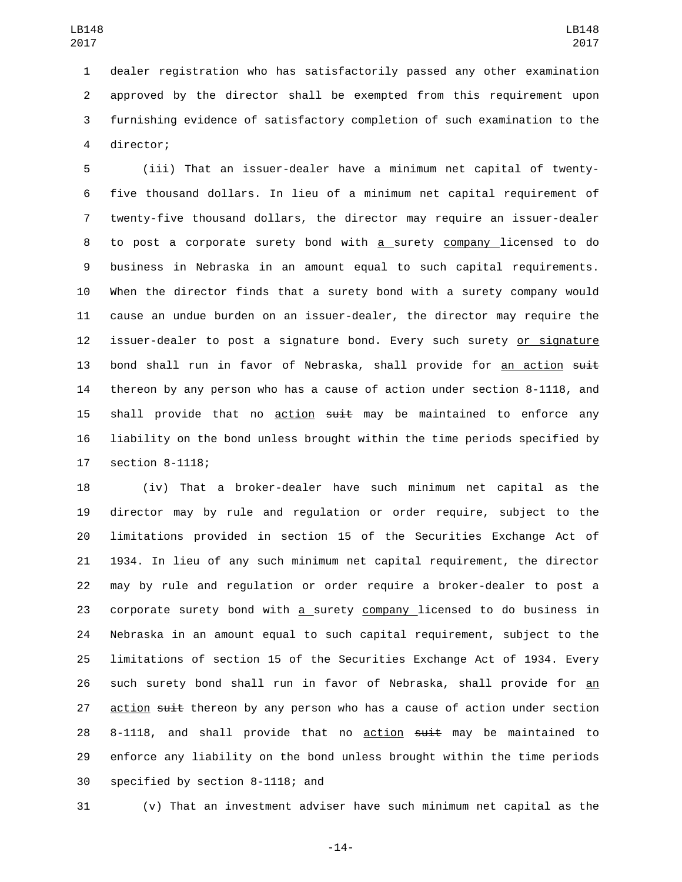dealer registration who has satisfactorily passed any other examination approved by the director shall be exempted from this requirement upon furnishing evidence of satisfactory completion of such examination to the director;

(iii) That an issuer-dealer have a minimum net capital of twenty-five thousand dollars. In lieu of a minimum net capital requirement of twenty-five thousand dollars, the director may require an issuer-dealer to post a corporate surety bond with a surety company licensed to do business in Nebraska in an amount equal to such capital requirements. When the director finds that a surety bond with a surety company would cause an undue burden on an issuer-dealer, the director may require the issuer-dealer to post a signature bond. Every such surety or signature bond shall run in favor of Nebraska, shall provide for an action ~~suit~~ thereon by any person who has a cause of action under section 8-1118, and shall provide that no action ~~suit~~ may be maintained to enforce any liability on the bond unless brought within the time periods specified by section 8-1118;

(iv) That a broker-dealer have such minimum net capital as the director may by rule and regulation or order require, subject to the limitations provided in section 15 of the Securities Exchange Act of 1934. In lieu of any such minimum net capital requirement, the director may by rule and regulation or order require a broker-dealer to post a corporate surety bond with a surety company licensed to do business in Nebraska in an amount equal to such capital requirement, subject to the limitations of section 15 of the Securities Exchange Act of 1934. Every such surety bond shall run in favor of Nebraska, shall provide for an action ~~suit~~ thereon by any person who has a cause of action under section 8-1118, and shall provide that no action ~~suit~~ may be maintained to enforce any liability on the bond unless brought within the time periods specified by section 8-1118; and

(v) That an investment adviser have such minimum net capital as the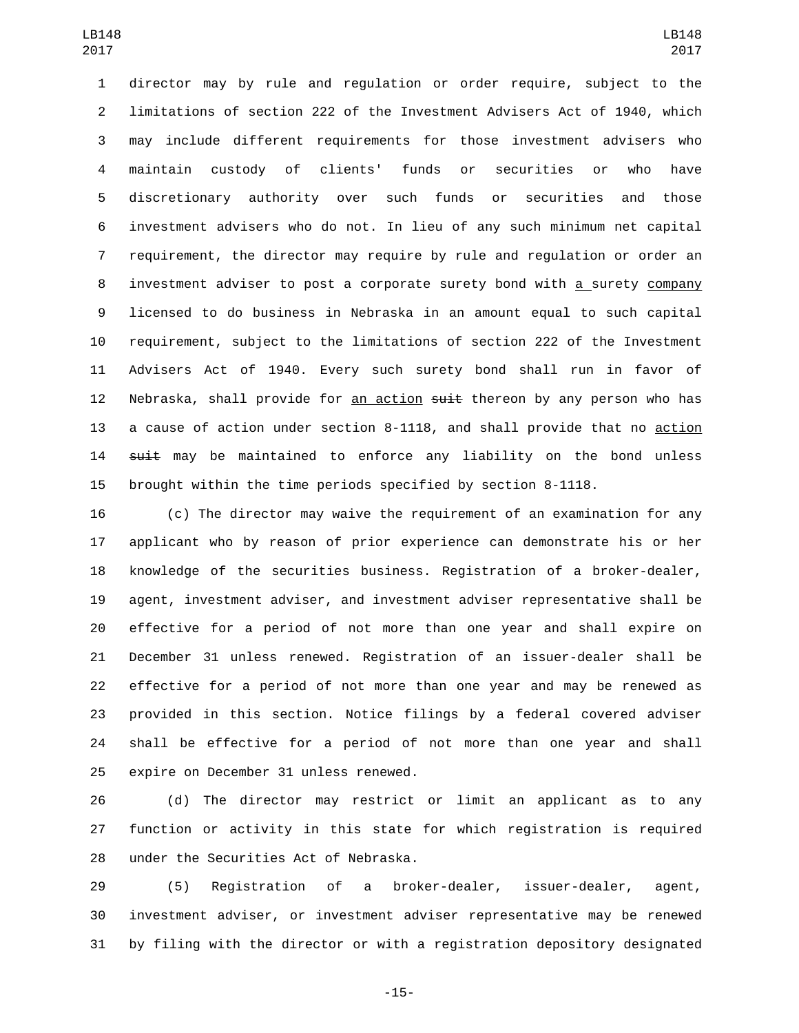director may by rule and regulation or order require, subject to the limitations of section 222 of the Investment Advisers Act of 1940, which may include different requirements for those investment advisers who maintain custody of clients' funds or securities or who have discretionary authority over such funds or securities and those investment advisers who do not. In lieu of any such minimum net capital requirement, the director may require by rule and regulation or order an investment adviser to post a corporate surety bond with a surety company licensed to do business in Nebraska in an amount equal to such capital requirement, subject to the limitations of section 222 of the Investment Advisers Act of 1940. Every such surety bond shall run in favor of Nebraska, shall provide for an action ~~suit~~ thereon by any person who has a cause of action under section 8-1118, and shall provide that no action ~~suit~~ may be maintained to enforce any liability on the bond unless brought within the time periods specified by section 8-1118.

(c) The director may waive the requirement of an examination for any applicant who by reason of prior experience can demonstrate his or her knowledge of the securities business. Registration of a broker-dealer, agent, investment adviser, and investment adviser representative shall be effective for a period of not more than one year and shall expire on December 31 unless renewed. Registration of an issuer-dealer shall be effective for a period of not more than one year and may be renewed as provided in this section. Notice filings by a federal covered adviser shall be effective for a period of not more than one year and shall expire on December 31 unless renewed.

(d) The director may restrict or limit an applicant as to any function or activity in this state for which registration is required under the Securities Act of Nebraska.

(5) Registration of a broker-dealer, issuer-dealer, agent, investment adviser, or investment adviser representative may be renewed by filing with the director or with a registration depository designated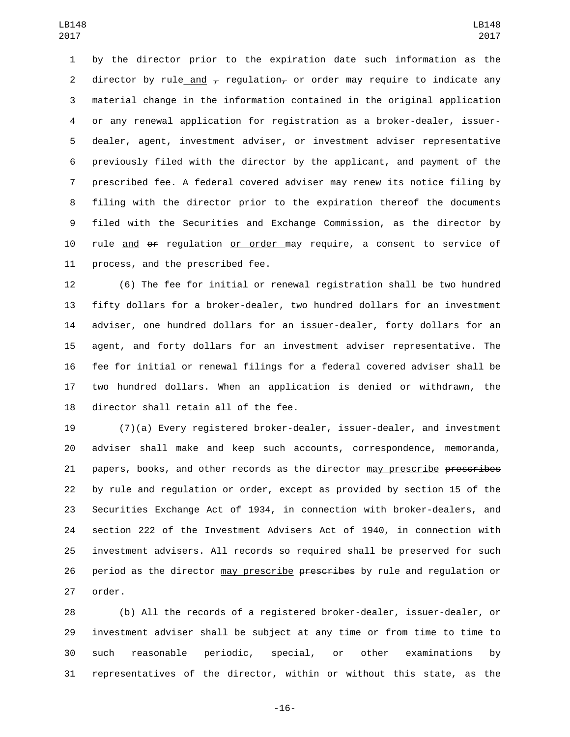by the director prior to the expiration date such information as the director by rule and , regulation, or order may require to indicate any material change in the information contained in the original application or any renewal application for registration as a broker-dealer, issuer-dealer, agent, investment adviser, or investment adviser representative previously filed with the director by the applicant, and payment of the prescribed fee. A federal covered adviser may renew its notice filing by filing with the director prior to the expiration thereof the documents filed with the Securities and Exchange Commission, as the director by rule and ~~or~~ regulation or order may require, a consent to service of process, and the prescribed fee.

(6) The fee for initial or renewal registration shall be two hundred fifty dollars for a broker-dealer, two hundred dollars for an investment adviser, one hundred dollars for an issuer-dealer, forty dollars for an agent, and forty dollars for an investment adviser representative. The fee for initial or renewal filings for a federal covered adviser shall be two hundred dollars. When an application is denied or withdrawn, the director shall retain all of the fee.

(7)(a) Every registered broker-dealer, issuer-dealer, and investment adviser shall make and keep such accounts, correspondence, memoranda, papers, books, and other records as the director may prescribe ~~prescribes~~ by rule and regulation or order, except as provided by section 15 of the Securities Exchange Act of 1934, in connection with broker-dealers, and section 222 of the Investment Advisers Act of 1940, in connection with investment advisers. All records so required shall be preserved for such period as the director may prescribe ~~prescribes~~ by rule and regulation or order.

(b) All the records of a registered broker-dealer, issuer-dealer, or investment adviser shall be subject at any time or from time to time to such reasonable periodic, special, or other examinations by representatives of the director, within or without this state, as the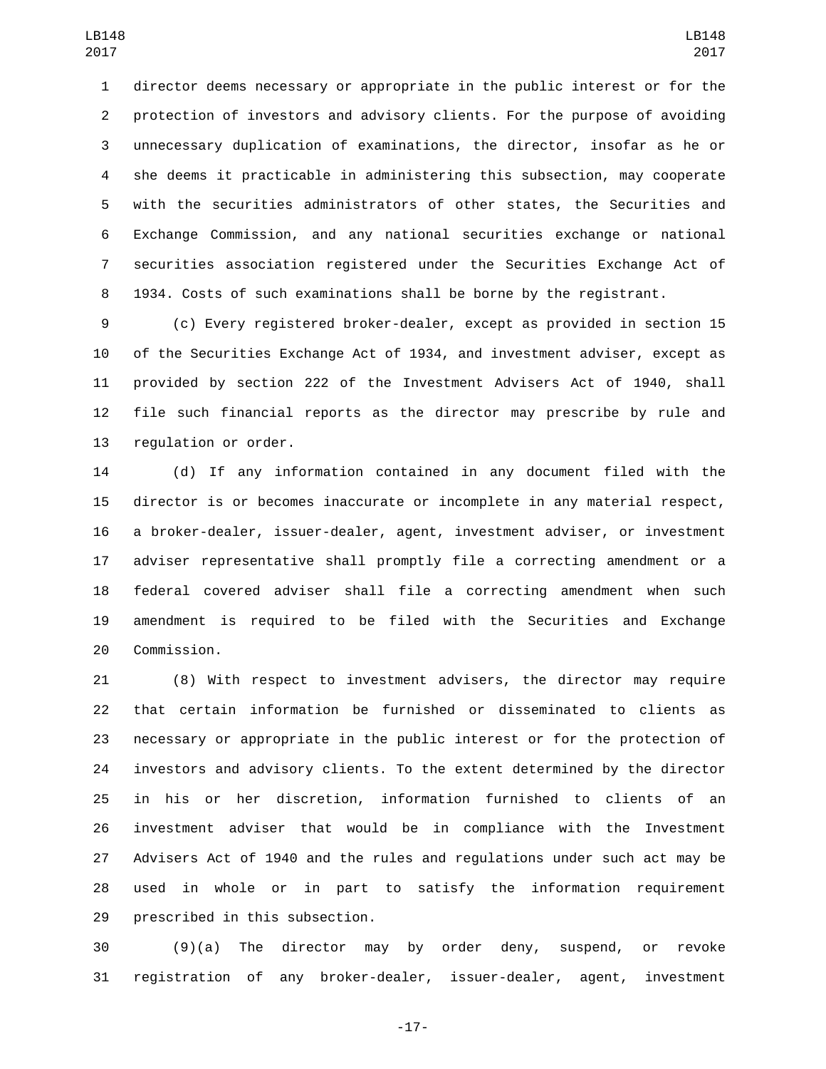director deems necessary or appropriate in the public interest or for the protection of investors and advisory clients. For the purpose of avoiding unnecessary duplication of examinations, the director, insofar as he or she deems it practicable in administering this subsection, may cooperate with the securities administrators of other states, the Securities and Exchange Commission, and any national securities exchange or national securities association registered under the Securities Exchange Act of 1934. Costs of such examinations shall be borne by the registrant.

(c) Every registered broker-dealer, except as provided in section 15 of the Securities Exchange Act of 1934, and investment adviser, except as provided by section 222 of the Investment Advisers Act of 1940, shall file such financial reports as the director may prescribe by rule and regulation or order.

(d) If any information contained in any document filed with the director is or becomes inaccurate or incomplete in any material respect, a broker-dealer, issuer-dealer, agent, investment adviser, or investment adviser representative shall promptly file a correcting amendment or a federal covered adviser shall file a correcting amendment when such amendment is required to be filed with the Securities and Exchange Commission.

(8) With respect to investment advisers, the director may require that certain information be furnished or disseminated to clients as necessary or appropriate in the public interest or for the protection of investors and advisory clients. To the extent determined by the director in his or her discretion, information furnished to clients of an investment adviser that would be in compliance with the Investment Advisers Act of 1940 and the rules and regulations under such act may be used in whole or in part to satisfy the information requirement prescribed in this subsection.

(9)(a) The director may by order deny, suspend, or revoke registration of any broker-dealer, issuer-dealer, agent, investment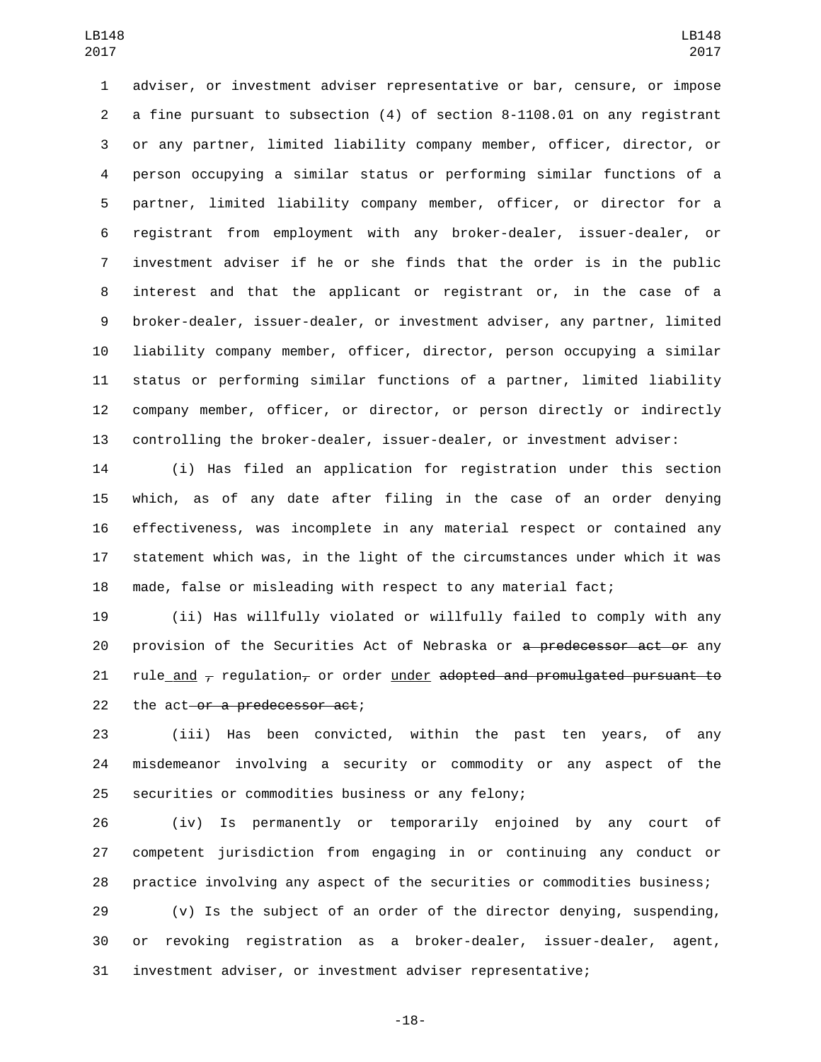adviser, or investment adviser representative or bar, censure, or impose a fine pursuant to subsection (4) of section 8-1108.01 on any registrant or any partner, limited liability company member, officer, director, or person occupying a similar status or performing similar functions of a partner, limited liability company member, officer, or director for a registrant from employment with any broker-dealer, issuer-dealer, or investment adviser if he or she finds that the order is in the public interest and that the applicant or registrant or, in the case of a broker-dealer, issuer-dealer, or investment adviser, any partner, limited liability company member, officer, director, person occupying a similar status or performing similar functions of a partner, limited liability company member, officer, or director, or person directly or indirectly controlling the broker-dealer, issuer-dealer, or investment adviser:

(i) Has filed an application for registration under this section which, as of any date after filing in the case of an order denying effectiveness, was incomplete in any material respect or contained any statement which was, in the light of the circumstances under which it was made, false or misleading with respect to any material fact;

(ii) Has willfully violated or willfully failed to comply with any provision of the Securities Act of Nebraska or ~~a predecessor act or~~ any rule and ~~,~~ regulation~~,~~ or order under ~~adopted and promulgated pursuant to~~ the act ~~or a predecessor act~~;

(iii) Has been convicted, within the past ten years, of any misdemeanor involving a security or commodity or any aspect of the securities or commodities business or any felony;

(iv) Is permanently or temporarily enjoined by any court of competent jurisdiction from engaging in or continuing any conduct or practice involving any aspect of the securities or commodities business;

(v) Is the subject of an order of the director denying, suspending, or revoking registration as a broker-dealer, issuer-dealer, agent, investment adviser, or investment adviser representative;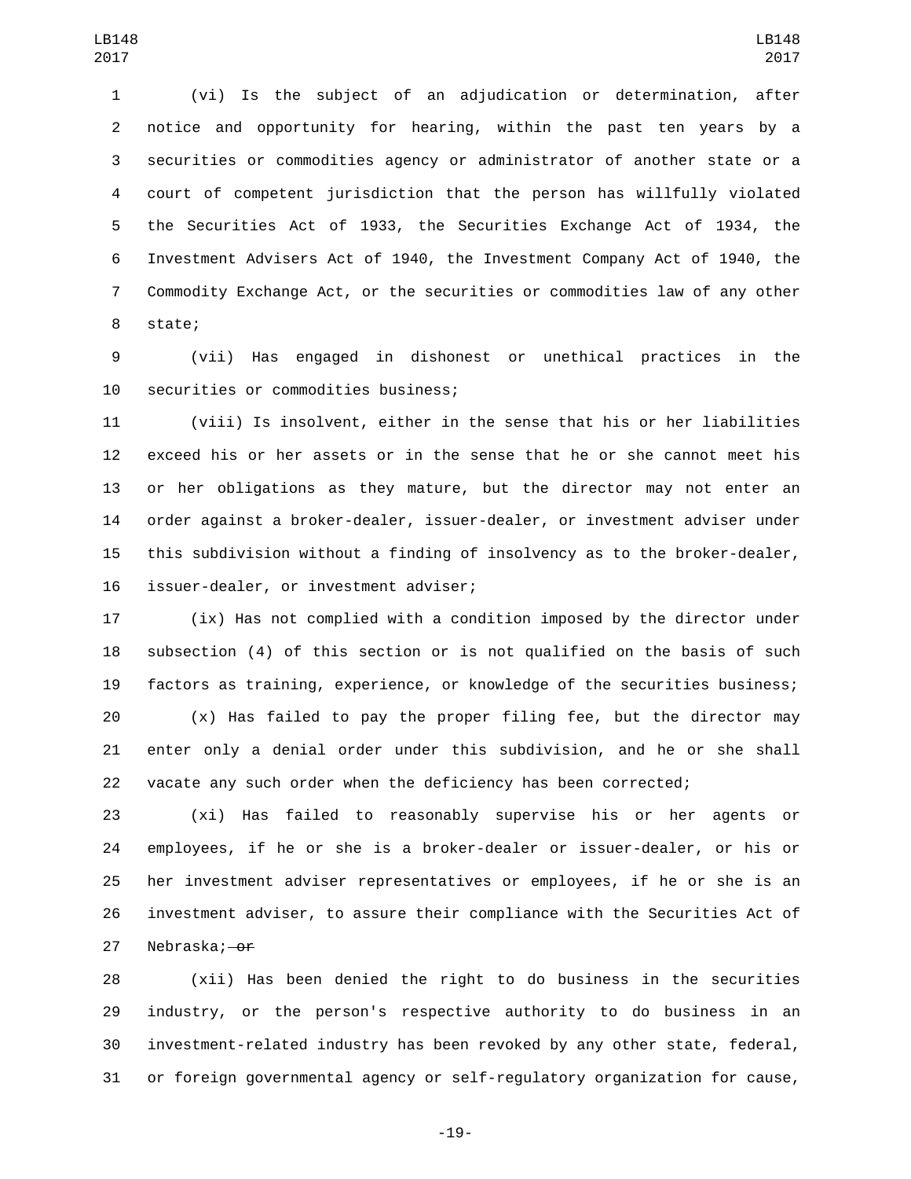(vi) Is the subject of an adjudication or determination, after notice and opportunity for hearing, within the past ten years by a securities or commodities agency or administrator of another state or a court of competent jurisdiction that the person has willfully violated the Securities Act of 1933, the Securities Exchange Act of 1934, the Investment Advisers Act of 1940, the Investment Company Act of 1940, the Commodity Exchange Act, or the securities or commodities law of any other state;

(vii) Has engaged in dishonest or unethical practices in the securities or commodities business;

(viii) Is insolvent, either in the sense that his or her liabilities exceed his or her assets or in the sense that he or she cannot meet his or her obligations as they mature, but the director may not enter an order against a broker-dealer, issuer-dealer, or investment adviser under this subdivision without a finding of insolvency as to the broker-dealer, issuer-dealer, or investment adviser;

(ix) Has not complied with a condition imposed by the director under subsection (4) of this section or is not qualified on the basis of such factors as training, experience, or knowledge of the securities business;

(x) Has failed to pay the proper filing fee, but the director may enter only a denial order under this subdivision, and he or she shall vacate any such order when the deficiency has been corrected;

(xi) Has failed to reasonably supervise his or her agents or employees, if he or she is a broker-dealer or issuer-dealer, or his or her investment adviser representatives or employees, if he or she is an investment adviser, to assure their compliance with the Securities Act of Nebraska; ~~or~~

(xii) Has been denied the right to do business in the securities industry, or the person's respective authority to do business in an investment-related industry has been revoked by any other state, federal, or foreign governmental agency or self-regulatory organization for cause,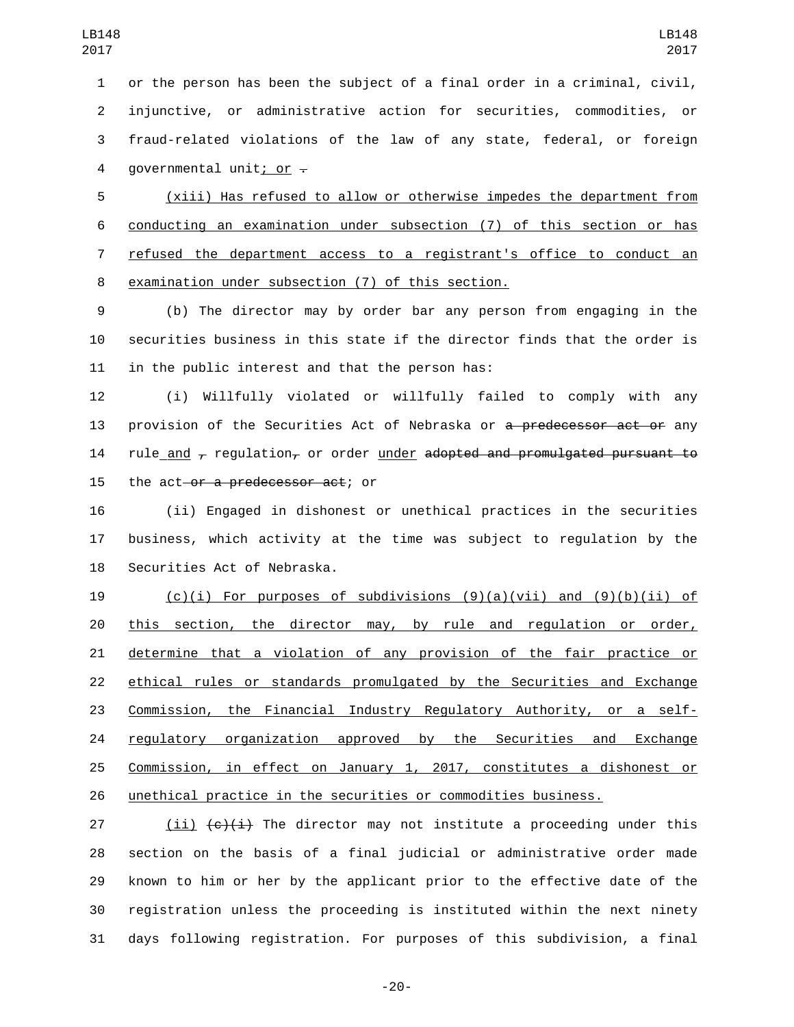or the person has been the subject of a final order in a criminal, civil, injunctive, or administrative action for securities, commodities, or fraud-related violations of the law of any state, federal, or foreign governmental unit; or ~~.~~

(xiii) Has refused to allow or otherwise impedes the department from conducting an examination under subsection (7) of this section or has refused the department access to a registrant's office to conduct an examination under subsection (7) of this section.

(b) The director may by order bar any person from engaging in the securities business in this state if the director finds that the order is in the public interest and that the person has:

(i) Willfully violated or willfully failed to comply with any provision of the Securities Act of Nebraska or ~~a predecessor act or~~ any rule and ~~,~~ regulation~~,~~ or order under ~~adopted and promulgated pursuant to~~ the act ~~or a predecessor act~~; or

(ii) Engaged in dishonest or unethical practices in the securities business, which activity at the time was subject to regulation by the Securities Act of Nebraska.

(c)(i) For purposes of subdivisions (9)(a)(vii) and (9)(b)(ii) of this section, the director may, by rule and regulation or order, determine that a violation of any provision of the fair practice or ethical rules or standards promulgated by the Securities and Exchange Commission, the Financial Industry Regulatory Authority, or a self-regulatory organization approved by the Securities and Exchange Commission, in effect on January 1, 2017, constitutes a dishonest or unethical practice in the securities or commodities business.

(ii) ~~(c)(i)~~ The director may not institute a proceeding under this section on the basis of a final judicial or administrative order made known to him or her by the applicant prior to the effective date of the registration unless the proceeding is instituted within the next ninety days following registration. For purposes of this subdivision, a final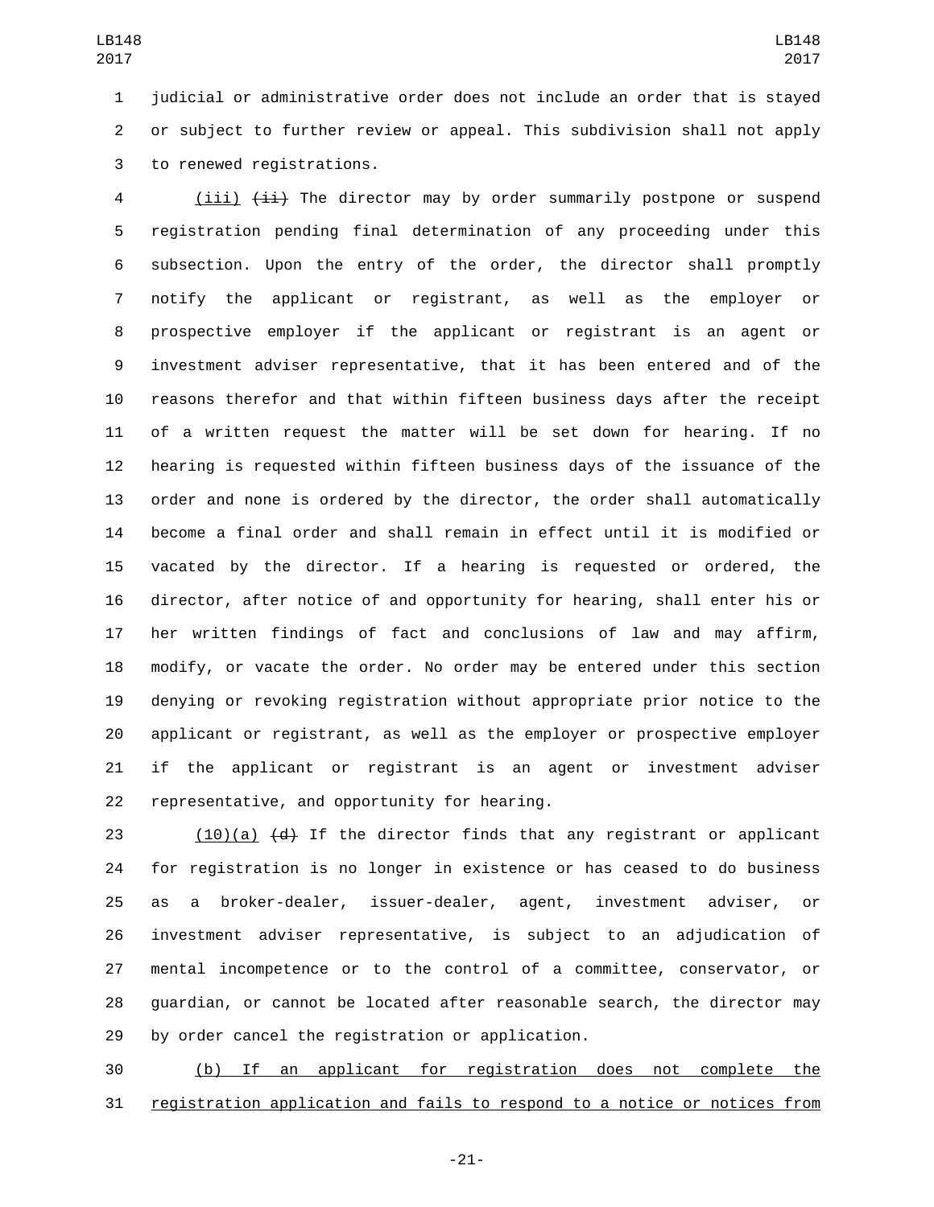judicial or administrative order does not include an order that is stayed or subject to further review or appeal. This subdivision shall not apply to renewed registrations.

(iii) ~~(ii)~~ The director may by order summarily postpone or suspend registration pending final determination of any proceeding under this subsection. Upon the entry of the order, the director shall promptly notify the applicant or registrant, as well as the employer or prospective employer if the applicant or registrant is an agent or investment adviser representative, that it has been entered and of the reasons therefor and that within fifteen business days after the receipt of a written request the matter will be set down for hearing. If no hearing is requested within fifteen business days of the issuance of the order and none is ordered by the director, the order shall automatically become a final order and shall remain in effect until it is modified or vacated by the director. If a hearing is requested or ordered, the director, after notice of and opportunity for hearing, shall enter his or her written findings of fact and conclusions of law and may affirm, modify, or vacate the order. No order may be entered under this section denying or revoking registration without appropriate prior notice to the applicant or registrant, as well as the employer or prospective employer if the applicant or registrant is an agent or investment adviser representative, and opportunity for hearing.

(10)(a) ~~(d)~~ If the director finds that any registrant or applicant for registration is no longer in existence or has ceased to do business as a broker-dealer, issuer-dealer, agent, investment adviser, or investment adviser representative, is subject to an adjudication of mental incompetence or to the control of a committee, conservator, or guardian, or cannot be located after reasonable search, the director may by order cancel the registration or application.

(b) If an applicant for registration does not complete the registration application and fails to respond to a notice or notices from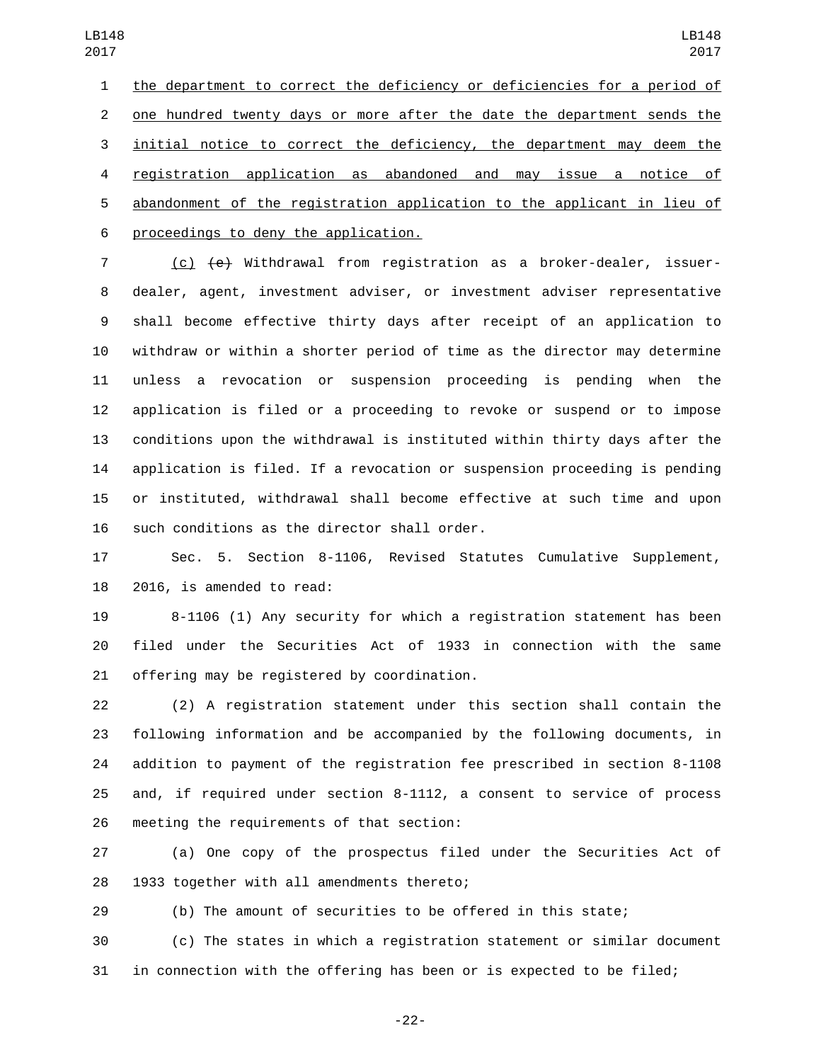the department to correct the deficiency or deficiencies for a period of one hundred twenty days or more after the date the department sends the initial notice to correct the deficiency, the department may deem the registration application as abandoned and may issue a notice of abandonment of the registration application to the applicant in lieu of proceedings to deny the application.

(c) ~~(e)~~ Withdrawal from registration as a broker-dealer, issuer-dealer, agent, investment adviser, or investment adviser representative shall become effective thirty days after receipt of an application to withdraw or within a shorter period of time as the director may determine unless a revocation or suspension proceeding is pending when the application is filed or a proceeding to revoke or suspend or to impose conditions upon the withdrawal is instituted within thirty days after the application is filed. If a revocation or suspension proceeding is pending or instituted, withdrawal shall become effective at such time and upon such conditions as the director shall order.

Sec. 5. Section 8-1106, Revised Statutes Cumulative Supplement, 2016, is amended to read:

8-1106 (1) Any security for which a registration statement has been filed under the Securities Act of 1933 in connection with the same offering may be registered by coordination.

(2) A registration statement under this section shall contain the following information and be accompanied by the following documents, in addition to payment of the registration fee prescribed in section 8-1108 and, if required under section 8-1112, a consent to service of process meeting the requirements of that section:

(a) One copy of the prospectus filed under the Securities Act of 1933 together with all amendments thereto;

(b) The amount of securities to be offered in this state;

(c) The states in which a registration statement or similar document in connection with the offering has been or is expected to be filed;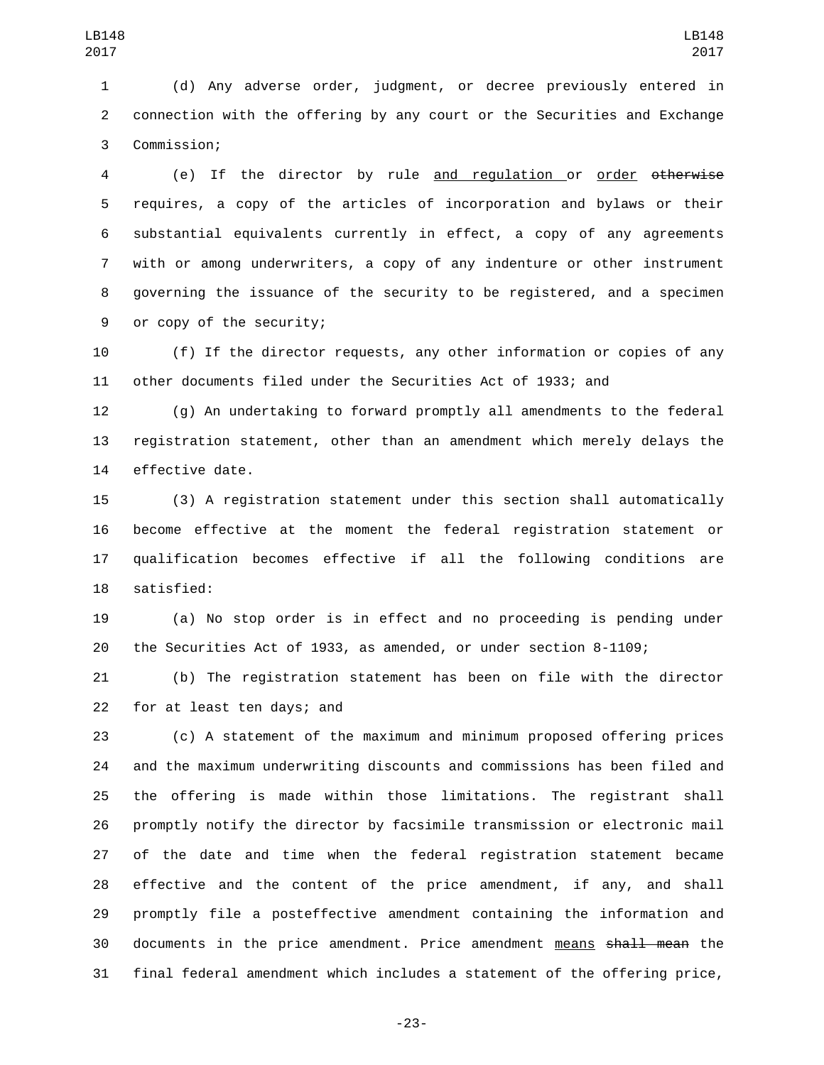(d) Any adverse order, judgment, or decree previously entered in connection with the offering by any court or the Securities and Exchange Commission;

(e) If the director by rule and regulation or order ~~otherwise~~ requires, a copy of the articles of incorporation and bylaws or their substantial equivalents currently in effect, a copy of any agreements with or among underwriters, a copy of any indenture or other instrument governing the issuance of the security to be registered, and a specimen or copy of the security;

(f) If the director requests, any other information or copies of any other documents filed under the Securities Act of 1933; and

(g) An undertaking to forward promptly all amendments to the federal registration statement, other than an amendment which merely delays the effective date.

(3) A registration statement under this section shall automatically become effective at the moment the federal registration statement or qualification becomes effective if all the following conditions are satisfied:

(a) No stop order is in effect and no proceeding is pending under the Securities Act of 1933, as amended, or under section 8-1109;

(b) The registration statement has been on file with the director for at least ten days; and

(c) A statement of the maximum and minimum proposed offering prices and the maximum underwriting discounts and commissions has been filed and the offering is made within those limitations. The registrant shall promptly notify the director by facsimile transmission or electronic mail of the date and time when the federal registration statement became effective and the content of the price amendment, if any, and shall promptly file a posteffective amendment containing the information and documents in the price amendment. Price amendment means ~~shall mean~~ the final federal amendment which includes a statement of the offering price,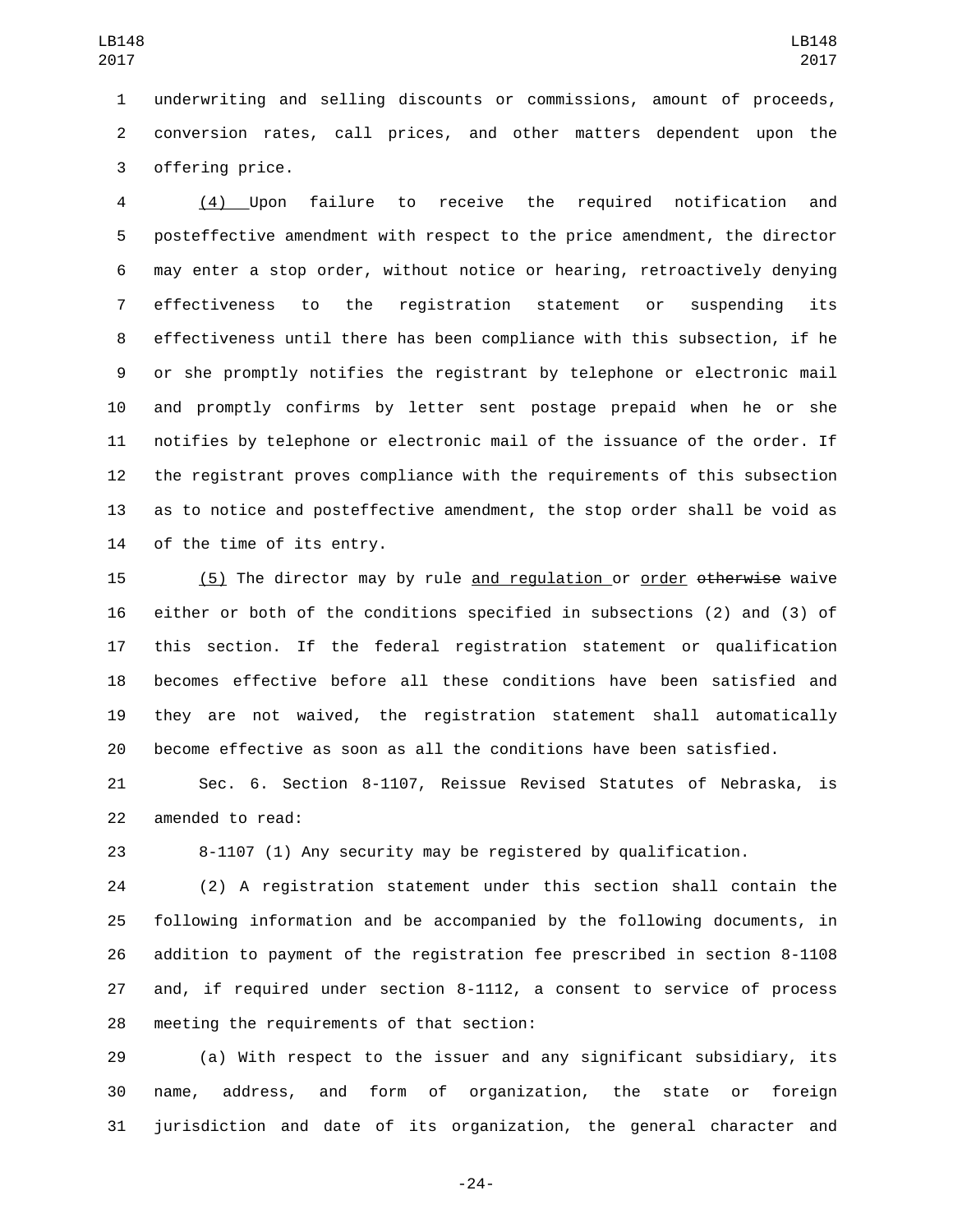underwriting and selling discounts or commissions, amount of proceeds, conversion rates, call prices, and other matters dependent upon the offering price.

(4) Upon failure to receive the required notification and posteffective amendment with respect to the price amendment, the director may enter a stop order, without notice or hearing, retroactively denying effectiveness to the registration statement or suspending its effectiveness until there has been compliance with this subsection, if he or she promptly notifies the registrant by telephone or electronic mail and promptly confirms by letter sent postage prepaid when he or she notifies by telephone or electronic mail of the issuance of the order. If the registrant proves compliance with the requirements of this subsection as to notice and posteffective amendment, the stop order shall be void as of the time of its entry.

(5) The director may by rule and regulation or order ~~otherwise~~ waive either or both of the conditions specified in subsections (2) and (3) of this section. If the federal registration statement or qualification becomes effective before all these conditions have been satisfied and they are not waived, the registration statement shall automatically become effective as soon as all the conditions have been satisfied.

Sec. 6. Section 8-1107, Reissue Revised Statutes of Nebraska, is amended to read:

8-1107 (1) Any security may be registered by qualification.

(2) A registration statement under this section shall contain the following information and be accompanied by the following documents, in addition to payment of the registration fee prescribed in section 8-1108 and, if required under section 8-1112, a consent to service of process meeting the requirements of that section:

(a) With respect to the issuer and any significant subsidiary, its name, address, and form of organization, the state or foreign jurisdiction and date of its organization, the general character and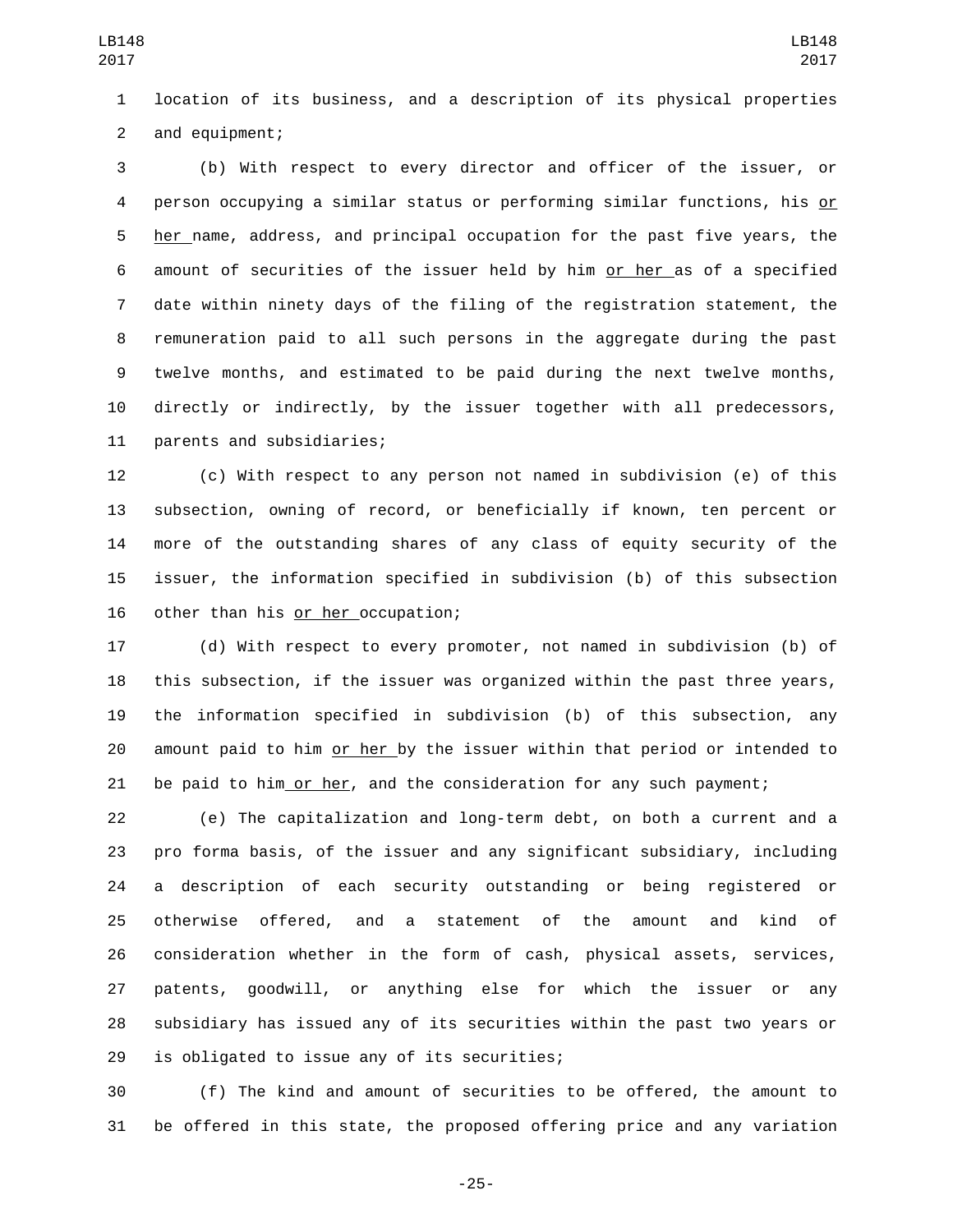location of its business, and a description of its physical properties and equipment;

(b) With respect to every director and officer of the issuer, or person occupying a similar status or performing similar functions, his or her name, address, and principal occupation for the past five years, the amount of securities of the issuer held by him or her as of a specified date within ninety days of the filing of the registration statement, the remuneration paid to all such persons in the aggregate during the past twelve months, and estimated to be paid during the next twelve months, directly or indirectly, by the issuer together with all predecessors, parents and subsidiaries;

(c) With respect to any person not named in subdivision (e) of this subsection, owning of record, or beneficially if known, ten percent or more of the outstanding shares of any class of equity security of the issuer, the information specified in subdivision (b) of this subsection other than his or her occupation;

(d) With respect to every promoter, not named in subdivision (b) of this subsection, if the issuer was organized within the past three years, the information specified in subdivision (b) of this subsection, any amount paid to him or her by the issuer within that period or intended to be paid to him or her, and the consideration for any such payment;

(e) The capitalization and long-term debt, on both a current and a pro forma basis, of the issuer and any significant subsidiary, including a description of each security outstanding or being registered or otherwise offered, and a statement of the amount and kind of consideration whether in the form of cash, physical assets, services, patents, goodwill, or anything else for which the issuer or any subsidiary has issued any of its securities within the past two years or is obligated to issue any of its securities;

(f) The kind and amount of securities to be offered, the amount to be offered in this state, the proposed offering price and any variation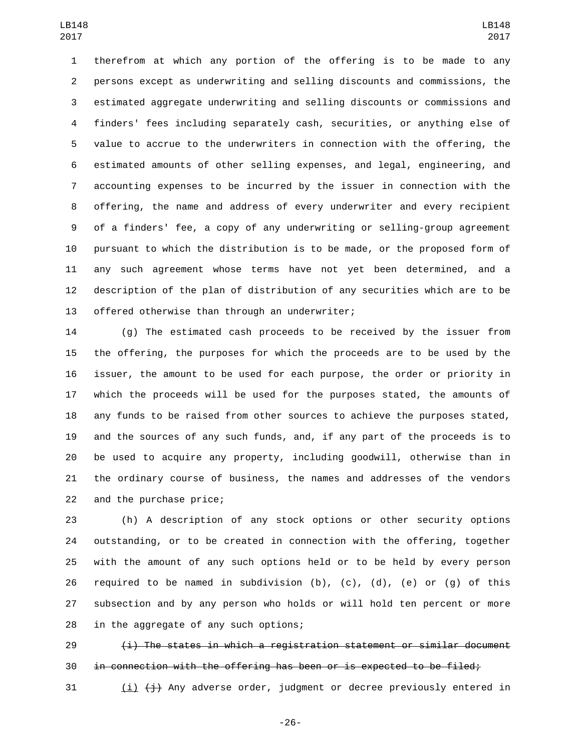therefrom at which any portion of the offering is to be made to any persons except as underwriting and selling discounts and commissions, the estimated aggregate underwriting and selling discounts or commissions and finders' fees including separately cash, securities, or anything else of value to accrue to the underwriters in connection with the offering, the estimated amounts of other selling expenses, and legal, engineering, and accounting expenses to be incurred by the issuer in connection with the offering, the name and address of every underwriter and every recipient of a finders' fee, a copy of any underwriting or selling-group agreement pursuant to which the distribution is to be made, or the proposed form of any such agreement whose terms have not yet been determined, and a description of the plan of distribution of any securities which are to be offered otherwise than through an underwriter;

(g) The estimated cash proceeds to be received by the issuer from the offering, the purposes for which the proceeds are to be used by the issuer, the amount to be used for each purpose, the order or priority in which the proceeds will be used for the purposes stated, the amounts of any funds to be raised from other sources to achieve the purposes stated, and the sources of any such funds, and, if any part of the proceeds is to be used to acquire any property, including goodwill, otherwise than in the ordinary course of business, the names and addresses of the vendors and the purchase price;

(h) A description of any stock options or other security options outstanding, or to be created in connection with the offering, together with the amount of any such options held or to be held by every person required to be named in subdivision (b), (c), (d), (e) or (g) of this subsection and by any person who holds or will hold ten percent or more in the aggregate of any such options;

~~(i) The states in which a registration statement or similar document in connection with the offering has been or is expected to be filed;~~

(i) ~~(j)~~ Any adverse order, judgment or decree previously entered in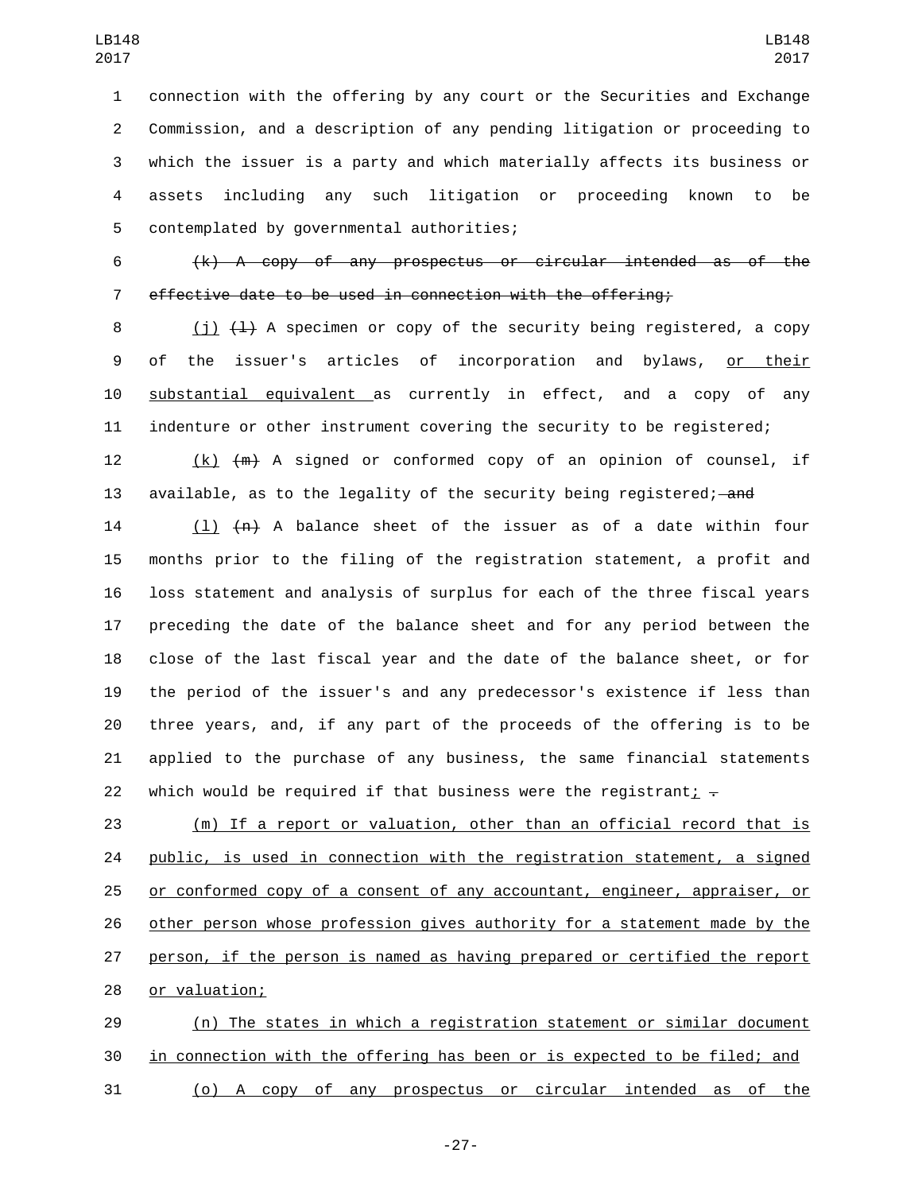connection with the offering by any court or the Securities and Exchange Commission, and a description of any pending litigation or proceeding to which the issuer is a party and which materially affects its business or assets including any such litigation or proceeding known to be contemplated by governmental authorities;

~~(k) A copy of any prospectus or circular intended as of the effective date to be used in connection with the offering;~~

<u>(j)</u> ~~(l)~~ A specimen or copy of the security being registered, a copy of the issuer's articles of incorporation and bylaws, <u>or their substantial equivalent</u> as currently in effect, and a copy of any indenture or other instrument covering the security to be registered;

<u>(k)</u> ~~(m)~~ A signed or conformed copy of an opinion of counsel, if available, as to the legality of the security being registered; ~~and~~

<u>(l)</u> ~~(n)~~ A balance sheet of the issuer as of a date within four months prior to the filing of the registration statement, a profit and loss statement and analysis of surplus for each of the three fiscal years preceding the date of the balance sheet and for any period between the close of the last fiscal year and the date of the balance sheet, or for the period of the issuer's and any predecessor's existence if less than three years, and, if any part of the proceeds of the offering is to be applied to the purchase of any business, the same financial statements which would be required if that business were the registrant<u>;</u> ~~.~~

<u>(m) If a report or valuation, other than an official record that is public, is used in connection with the registration statement, a signed or conformed copy of a consent of any accountant, engineer, appraiser, or other person whose profession gives authority for a statement made by the person, if the person is named as having prepared or certified the report or valuation;</u>

<u>(n) The states in which a registration statement or similar document in connection with the offering has been or is expected to be filed; and</u>

<u>(o) A copy of any prospectus or circular intended as of the</u>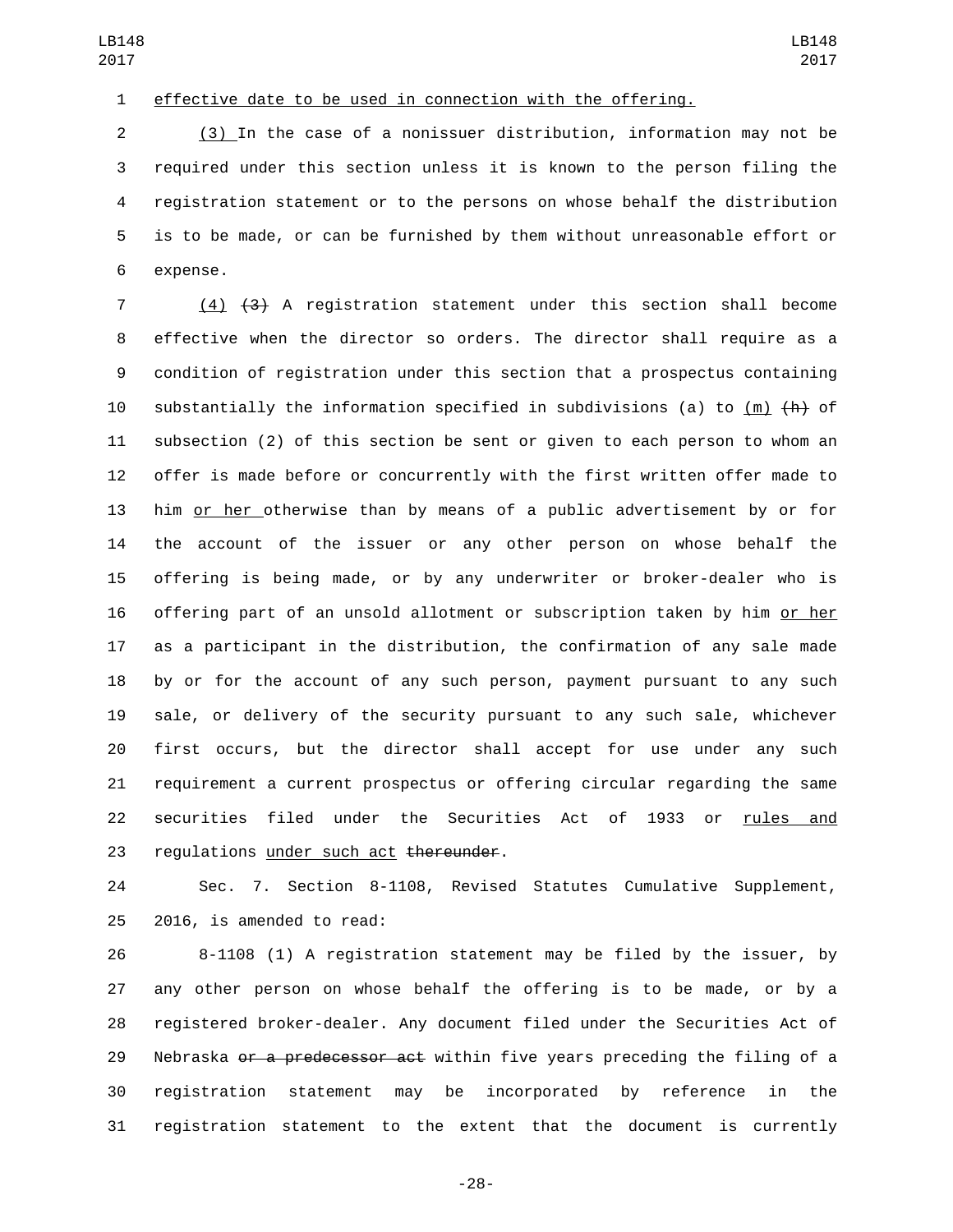effective date to be used in connection with the offering.

(3) In the case of a nonissuer distribution, information may not be required under this section unless it is known to the person filing the registration statement or to the persons on whose behalf the distribution is to be made, or can be furnished by them without unreasonable effort or expense.

(4) ~~(3)~~ A registration statement under this section shall become effective when the director so orders. The director shall require as a condition of registration under this section that a prospectus containing substantially the information specified in subdivisions (a) to (m) ~~(h)~~ of subsection (2) of this section be sent or given to each person to whom an offer is made before or concurrently with the first written offer made to him or her otherwise than by means of a public advertisement by or for the account of the issuer or any other person on whose behalf the offering is being made, or by any underwriter or broker-dealer who is offering part of an unsold allotment or subscription taken by him or her as a participant in the distribution, the confirmation of any sale made by or for the account of any such person, payment pursuant to any such sale, or delivery of the security pursuant to any such sale, whichever first occurs, but the director shall accept for use under any such requirement a current prospectus or offering circular regarding the same securities filed under the Securities Act of 1933 or rules and regulations under such act ~~thereunder~~.

Sec. 7. Section 8-1108, Revised Statutes Cumulative Supplement, 2016, is amended to read:

8-1108 (1) A registration statement may be filed by the issuer, by any other person on whose behalf the offering is to be made, or by a registered broker-dealer. Any document filed under the Securities Act of Nebraska ~~or a predecessor act~~ within five years preceding the filing of a registration statement may be incorporated by reference in the registration statement to the extent that the document is currently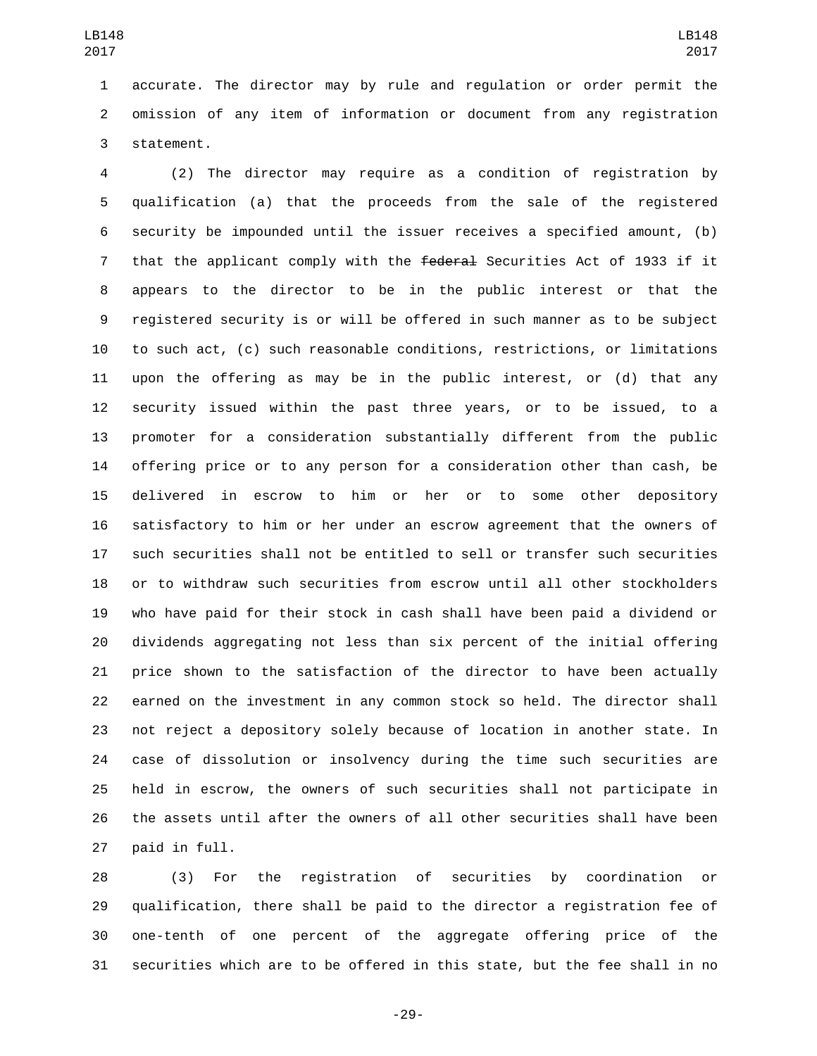accurate. The director may by rule and regulation or order permit the omission of any item of information or document from any registration statement.

(2) The director may require as a condition of registration by qualification (a) that the proceeds from the sale of the registered security be impounded until the issuer receives a specified amount, (b) that the applicant comply with the ~~federal~~ Securities Act of 1933 if it appears to the director to be in the public interest or that the registered security is or will be offered in such manner as to be subject to such act, (c) such reasonable conditions, restrictions, or limitations upon the offering as may be in the public interest, or (d) that any security issued within the past three years, or to be issued, to a promoter for a consideration substantially different from the public offering price or to any person for a consideration other than cash, be delivered in escrow to him or her or to some other depository satisfactory to him or her under an escrow agreement that the owners of such securities shall not be entitled to sell or transfer such securities or to withdraw such securities from escrow until all other stockholders who have paid for their stock in cash shall have been paid a dividend or dividends aggregating not less than six percent of the initial offering price shown to the satisfaction of the director to have been actually earned on the investment in any common stock so held. The director shall not reject a depository solely because of location in another state. In case of dissolution or insolvency during the time such securities are held in escrow, the owners of such securities shall not participate in the assets until after the owners of all other securities shall have been paid in full.

(3) For the registration of securities by coordination or qualification, there shall be paid to the director a registration fee of one-tenth of one percent of the aggregate offering price of the securities which are to be offered in this state, but the fee shall in no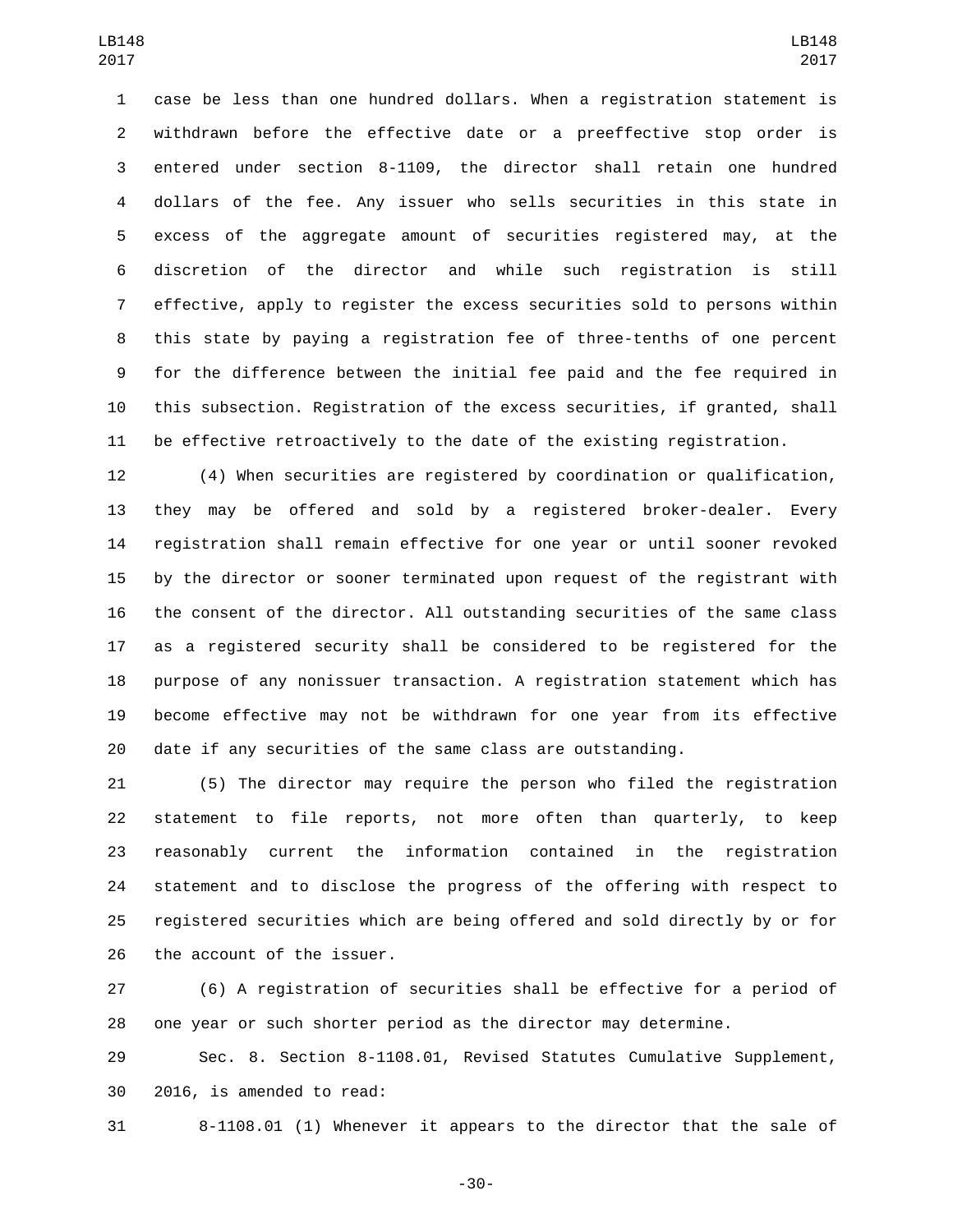case be less than one hundred dollars. When a registration statement is withdrawn before the effective date or a preeffective stop order is entered under section 8-1109, the director shall retain one hundred dollars of the fee. Any issuer who sells securities in this state in excess of the aggregate amount of securities registered may, at the discretion of the director and while such registration is still effective, apply to register the excess securities sold to persons within this state by paying a registration fee of three-tenths of one percent for the difference between the initial fee paid and the fee required in this subsection. Registration of the excess securities, if granted, shall be effective retroactively to the date of the existing registration.

(4) When securities are registered by coordination or qualification, they may be offered and sold by a registered broker-dealer. Every registration shall remain effective for one year or until sooner revoked by the director or sooner terminated upon request of the registrant with the consent of the director. All outstanding securities of the same class as a registered security shall be considered to be registered for the purpose of any nonissuer transaction. A registration statement which has become effective may not be withdrawn for one year from its effective date if any securities of the same class are outstanding.

(5) The director may require the person who filed the registration statement to file reports, not more often than quarterly, to keep reasonably current the information contained in the registration statement and to disclose the progress of the offering with respect to registered securities which are being offered and sold directly by or for the account of the issuer.

(6) A registration of securities shall be effective for a period of one year or such shorter period as the director may determine.

Sec. 8. Section 8-1108.01, Revised Statutes Cumulative Supplement, 2016, is amended to read:

8-1108.01 (1) Whenever it appears to the director that the sale of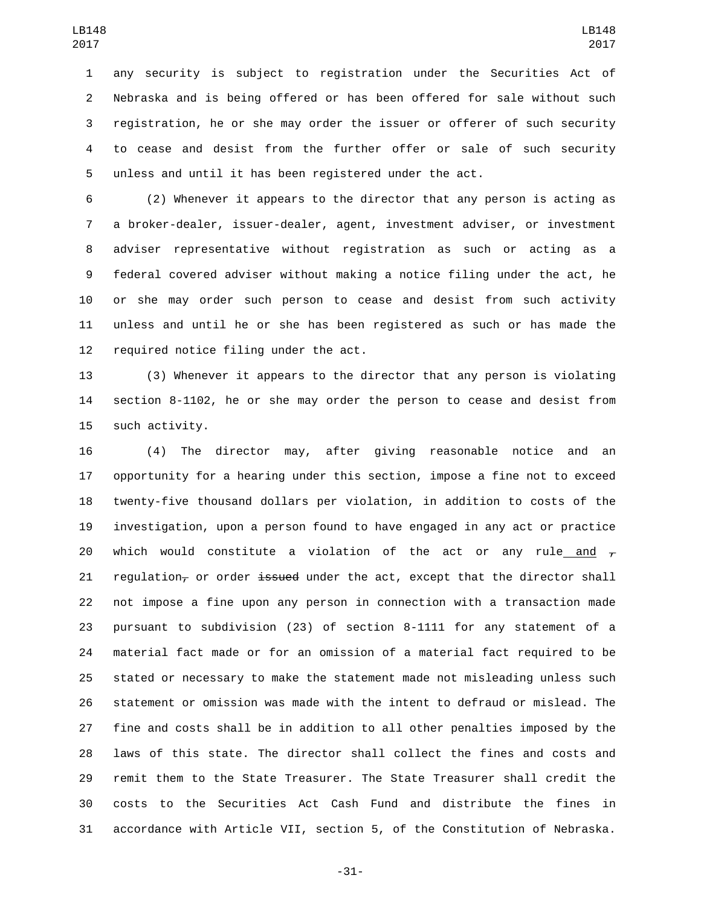any security is subject to registration under the Securities Act of Nebraska and is being offered or has been offered for sale without such registration, he or she may order the issuer or offerer of such security to cease and desist from the further offer or sale of such security unless and until it has been registered under the act.

(2) Whenever it appears to the director that any person is acting as a broker-dealer, issuer-dealer, agent, investment adviser, or investment adviser representative without registration as such or acting as a federal covered adviser without making a notice filing under the act, he or she may order such person to cease and desist from such activity unless and until he or she has been registered as such or has made the required notice filing under the act.

(3) Whenever it appears to the director that any person is violating section 8-1102, he or she may order the person to cease and desist from such activity.

(4) The director may, after giving reasonable notice and an opportunity for a hearing under this section, impose a fine not to exceed twenty-five thousand dollars per violation, in addition to costs of the investigation, upon a person found to have engaged in any act or practice which would constitute a violation of the act or any rule and ~~,~~ regulation~~,~~ or order ~~issued~~ under the act, except that the director shall not impose a fine upon any person in connection with a transaction made pursuant to subdivision (23) of section 8-1111 for any statement of a material fact made or for an omission of a material fact required to be stated or necessary to make the statement made not misleading unless such statement or omission was made with the intent to defraud or mislead. The fine and costs shall be in addition to all other penalties imposed by the laws of this state. The director shall collect the fines and costs and remit them to the State Treasurer. The State Treasurer shall credit the costs to the Securities Act Cash Fund and distribute the fines in accordance with Article VII, section 5, of the Constitution of Nebraska.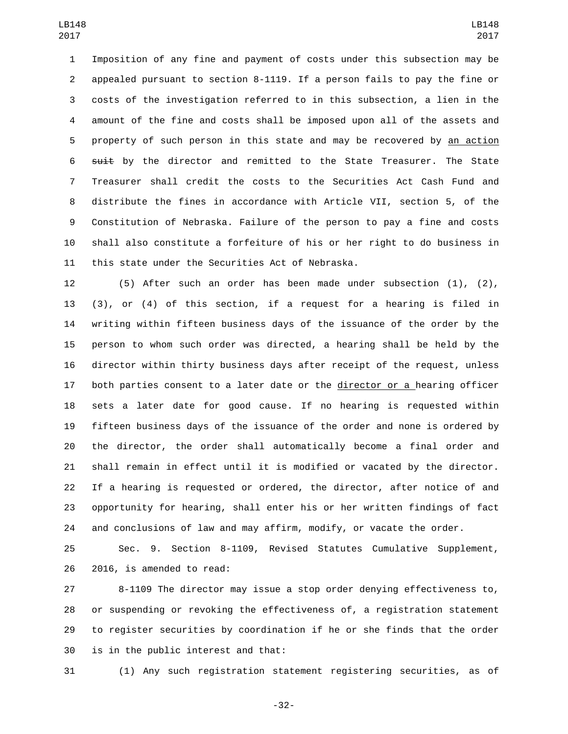Imposition of any fine and payment of costs under this subsection may be appealed pursuant to section 8-1119. If a person fails to pay the fine or costs of the investigation referred to in this subsection, a lien in the amount of the fine and costs shall be imposed upon all of the assets and property of such person in this state and may be recovered by <u>an action</u> ~~suit~~ by the director and remitted to the State Treasurer. The State Treasurer shall credit the costs to the Securities Act Cash Fund and distribute the fines in accordance with Article VII, section 5, of the Constitution of Nebraska. Failure of the person to pay a fine and costs shall also constitute a forfeiture of his or her right to do business in this state under the Securities Act of Nebraska.

(5) After such an order has been made under subsection (1), (2), (3), or (4) of this section, if a request for a hearing is filed in writing within fifteen business days of the issuance of the order by the person to whom such order was directed, a hearing shall be held by the director within thirty business days after receipt of the request, unless both parties consent to a later date or the <u>director or a</u> hearing officer sets a later date for good cause. If no hearing is requested within fifteen business days of the issuance of the order and none is ordered by the director, the order shall automatically become a final order and shall remain in effect until it is modified or vacated by the director. If a hearing is requested or ordered, the director, after notice of and opportunity for hearing, shall enter his or her written findings of fact and conclusions of law and may affirm, modify, or vacate the order.

Sec. 9. Section 8-1109, Revised Statutes Cumulative Supplement, 2016, is amended to read:

8-1109 The director may issue a stop order denying effectiveness to, or suspending or revoking the effectiveness of, a registration statement to register securities by coordination if he or she finds that the order is in the public interest and that:

(1) Any such registration statement registering securities, as of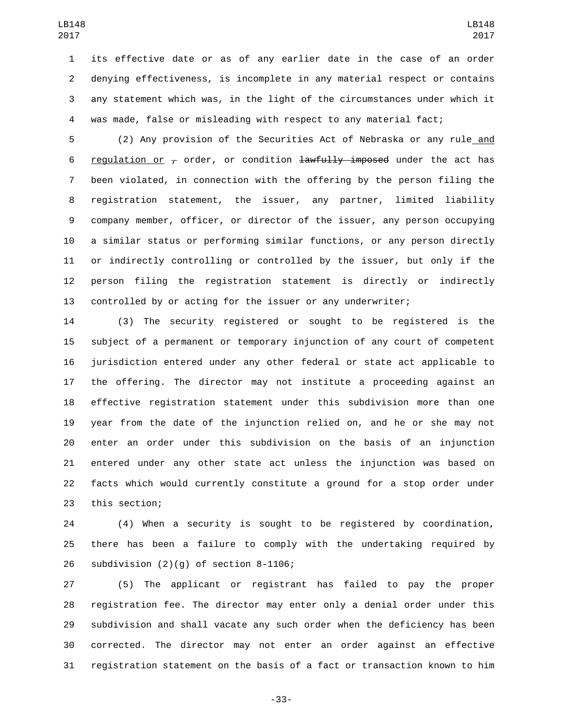its effective date or as of any earlier date in the case of an order denying effectiveness, is incomplete in any material respect or contains any statement which was, in the light of the circumstances under which it was made, false or misleading with respect to any material fact;

(2) Any provision of the Securities Act of Nebraska or any rule and regulation or , order, or condition lawfully imposed under the act has been violated, in connection with the offering by the person filing the registration statement, the issuer, any partner, limited liability company member, officer, or director of the issuer, any person occupying a similar status or performing similar functions, or any person directly or indirectly controlling or controlled by the issuer, but only if the person filing the registration statement is directly or indirectly controlled by or acting for the issuer or any underwriter;

(3) The security registered or sought to be registered is the subject of a permanent or temporary injunction of any court of competent jurisdiction entered under any other federal or state act applicable to the offering. The director may not institute a proceeding against an effective registration statement under this subdivision more than one year from the date of the injunction relied on, and he or she may not enter an order under this subdivision on the basis of an injunction entered under any other state act unless the injunction was based on facts which would currently constitute a ground for a stop order under this section;

(4) When a security is sought to be registered by coordination, there has been a failure to comply with the undertaking required by subdivision (2)(g) of section 8-1106;

(5) The applicant or registrant has failed to pay the proper registration fee. The director may enter only a denial order under this subdivision and shall vacate any such order when the deficiency has been corrected. The director may not enter an order against an effective registration statement on the basis of a fact or transaction known to him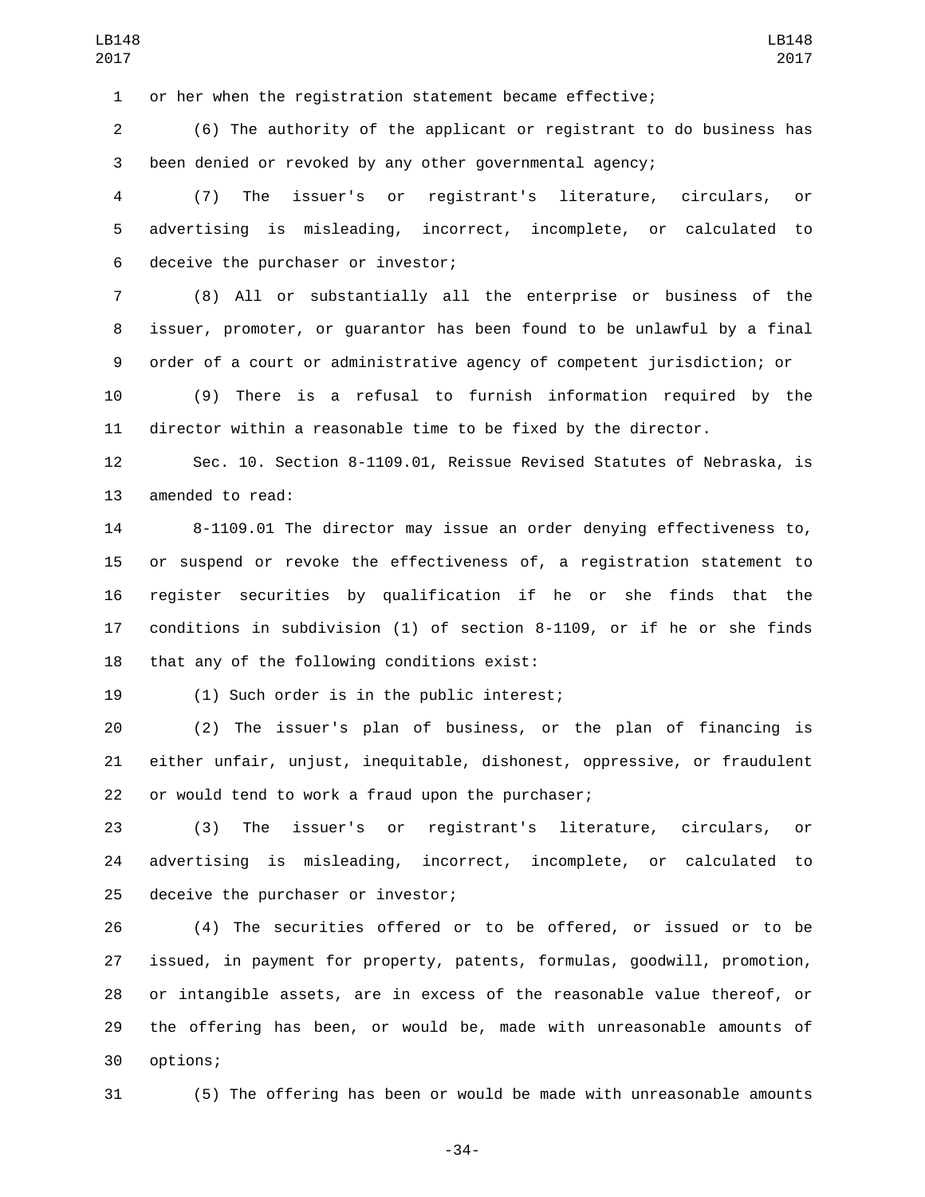or her when the registration statement became effective;

(6) The authority of the applicant or registrant to do business has been denied or revoked by any other governmental agency;

(7) The issuer's or registrant's literature, circulars, or advertising is misleading, incorrect, incomplete, or calculated to deceive the purchaser or investor;

(8) All or substantially all the enterprise or business of the issuer, promoter, or guarantor has been found to be unlawful by a final order of a court or administrative agency of competent jurisdiction; or

(9) There is a refusal to furnish information required by the director within a reasonable time to be fixed by the director.

Sec. 10. Section 8-1109.01, Reissue Revised Statutes of Nebraska, is amended to read:

8-1109.01 The director may issue an order denying effectiveness to, or suspend or revoke the effectiveness of, a registration statement to register securities by qualification if he or she finds that the conditions in subdivision (1) of section 8-1109, or if he or she finds that any of the following conditions exist:

(1) Such order is in the public interest;

(2) The issuer's plan of business, or the plan of financing is either unfair, unjust, inequitable, dishonest, oppressive, or fraudulent or would tend to work a fraud upon the purchaser;

(3) The issuer's or registrant's literature, circulars, or advertising is misleading, incorrect, incomplete, or calculated to deceive the purchaser or investor;

(4) The securities offered or to be offered, or issued or to be issued, in payment for property, patents, formulas, goodwill, promotion, or intangible assets, are in excess of the reasonable value thereof, or the offering has been, or would be, made with unreasonable amounts of options;

(5) The offering has been or would be made with unreasonable amounts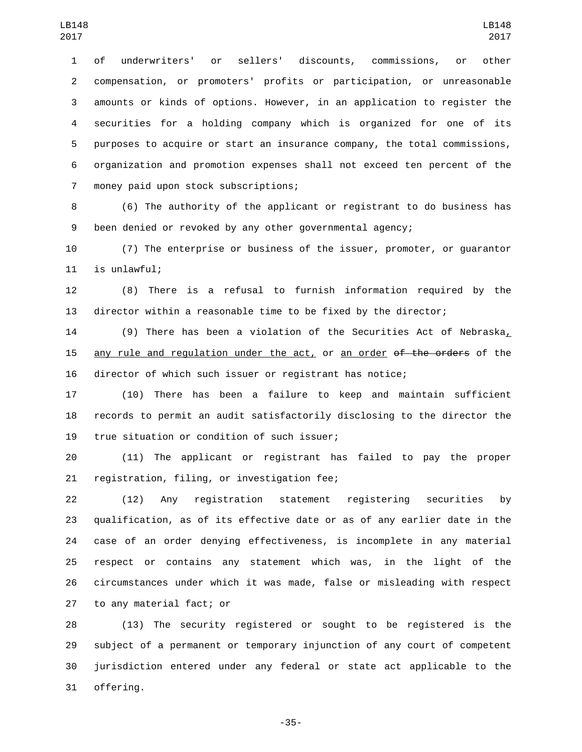of underwriters' or sellers' discounts, commissions, or other compensation, or promoters' profits or participation, or unreasonable amounts or kinds of options. However, in an application to register the securities for a holding company which is organized for one of its purposes to acquire or start an insurance company, the total commissions, organization and promotion expenses shall not exceed ten percent of the money paid upon stock subscriptions;

(6) The authority of the applicant or registrant to do business has been denied or revoked by any other governmental agency;

(7) The enterprise or business of the issuer, promoter, or guarantor is unlawful;

(8) There is a refusal to furnish information required by the director within a reasonable time to be fixed by the director;

(9) There has been a violation of the Securities Act of Nebraska, any rule and regulation under the act, or an order ~~of the orders~~ of the director of which such issuer or registrant has notice;

(10) There has been a failure to keep and maintain sufficient records to permit an audit satisfactorily disclosing to the director the true situation or condition of such issuer;

(11) The applicant or registrant has failed to pay the proper registration, filing, or investigation fee;

(12) Any registration statement registering securities by qualification, as of its effective date or as of any earlier date in the case of an order denying effectiveness, is incomplete in any material respect or contains any statement which was, in the light of the circumstances under which it was made, false or misleading with respect to any material fact; or

(13) The security registered or sought to be registered is the subject of a permanent or temporary injunction of any court of competent jurisdiction entered under any federal or state act applicable to the offering.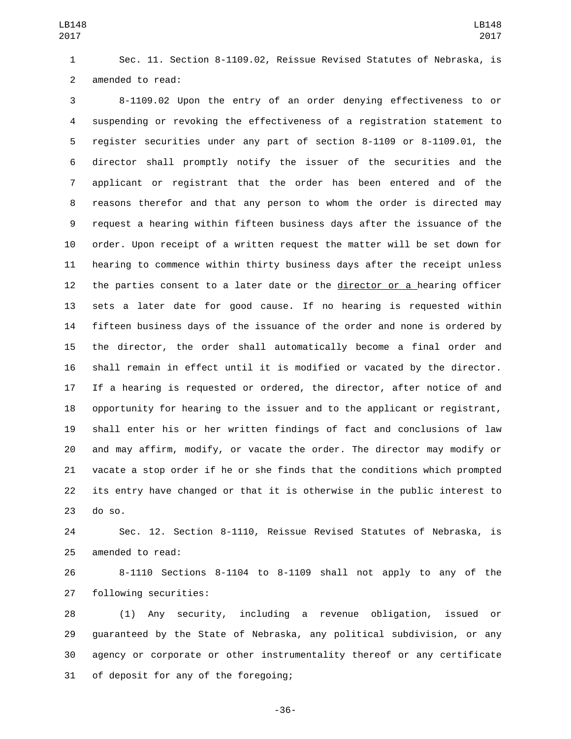Sec. 11. Section 8-1109.02, Reissue Revised Statutes of Nebraska, is amended to read:

8-1109.02 Upon the entry of an order denying effectiveness to or suspending or revoking the effectiveness of a registration statement to register securities under any part of section 8-1109 or 8-1109.01, the director shall promptly notify the issuer of the securities and the applicant or registrant that the order has been entered and of the reasons therefor and that any person to whom the order is directed may request a hearing within fifteen business days after the issuance of the order. Upon receipt of a written request the matter will be set down for hearing to commence within thirty business days after the receipt unless the parties consent to a later date or the director or a hearing officer sets a later date for good cause. If no hearing is requested within fifteen business days of the issuance of the order and none is ordered by the director, the order shall automatically become a final order and shall remain in effect until it is modified or vacated by the director. If a hearing is requested or ordered, the director, after notice of and opportunity for hearing to the issuer and to the applicant or registrant, shall enter his or her written findings of fact and conclusions of law and may affirm, modify, or vacate the order. The director may modify or vacate a stop order if he or she finds that the conditions which prompted its entry have changed or that it is otherwise in the public interest to do so.

Sec. 12. Section 8-1110, Reissue Revised Statutes of Nebraska, is amended to read:

8-1110 Sections 8-1104 to 8-1109 shall not apply to any of the following securities:

(1) Any security, including a revenue obligation, issued or guaranteed by the State of Nebraska, any political subdivision, or any agency or corporate or other instrumentality thereof or any certificate of deposit for any of the foregoing;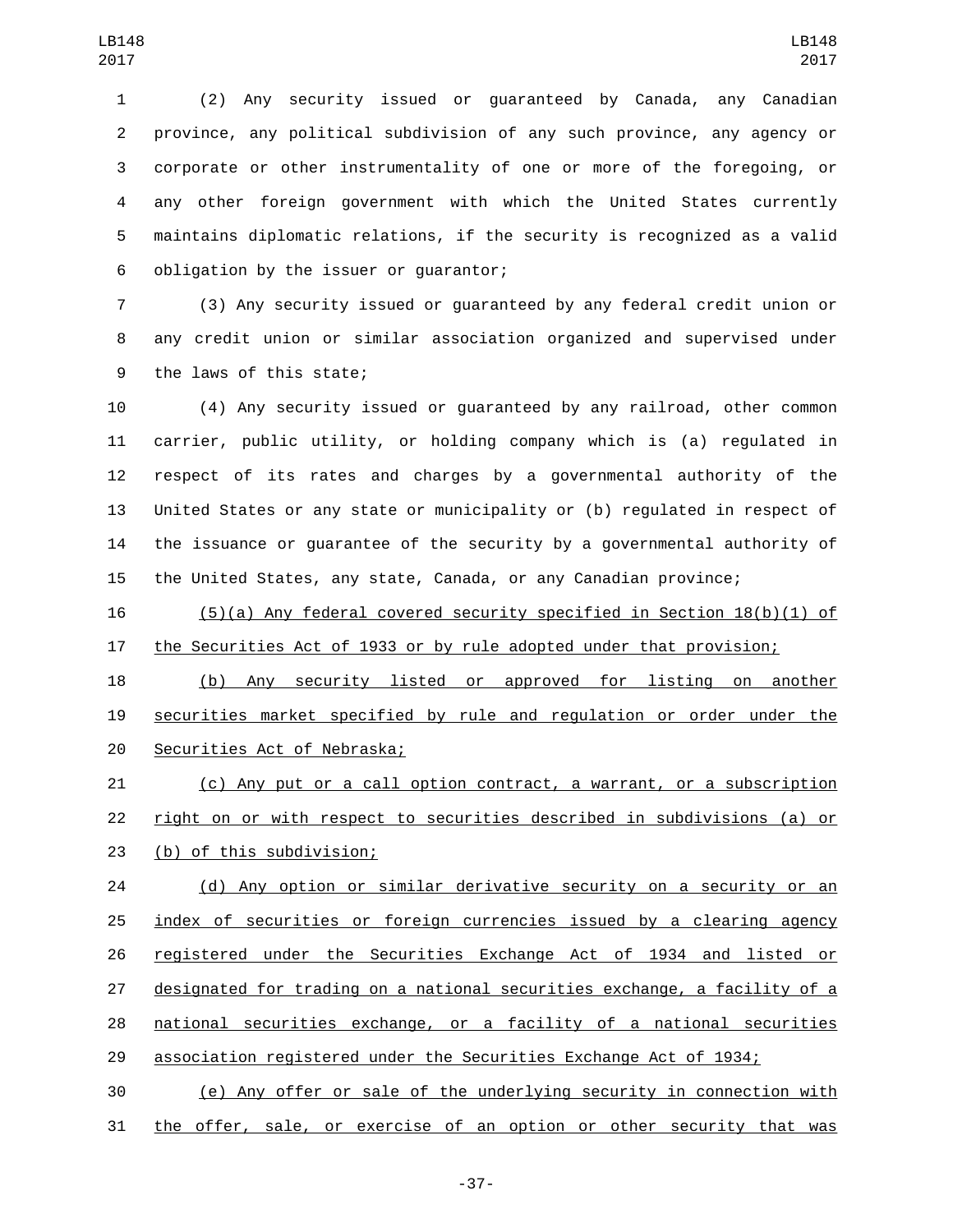(2) Any security issued or guaranteed by Canada, any Canadian province, any political subdivision of any such province, any agency or corporate or other instrumentality of one or more of the foregoing, or any other foreign government with which the United States currently maintains diplomatic relations, if the security is recognized as a valid obligation by the issuer or guarantor;

(3) Any security issued or guaranteed by any federal credit union or any credit union or similar association organized and supervised under the laws of this state;

(4) Any security issued or guaranteed by any railroad, other common carrier, public utility, or holding company which is (a) regulated in respect of its rates and charges by a governmental authority of the United States or any state or municipality or (b) regulated in respect of the issuance or guarantee of the security by a governmental authority of the United States, any state, Canada, or any Canadian province;

(5)(a) Any federal covered security specified in Section 18(b)(1) of the Securities Act of 1933 or by rule adopted under that provision;

(b) Any security listed or approved for listing on another securities market specified by rule and regulation or order under the Securities Act of Nebraska;

(c) Any put or a call option contract, a warrant, or a subscription right on or with respect to securities described in subdivisions (a) or (b) of this subdivision;

(d) Any option or similar derivative security on a security or an index of securities or foreign currencies issued by a clearing agency registered under the Securities Exchange Act of 1934 and listed or designated for trading on a national securities exchange, a facility of a national securities exchange, or a facility of a national securities association registered under the Securities Exchange Act of 1934;

(e) Any offer or sale of the underlying security in connection with the offer, sale, or exercise of an option or other security that was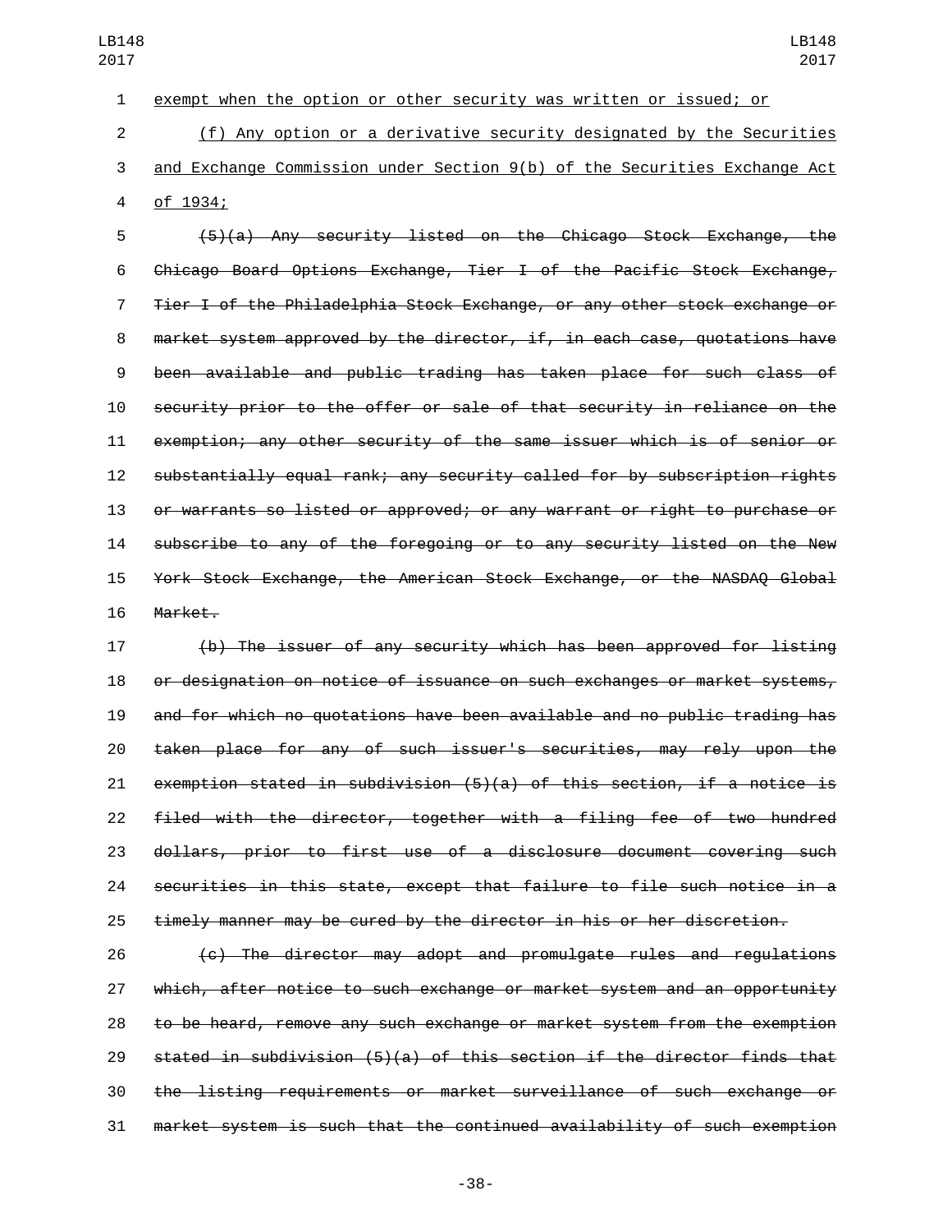exempt when the option or other security was written or issued; or

(f) Any option or a derivative security designated by the Securities and Exchange Commission under Section 9(b) of the Securities Exchange Act of 1934;

~~(5)(a) Any security listed on the Chicago Stock Exchange, the Chicago Board Options Exchange, Tier I of the Pacific Stock Exchange, Tier I of the Philadelphia Stock Exchange, or any other stock exchange or market system approved by the director, if, in each case, quotations have been available and public trading has taken place for such class of security prior to the offer or sale of that security in reliance on the exemption; any other security of the same issuer which is of senior or substantially equal rank; any security called for by subscription rights or warrants so listed or approved; or any warrant or right to purchase or subscribe to any of the foregoing or to any security listed on the New York Stock Exchange, the American Stock Exchange, or the NASDAQ Global Market.~~

~~(b) The issuer of any security which has been approved for listing or designation on notice of issuance on such exchanges or market systems, and for which no quotations have been available and no public trading has taken place for any of such issuer's securities, may rely upon the exemption stated in subdivision (5)(a) of this section, if a notice is filed with the director, together with a filing fee of two hundred dollars, prior to first use of a disclosure document covering such securities in this state, except that failure to file such notice in a timely manner may be cured by the director in his or her discretion.~~

~~(c) The director may adopt and promulgate rules and regulations which, after notice to such exchange or market system and an opportunity to be heard, remove any such exchange or market system from the exemption stated in subdivision (5)(a) of this section if the director finds that the listing requirements or market surveillance of such exchange or market system is such that the continued availability of such exemption~~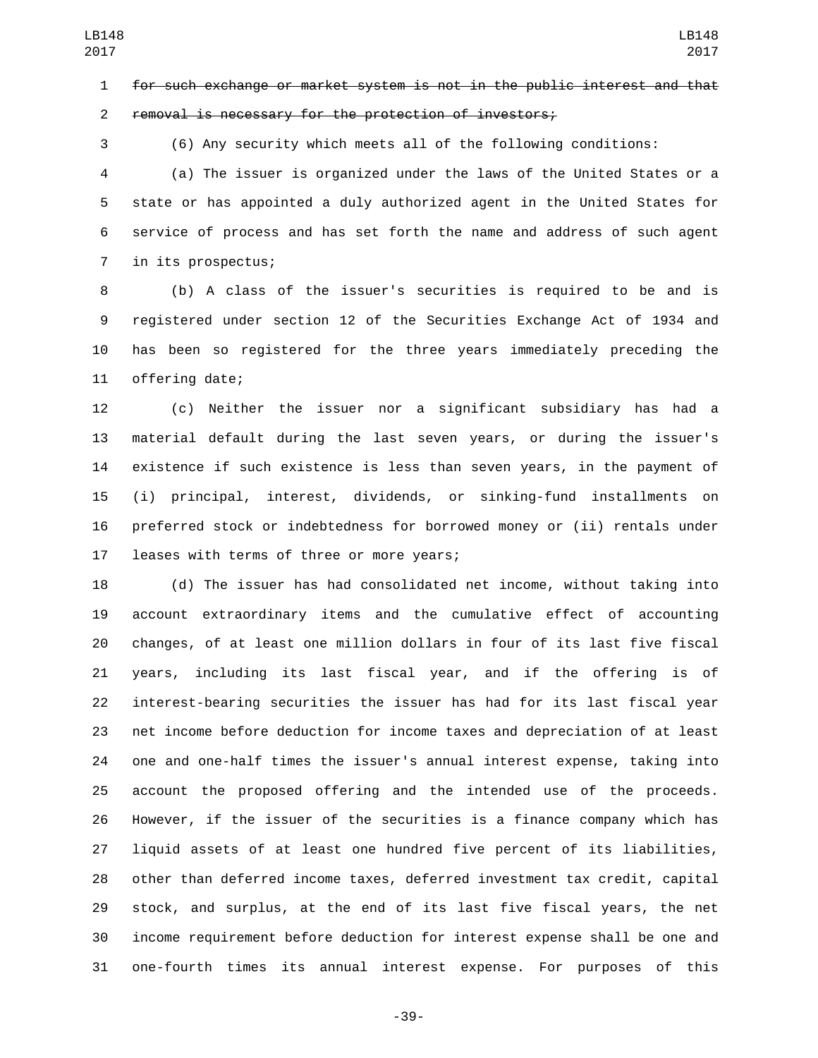~~for such exchange or market system is not in the public interest and that removal is necessary for the protection of investors;~~

(6) Any security which meets all of the following conditions:

(a) The issuer is organized under the laws of the United States or a state or has appointed a duly authorized agent in the United States for service of process and has set forth the name and address of such agent in its prospectus;

(b) A class of the issuer's securities is required to be and is registered under section 12 of the Securities Exchange Act of 1934 and has been so registered for the three years immediately preceding the offering date;

(c) Neither the issuer nor a significant subsidiary has had a material default during the last seven years, or during the issuer's existence if such existence is less than seven years, in the payment of (i) principal, interest, dividends, or sinking-fund installments on preferred stock or indebtedness for borrowed money or (ii) rentals under leases with terms of three or more years;

(d) The issuer has had consolidated net income, without taking into account extraordinary items and the cumulative effect of accounting changes, of at least one million dollars in four of its last five fiscal years, including its last fiscal year, and if the offering is of interest-bearing securities the issuer has had for its last fiscal year net income before deduction for income taxes and depreciation of at least one and one-half times the issuer's annual interest expense, taking into account the proposed offering and the intended use of the proceeds. However, if the issuer of the securities is a finance company which has liquid assets of at least one hundred five percent of its liabilities, other than deferred income taxes, deferred investment tax credit, capital stock, and surplus, at the end of its last five fiscal years, the net income requirement before deduction for interest expense shall be one and one-fourth times its annual interest expense. For purposes of this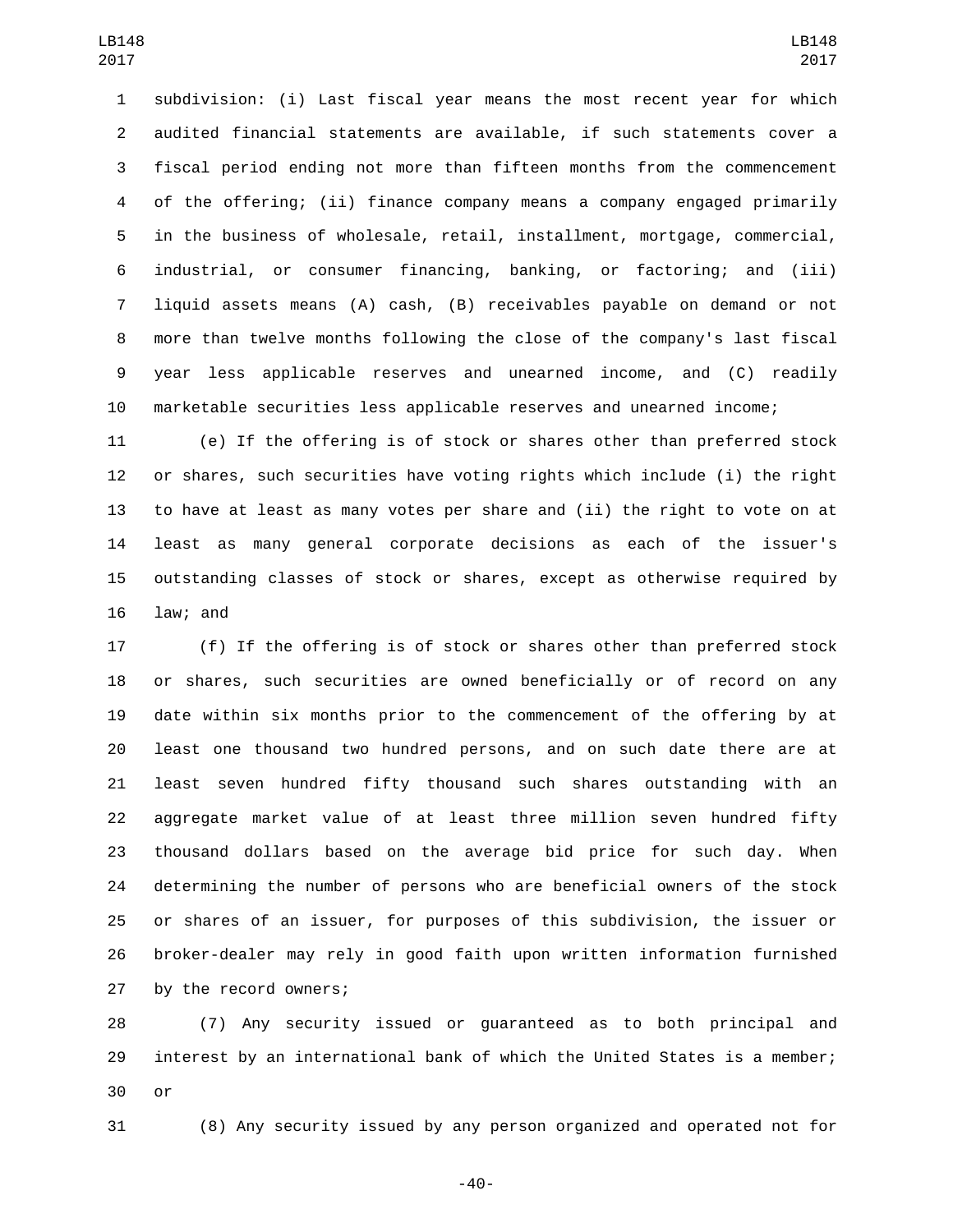subdivision: (i) Last fiscal year means the most recent year for which audited financial statements are available, if such statements cover a fiscal period ending not more than fifteen months from the commencement of the offering; (ii) finance company means a company engaged primarily in the business of wholesale, retail, installment, mortgage, commercial, industrial, or consumer financing, banking, or factoring; and (iii) liquid assets means (A) cash, (B) receivables payable on demand or not more than twelve months following the close of the company's last fiscal year less applicable reserves and unearned income, and (C) readily marketable securities less applicable reserves and unearned income;

(e) If the offering is of stock or shares other than preferred stock or shares, such securities have voting rights which include (i) the right to have at least as many votes per share and (ii) the right to vote on at least as many general corporate decisions as each of the issuer's outstanding classes of stock or shares, except as otherwise required by law; and

(f) If the offering is of stock or shares other than preferred stock or shares, such securities are owned beneficially or of record on any date within six months prior to the commencement of the offering by at least one thousand two hundred persons, and on such date there are at least seven hundred fifty thousand such shares outstanding with an aggregate market value of at least three million seven hundred fifty thousand dollars based on the average bid price for such day. When determining the number of persons who are beneficial owners of the stock or shares of an issuer, for purposes of this subdivision, the issuer or broker-dealer may rely in good faith upon written information furnished by the record owners;

(7) Any security issued or guaranteed as to both principal and interest by an international bank of which the United States is a member; or

(8) Any security issued by any person organized and operated not for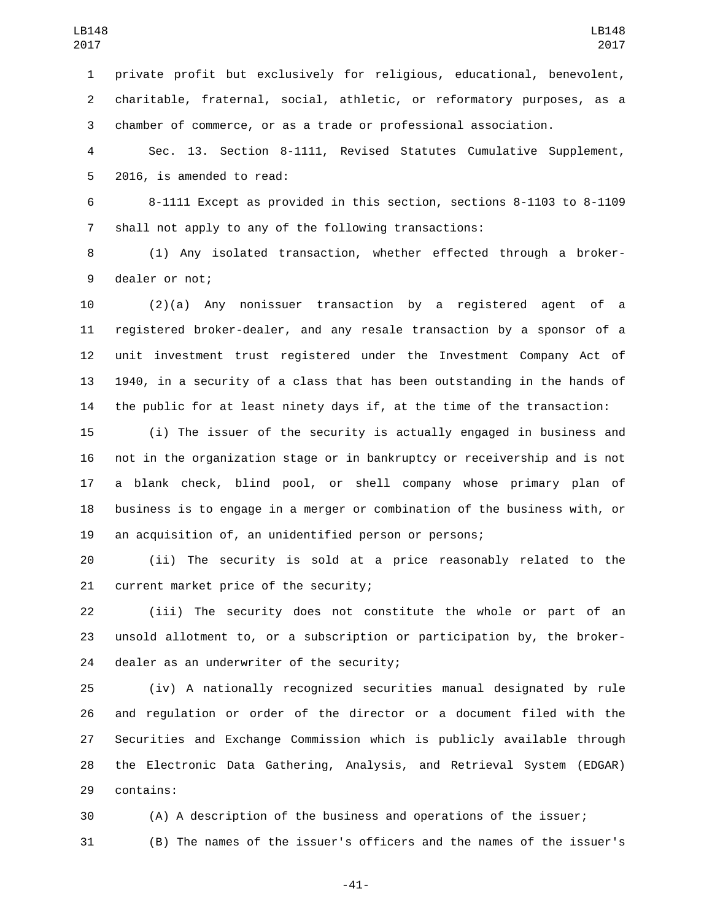private profit but exclusively for religious, educational, benevolent, charitable, fraternal, social, athletic, or reformatory purposes, as a chamber of commerce, or as a trade or professional association.

Sec. 13. Section 8-1111, Revised Statutes Cumulative Supplement, 2016, is amended to read:

8-1111 Except as provided in this section, sections 8-1103 to 8-1109 shall not apply to any of the following transactions:

(1) Any isolated transaction, whether effected through a broker-dealer or not;

(2)(a) Any nonissuer transaction by a registered agent of a registered broker-dealer, and any resale transaction by a sponsor of a unit investment trust registered under the Investment Company Act of 1940, in a security of a class that has been outstanding in the hands of the public for at least ninety days if, at the time of the transaction:

(i) The issuer of the security is actually engaged in business and not in the organization stage or in bankruptcy or receivership and is not a blank check, blind pool, or shell company whose primary plan of business is to engage in a merger or combination of the business with, or an acquisition of, an unidentified person or persons;

(ii) The security is sold at a price reasonably related to the current market price of the security;

(iii) The security does not constitute the whole or part of an unsold allotment to, or a subscription or participation by, the broker-dealer as an underwriter of the security;

(iv) A nationally recognized securities manual designated by rule and regulation or order of the director or a document filed with the Securities and Exchange Commission which is publicly available through the Electronic Data Gathering, Analysis, and Retrieval System (EDGAR) contains:

(A) A description of the business and operations of the issuer;

(B) The names of the issuer's officers and the names of the issuer's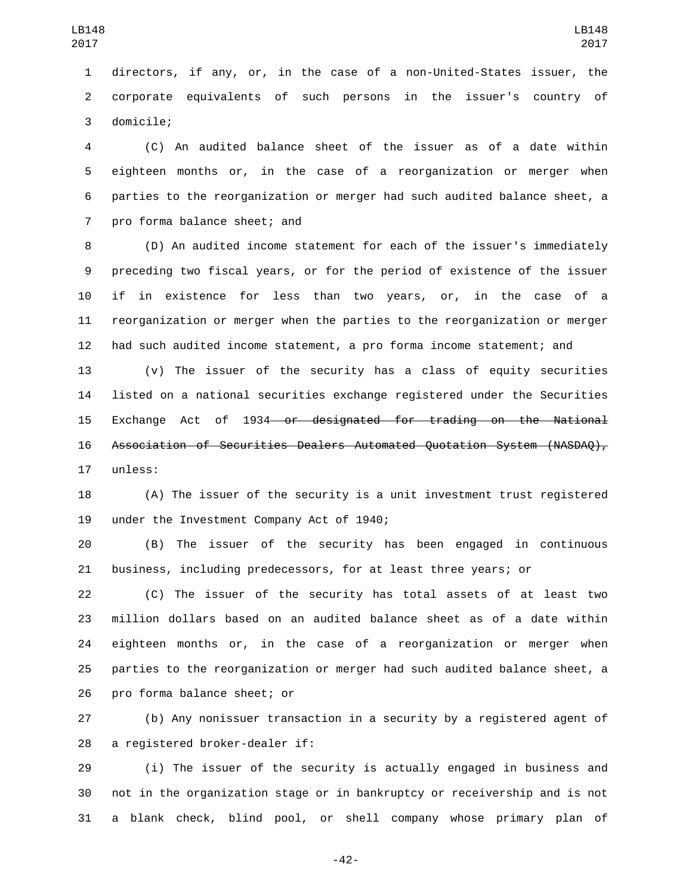directors, if any, or, in the case of a non-United-States issuer, the corporate equivalents of such persons in the issuer's country of domicile;

(C) An audited balance sheet of the issuer as of a date within eighteen months or, in the case of a reorganization or merger when parties to the reorganization or merger had such audited balance sheet, a pro forma balance sheet; and

(D) An audited income statement for each of the issuer's immediately preceding two fiscal years, or for the period of existence of the issuer if in existence for less than two years, or, in the case of a reorganization or merger when the parties to the reorganization or merger had such audited income statement, a pro forma income statement; and

(v) The issuer of the security has a class of equity securities listed on a national securities exchange registered under the Securities Exchange Act of 1934 ~~or designated for trading on the National Association of Securities Dealers Automated Quotation System (NASDAQ),~~ unless:

(A) The issuer of the security is a unit investment trust registered under the Investment Company Act of 1940;

(B) The issuer of the security has been engaged in continuous business, including predecessors, for at least three years; or

(C) The issuer of the security has total assets of at least two million dollars based on an audited balance sheet as of a date within eighteen months or, in the case of a reorganization or merger when parties to the reorganization or merger had such audited balance sheet, a pro forma balance sheet; or

(b) Any nonissuer transaction in a security by a registered agent of a registered broker-dealer if:

(i) The issuer of the security is actually engaged in business and not in the organization stage or in bankruptcy or receivership and is not a blank check, blind pool, or shell company whose primary plan of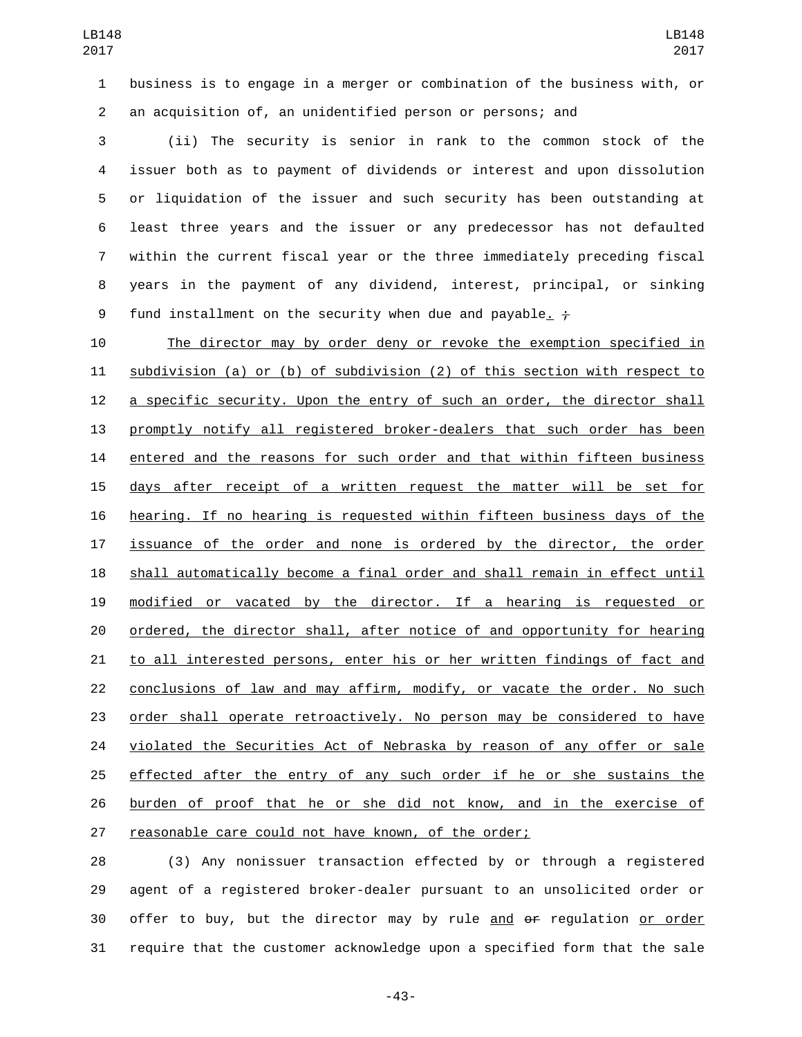business is to engage in a merger or combination of the business with, or an acquisition of, an unidentified person or persons; and

(ii) The security is senior in rank to the common stock of the issuer both as to payment of dividends or interest and upon dissolution or liquidation of the issuer and such security has been outstanding at least three years and the issuer or any predecessor has not defaulted within the current fiscal year or the three immediately preceding fiscal years in the payment of any dividend, interest, principal, or sinking fund installment on the security when due and payable. ~~;~~

The director may by order deny or revoke the exemption specified in subdivision (a) or (b) of subdivision (2) of this section with respect to a specific security. Upon the entry of such an order, the director shall promptly notify all registered broker-dealers that such order has been entered and the reasons for such order and that within fifteen business days after receipt of a written request the matter will be set for hearing. If no hearing is requested within fifteen business days of the issuance of the order and none is ordered by the director, the order shall automatically become a final order and shall remain in effect until modified or vacated by the director. If a hearing is requested or ordered, the director shall, after notice of and opportunity for hearing to all interested persons, enter his or her written findings of fact and conclusions of law and may affirm, modify, or vacate the order. No such order shall operate retroactively. No person may be considered to have violated the Securities Act of Nebraska by reason of any offer or sale effected after the entry of any such order if he or she sustains the burden of proof that he or she did not know, and in the exercise of reasonable care could not have known, of the order;

(3) Any nonissuer transaction effected by or through a registered agent of a registered broker-dealer pursuant to an unsolicited order or offer to buy, but the director may by rule and ~~or~~ regulation or order require that the customer acknowledge upon a specified form that the sale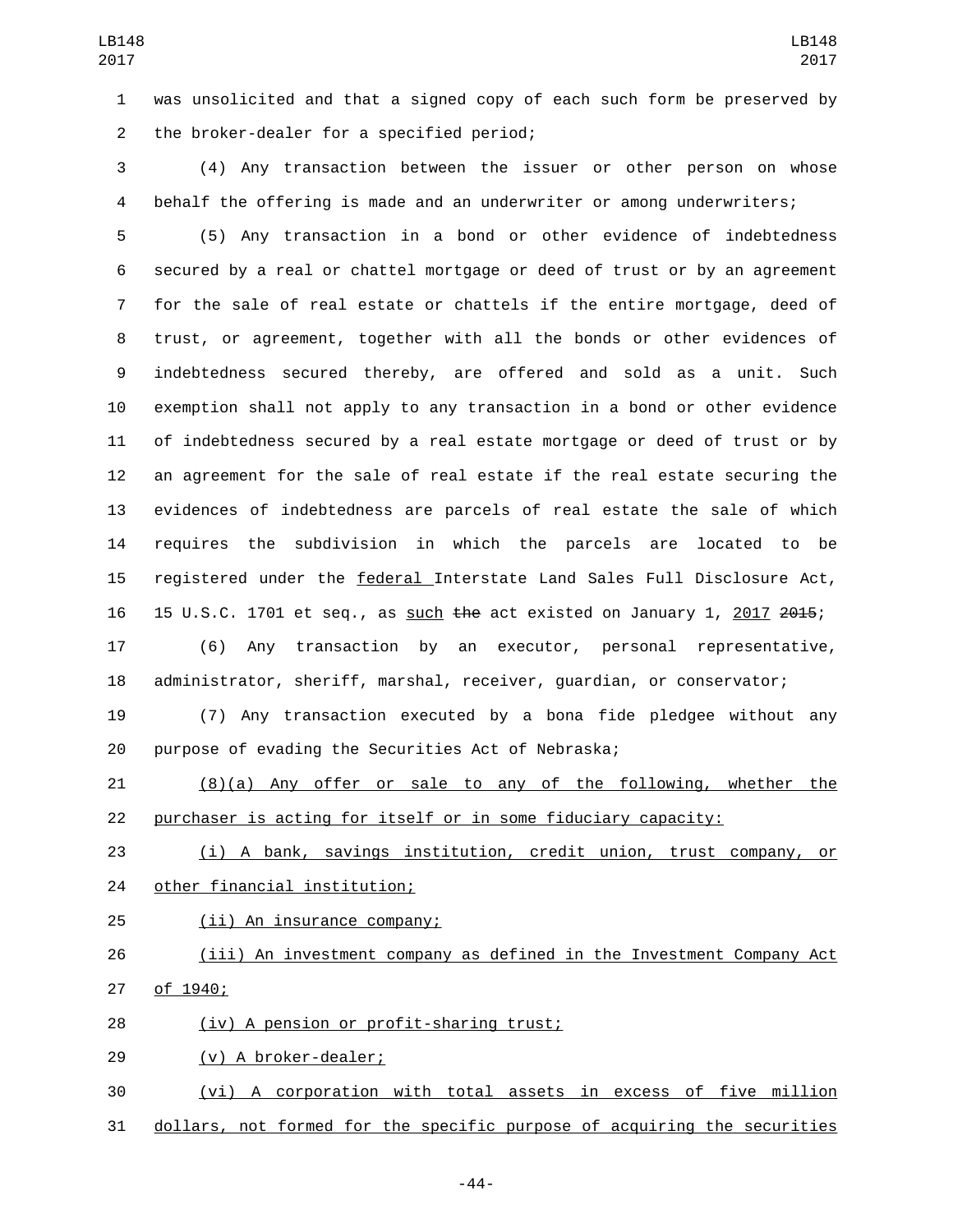was unsolicited and that a signed copy of each such form be preserved by the broker-dealer for a specified period;

(4) Any transaction between the issuer or other person on whose behalf the offering is made and an underwriter or among underwriters;

(5) Any transaction in a bond or other evidence of indebtedness secured by a real or chattel mortgage or deed of trust or by an agreement for the sale of real estate or chattels if the entire mortgage, deed of trust, or agreement, together with all the bonds or other evidences of indebtedness secured thereby, are offered and sold as a unit. Such exemption shall not apply to any transaction in a bond or other evidence of indebtedness secured by a real estate mortgage or deed of trust or by an agreement for the sale of real estate if the real estate securing the evidences of indebtedness are parcels of real estate the sale of which requires the subdivision in which the parcels are located to be registered under the <u>federal</u> Interstate Land Sales Full Disclosure Act, 15 U.S.C. 1701 et seq., as <u>such</u> ~~the~~ act existed on January 1, <u>2017</u> ~~2015~~;

(6) Any transaction by an executor, personal representative, administrator, sheriff, marshal, receiver, guardian, or conservator;

(7) Any transaction executed by a bona fide pledgee without any purpose of evading the Securities Act of Nebraska;

<u>(8)(a) Any offer or sale to any of the following, whether the purchaser is acting for itself or in some fiduciary capacity:</u>

<u>(i) A bank, savings institution, credit union, trust company, or other financial institution;</u>

<u>(ii) An insurance company;</u>

<u>(iii) An investment company as defined in the Investment Company Act of 1940;</u>

<u>(iv) A pension or profit-sharing trust;</u>

<u>(v) A broker-dealer;</u>

<u>(vi) A corporation with total assets in excess of five million dollars, not formed for the specific purpose of acquiring the securities</u>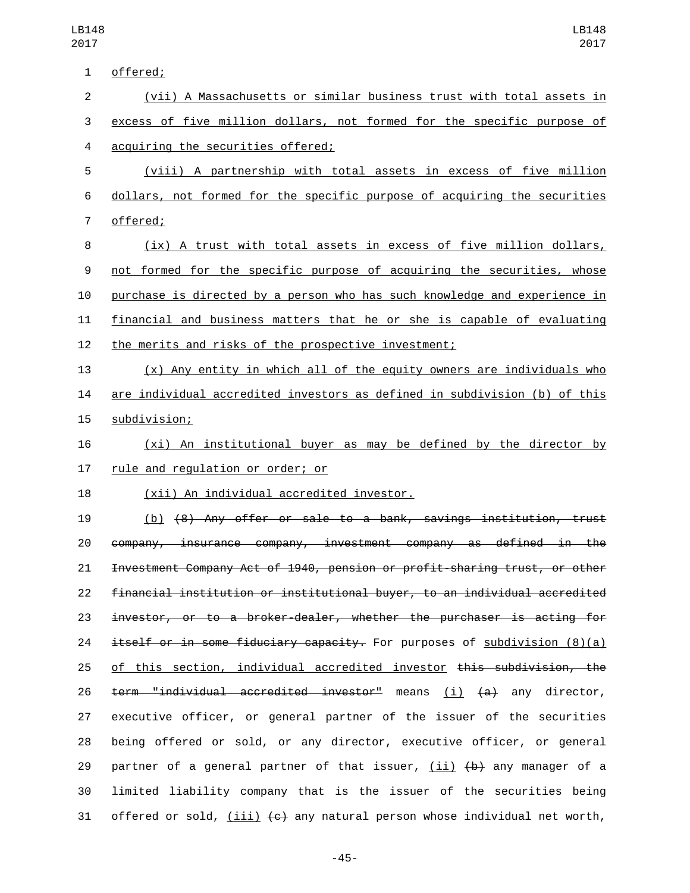offered;

(vii) A Massachusetts or similar business trust with total assets in excess of five million dollars, not formed for the specific purpose of acquiring the securities offered;

(viii) A partnership with total assets in excess of five million dollars, not formed for the specific purpose of acquiring the securities offered;

(ix) A trust with total assets in excess of five million dollars, not formed for the specific purpose of acquiring the securities, whose purchase is directed by a person who has such knowledge and experience in financial and business matters that he or she is capable of evaluating the merits and risks of the prospective investment;

(x) Any entity in which all of the equity owners are individuals who are individual accredited investors as defined in subdivision (b) of this subdivision;

(xi) An institutional buyer as may be defined by the director by rule and regulation or order; or

(xii) An individual accredited investor.

(b) ~~(8) Any offer or sale to a bank, savings institution, trust company, insurance company, investment company as defined in the Investment Company Act of 1940, pension or profit-sharing trust, or other financial institution or institutional buyer, to an individual accredited investor, or to a broker-dealer, whether the purchaser is acting for itself or in some fiduciary capacity.~~ For purposes of subdivision (8)(a) of this section, individual accredited investor ~~this subdivision, the term "individual accredited investor"~~ means (i) ~~(a)~~ any director, executive officer, or general partner of the issuer of the securities being offered or sold, or any director, executive officer, or general partner of a general partner of that issuer, (ii) ~~(b)~~ any manager of a limited liability company that is the issuer of the securities being offered or sold, (iii) ~~(c)~~ any natural person whose individual net worth,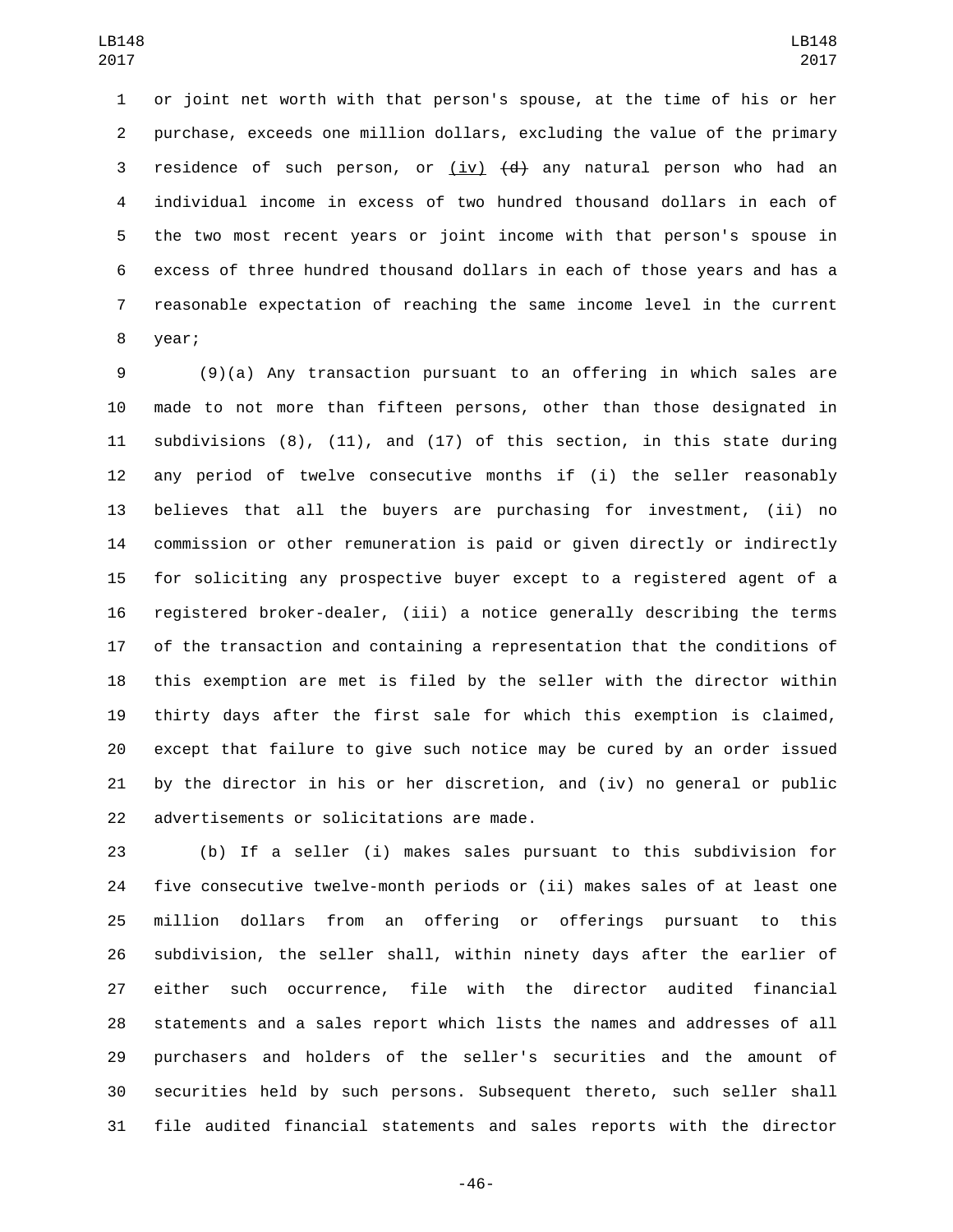or joint net worth with that person's spouse, at the time of his or her purchase, exceeds one million dollars, excluding the value of the primary residence of such person, or <u>(iv)</u> ~~(d)~~ any natural person who had an individual income in excess of two hundred thousand dollars in each of the two most recent years or joint income with that person's spouse in excess of three hundred thousand dollars in each of those years and has a reasonable expectation of reaching the same income level in the current year;

(9)(a) Any transaction pursuant to an offering in which sales are made to not more than fifteen persons, other than those designated in subdivisions (8), (11), and (17) of this section, in this state during any period of twelve consecutive months if (i) the seller reasonably believes that all the buyers are purchasing for investment, (ii) no commission or other remuneration is paid or given directly or indirectly for soliciting any prospective buyer except to a registered agent of a registered broker-dealer, (iii) a notice generally describing the terms of the transaction and containing a representation that the conditions of this exemption are met is filed by the seller with the director within thirty days after the first sale for which this exemption is claimed, except that failure to give such notice may be cured by an order issued by the director in his or her discretion, and (iv) no general or public advertisements or solicitations are made.

(b) If a seller (i) makes sales pursuant to this subdivision for five consecutive twelve-month periods or (ii) makes sales of at least one million dollars from an offering or offerings pursuant to this subdivision, the seller shall, within ninety days after the earlier of either such occurrence, file with the director audited financial statements and a sales report which lists the names and addresses of all purchasers and holders of the seller's securities and the amount of securities held by such persons. Subsequent thereto, such seller shall file audited financial statements and sales reports with the director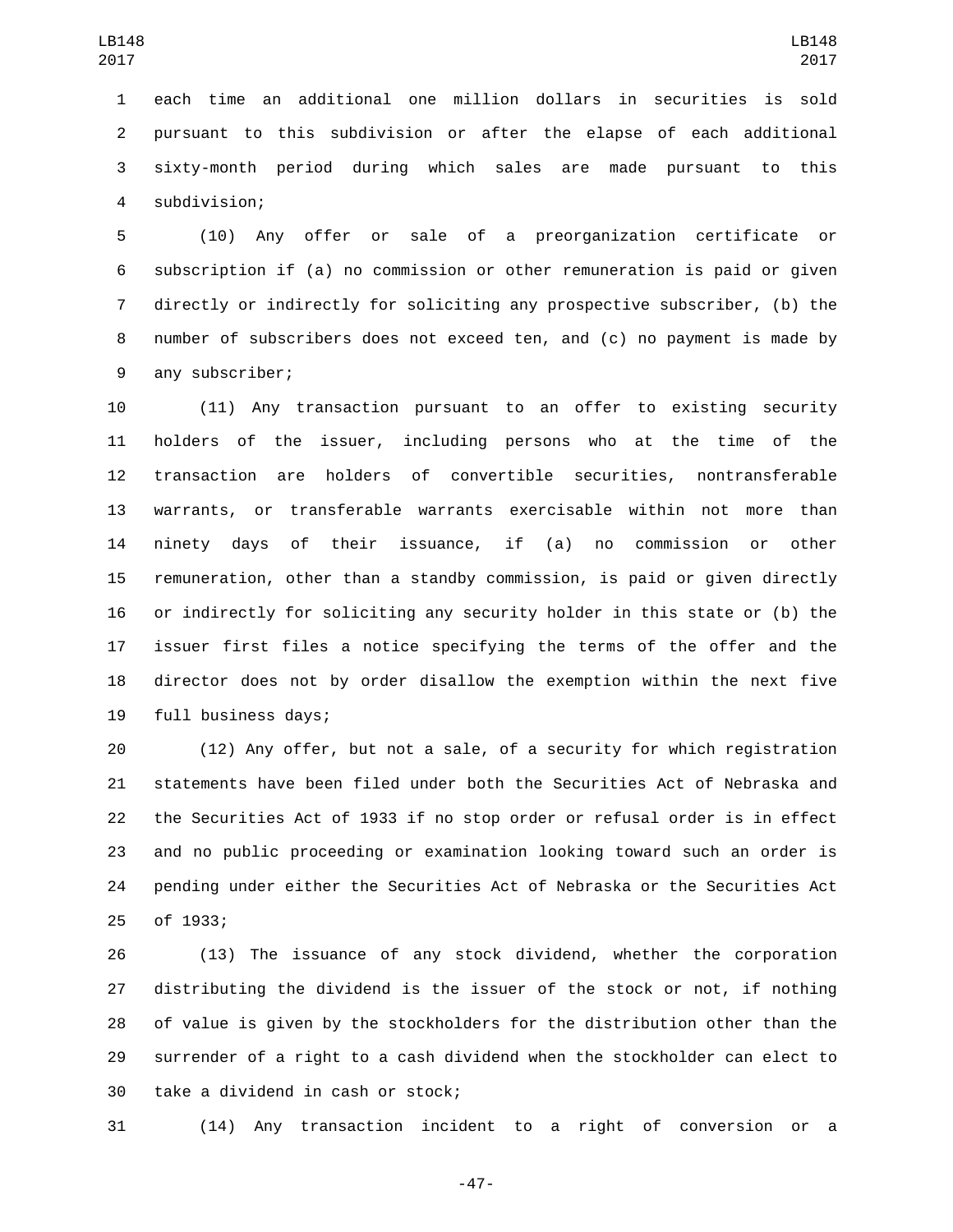each time an additional one million dollars in securities is sold pursuant to this subdivision or after the elapse of each additional sixty-month period during which sales are made pursuant to this subdivision;

(10) Any offer or sale of a preorganization certificate or subscription if (a) no commission or other remuneration is paid or given directly or indirectly for soliciting any prospective subscriber, (b) the number of subscribers does not exceed ten, and (c) no payment is made by any subscriber;

(11) Any transaction pursuant to an offer to existing security holders of the issuer, including persons who at the time of the transaction are holders of convertible securities, nontransferable warrants, or transferable warrants exercisable within not more than ninety days of their issuance, if (a) no commission or other remuneration, other than a standby commission, is paid or given directly or indirectly for soliciting any security holder in this state or (b) the issuer first files a notice specifying the terms of the offer and the director does not by order disallow the exemption within the next five full business days;

(12) Any offer, but not a sale, of a security for which registration statements have been filed under both the Securities Act of Nebraska and the Securities Act of 1933 if no stop order or refusal order is in effect and no public proceeding or examination looking toward such an order is pending under either the Securities Act of Nebraska or the Securities Act of 1933;

(13) The issuance of any stock dividend, whether the corporation distributing the dividend is the issuer of the stock or not, if nothing of value is given by the stockholders for the distribution other than the surrender of a right to a cash dividend when the stockholder can elect to take a dividend in cash or stock;

(14) Any transaction incident to a right of conversion or a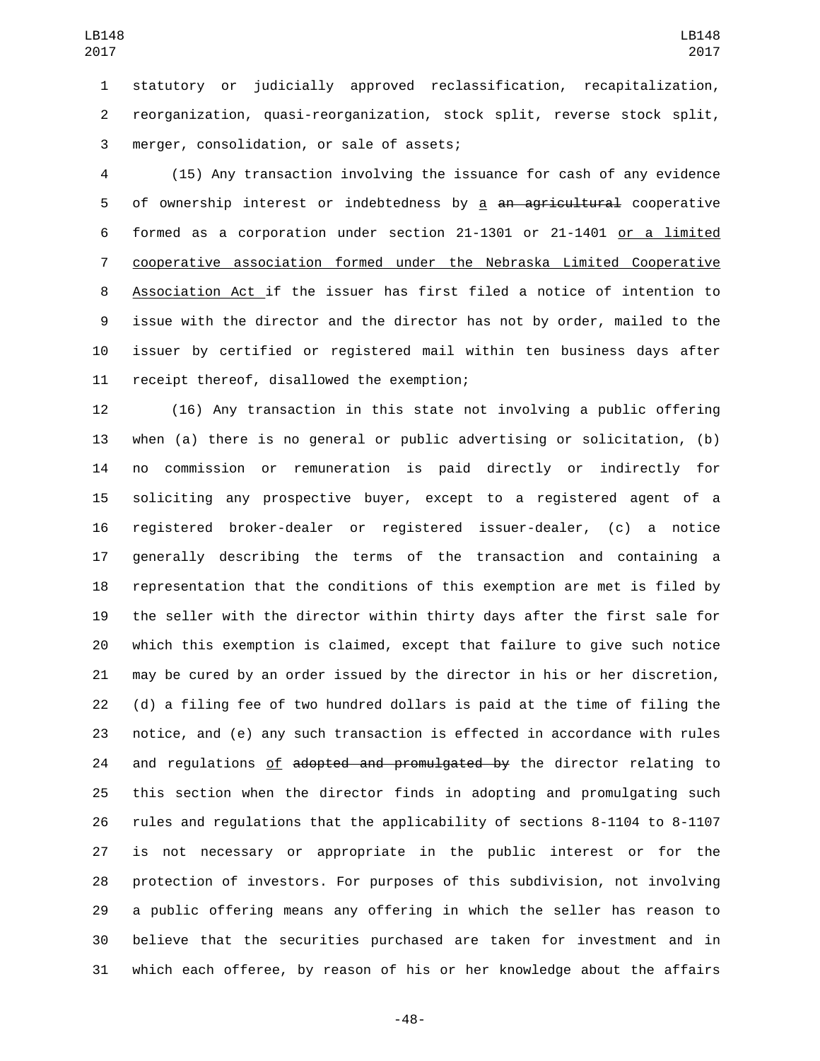statutory or judicially approved reclassification, recapitalization, reorganization, quasi-reorganization, stock split, reverse stock split, merger, consolidation, or sale of assets;

(15) Any transaction involving the issuance for cash of any evidence of ownership interest or indebtedness by a ~~an agricultural~~ cooperative formed as a corporation under section 21-1301 or 21-1401 or a limited cooperative association formed under the Nebraska Limited Cooperative Association Act if the issuer has first filed a notice of intention to issue with the director and the director has not by order, mailed to the issuer by certified or registered mail within ten business days after receipt thereof, disallowed the exemption;

(16) Any transaction in this state not involving a public offering when (a) there is no general or public advertising or solicitation, (b) no commission or remuneration is paid directly or indirectly for soliciting any prospective buyer, except to a registered agent of a registered broker-dealer or registered issuer-dealer, (c) a notice generally describing the terms of the transaction and containing a representation that the conditions of this exemption are met is filed by the seller with the director within thirty days after the first sale for which this exemption is claimed, except that failure to give such notice may be cured by an order issued by the director in his or her discretion, (d) a filing fee of two hundred dollars is paid at the time of filing the notice, and (e) any such transaction is effected in accordance with rules and regulations of ~~adopted and promulgated by~~ the director relating to this section when the director finds in adopting and promulgating such rules and regulations that the applicability of sections 8-1104 to 8-1107 is not necessary or appropriate in the public interest or for the protection of investors. For purposes of this subdivision, not involving a public offering means any offering in which the seller has reason to believe that the securities purchased are taken for investment and in which each offeree, by reason of his or her knowledge about the affairs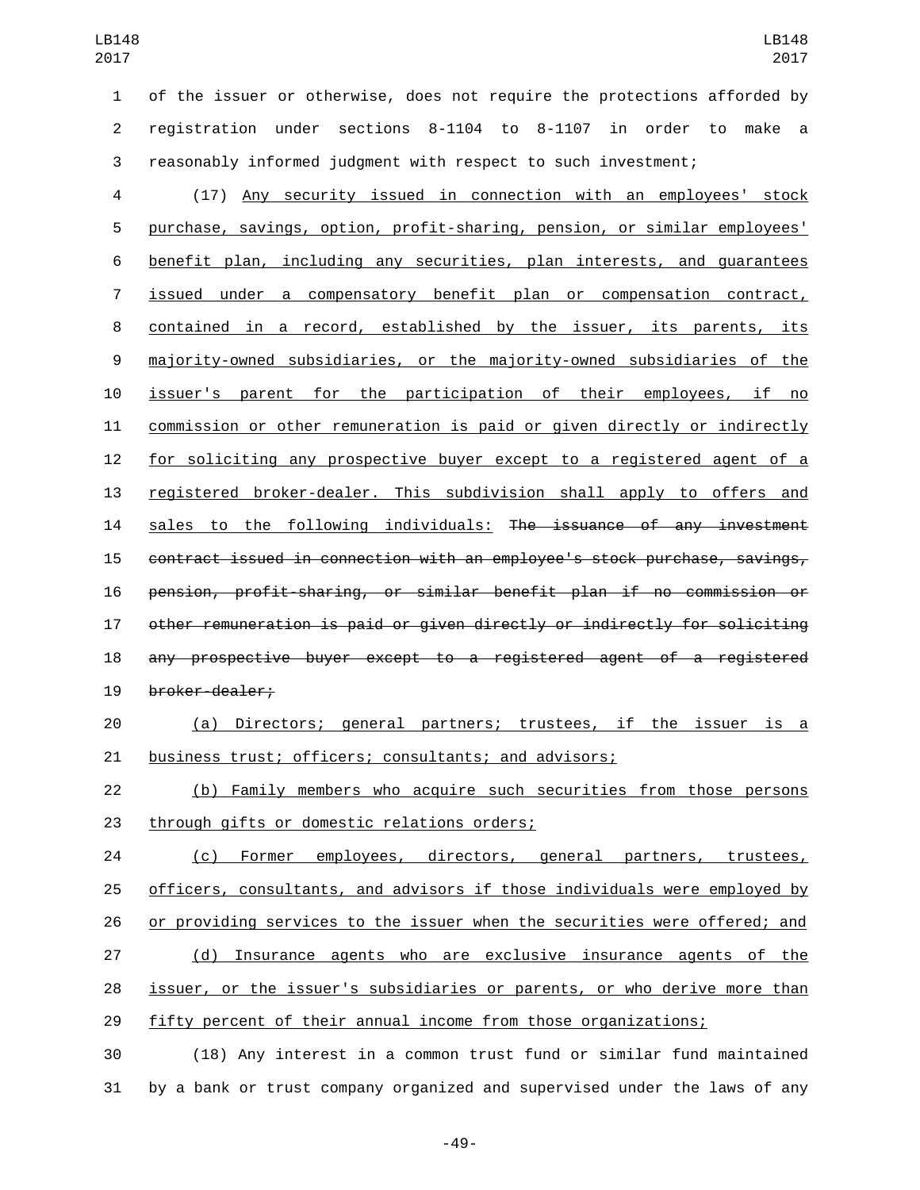of the issuer or otherwise, does not require the protections afforded by registration under sections 8-1104 to 8-1107 in order to make a reasonably informed judgment with respect to such investment;

(17) Any security issued in connection with an employees' stock purchase, savings, option, profit-sharing, pension, or similar employees' benefit plan, including any securities, plan interests, and guarantees issued under a compensatory benefit plan or compensation contract, contained in a record, established by the issuer, its parents, its majority-owned subsidiaries, or the majority-owned subsidiaries of the issuer's parent for the participation of their employees, if no commission or other remuneration is paid or given directly or indirectly for soliciting any prospective buyer except to a registered agent of a registered broker-dealer. This subdivision shall apply to offers and sales to the following individuals: ~~The issuance of any investment contract issued in connection with an employee's stock purchase, savings, pension, profit-sharing, or similar benefit plan if no commission or other remuneration is paid or given directly or indirectly for soliciting any prospective buyer except to a registered agent of a registered broker-dealer;~~

(a) Directors; general partners; trustees, if the issuer is a business trust; officers; consultants; and advisors;

(b) Family members who acquire such securities from those persons through gifts or domestic relations orders;

(c) Former employees, directors, general partners, trustees, officers, consultants, and advisors if those individuals were employed by or providing services to the issuer when the securities were offered; and

(d) Insurance agents who are exclusive insurance agents of the issuer, or the issuer's subsidiaries or parents, or who derive more than fifty percent of their annual income from those organizations;

(18) Any interest in a common trust fund or similar fund maintained by a bank or trust company organized and supervised under the laws of any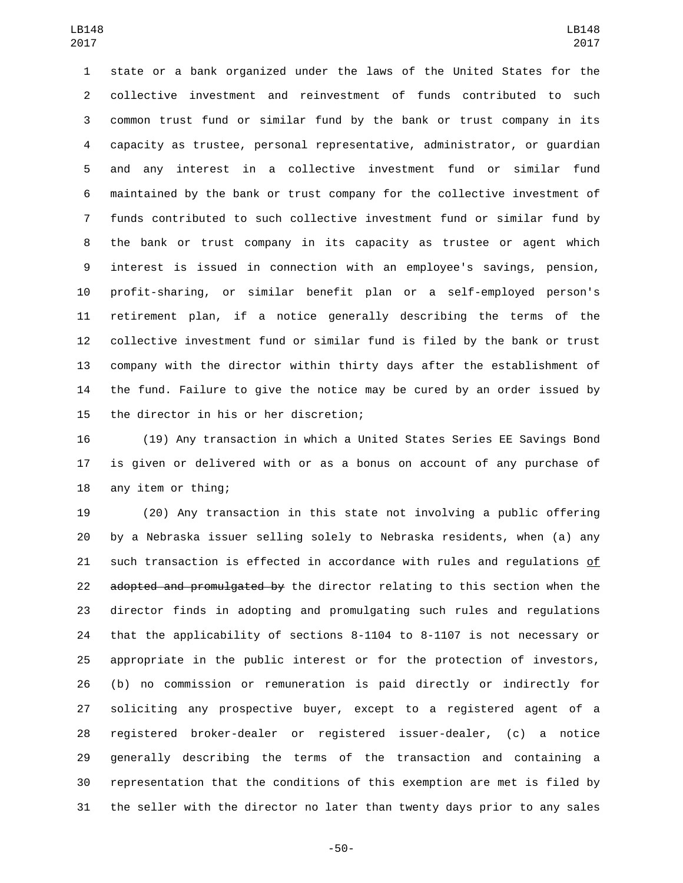state or a bank organized under the laws of the United States for the collective investment and reinvestment of funds contributed to such common trust fund or similar fund by the bank or trust company in its capacity as trustee, personal representative, administrator, or guardian and any interest in a collective investment fund or similar fund maintained by the bank or trust company for the collective investment of funds contributed to such collective investment fund or similar fund by the bank or trust company in its capacity as trustee or agent which interest is issued in connection with an employee's savings, pension, profit-sharing, or similar benefit plan or a self-employed person's retirement plan, if a notice generally describing the terms of the collective investment fund or similar fund is filed by the bank or trust company with the director within thirty days after the establishment of the fund. Failure to give the notice may be cured by an order issued by the director in his or her discretion;

(19) Any transaction in which a United States Series EE Savings Bond is given or delivered with or as a bonus on account of any purchase of any item or thing;

(20) Any transaction in this state not involving a public offering by a Nebraska issuer selling solely to Nebraska residents, when (a) any such transaction is effected in accordance with rules and regulations of ~~adopted and promulgated by~~ the director relating to this section when the director finds in adopting and promulgating such rules and regulations that the applicability of sections 8-1104 to 8-1107 is not necessary or appropriate in the public interest or for the protection of investors, (b) no commission or remuneration is paid directly or indirectly for soliciting any prospective buyer, except to a registered agent of a registered broker-dealer or registered issuer-dealer, (c) a notice generally describing the terms of the transaction and containing a representation that the conditions of this exemption are met is filed by the seller with the director no later than twenty days prior to any sales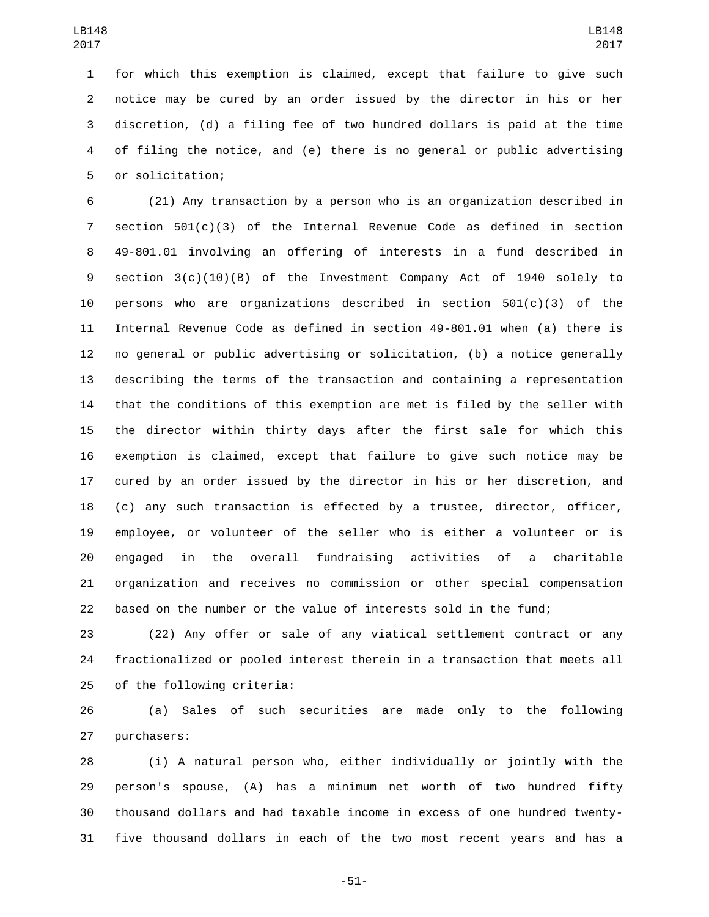for which this exemption is claimed, except that failure to give such notice may be cured by an order issued by the director in his or her discretion, (d) a filing fee of two hundred dollars is paid at the time of filing the notice, and (e) there is no general or public advertising or solicitation;

(21) Any transaction by a person who is an organization described in section 501(c)(3) of the Internal Revenue Code as defined in section 49-801.01 involving an offering of interests in a fund described in section 3(c)(10)(B) of the Investment Company Act of 1940 solely to persons who are organizations described in section 501(c)(3) of the Internal Revenue Code as defined in section 49-801.01 when (a) there is no general or public advertising or solicitation, (b) a notice generally describing the terms of the transaction and containing a representation that the conditions of this exemption are met is filed by the seller with the director within thirty days after the first sale for which this exemption is claimed, except that failure to give such notice may be cured by an order issued by the director in his or her discretion, and (c) any such transaction is effected by a trustee, director, officer, employee, or volunteer of the seller who is either a volunteer or is engaged in the overall fundraising activities of a charitable organization and receives no commission or other special compensation based on the number or the value of interests sold in the fund;

(22) Any offer or sale of any viatical settlement contract or any fractionalized or pooled interest therein in a transaction that meets all of the following criteria:

(a) Sales of such securities are made only to the following purchasers:

(i) A natural person who, either individually or jointly with the person's spouse, (A) has a minimum net worth of two hundred fifty thousand dollars and had taxable income in excess of one hundred twenty-five thousand dollars in each of the two most recent years and has a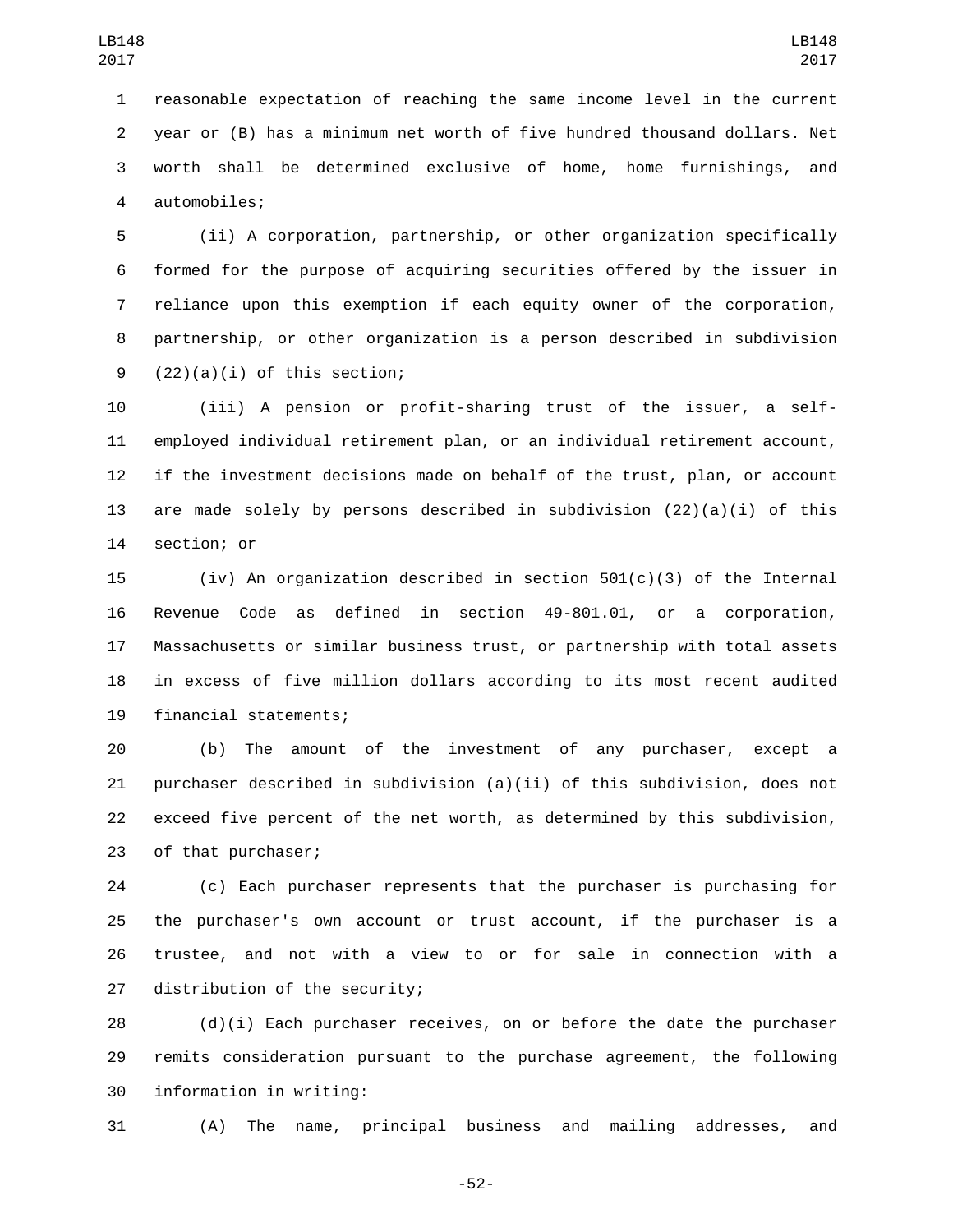reasonable expectation of reaching the same income level in the current year or (B) has a minimum net worth of five hundred thousand dollars. Net worth shall be determined exclusive of home, home furnishings, and automobiles;

(ii) A corporation, partnership, or other organization specifically formed for the purpose of acquiring securities offered by the issuer in reliance upon this exemption if each equity owner of the corporation, partnership, or other organization is a person described in subdivision (22)(a)(i) of this section;

(iii) A pension or profit-sharing trust of the issuer, a self-employed individual retirement plan, or an individual retirement account, if the investment decisions made on behalf of the trust, plan, or account are made solely by persons described in subdivision (22)(a)(i) of this section; or

(iv) An organization described in section 501(c)(3) of the Internal Revenue Code as defined in section 49-801.01, or a corporation, Massachusetts or similar business trust, or partnership with total assets in excess of five million dollars according to its most recent audited financial statements;

(b) The amount of the investment of any purchaser, except a purchaser described in subdivision (a)(ii) of this subdivision, does not exceed five percent of the net worth, as determined by this subdivision, of that purchaser;

(c) Each purchaser represents that the purchaser is purchasing for the purchaser's own account or trust account, if the purchaser is a trustee, and not with a view to or for sale in connection with a distribution of the security;

(d)(i) Each purchaser receives, on or before the date the purchaser remits consideration pursuant to the purchase agreement, the following information in writing:

(A) The name, principal business and mailing addresses, and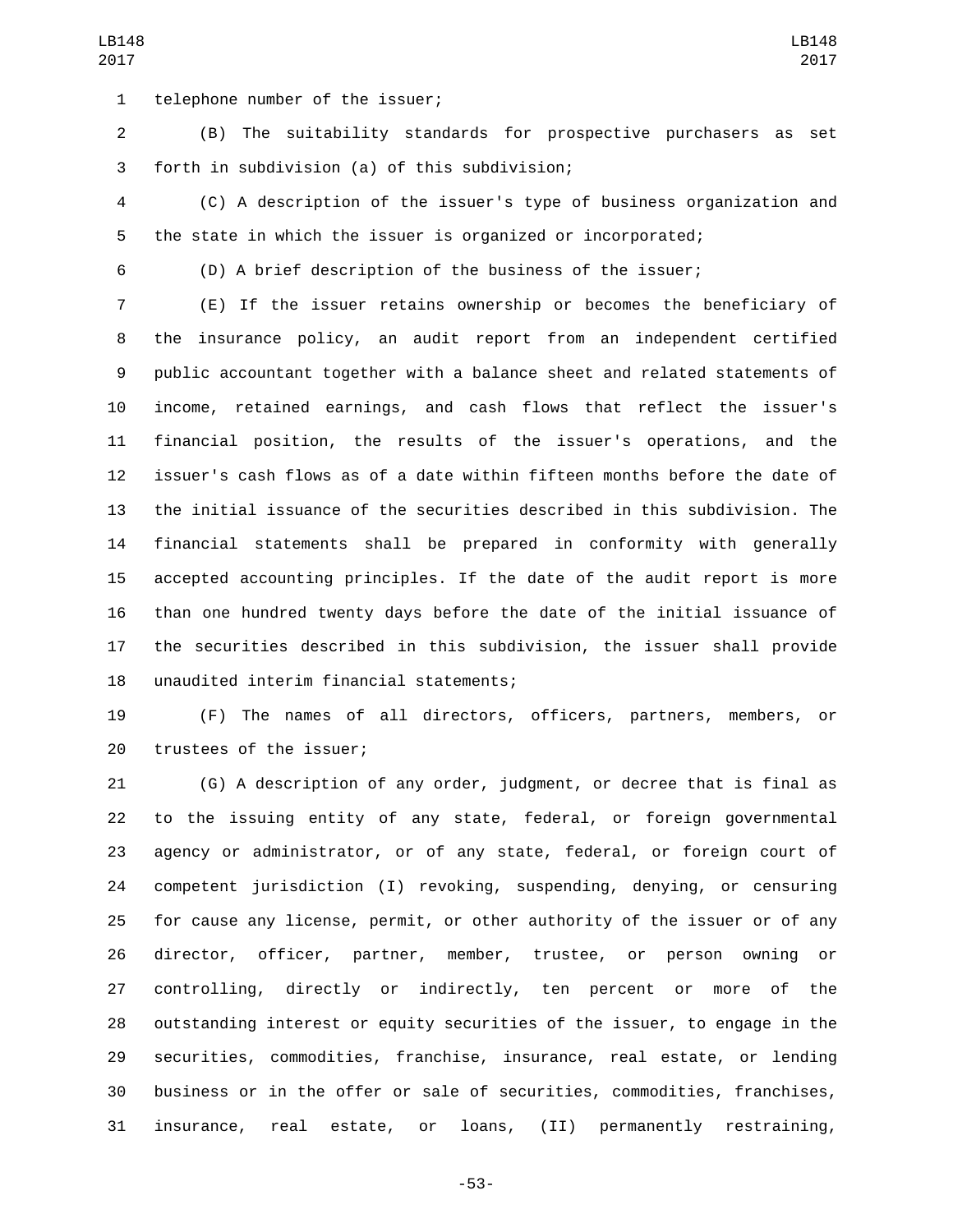telephone number of the issuer;

(B) The suitability standards for prospective purchasers as set forth in subdivision (a) of this subdivision;

(C) A description of the issuer's type of business organization and the state in which the issuer is organized or incorporated;

(D) A brief description of the business of the issuer;

(E) If the issuer retains ownership or becomes the beneficiary of the insurance policy, an audit report from an independent certified public accountant together with a balance sheet and related statements of income, retained earnings, and cash flows that reflect the issuer's financial position, the results of the issuer's operations, and the issuer's cash flows as of a date within fifteen months before the date of the initial issuance of the securities described in this subdivision. The financial statements shall be prepared in conformity with generally accepted accounting principles. If the date of the audit report is more than one hundred twenty days before the date of the initial issuance of the securities described in this subdivision, the issuer shall provide unaudited interim financial statements;

(F) The names of all directors, officers, partners, members, or trustees of the issuer;

(G) A description of any order, judgment, or decree that is final as to the issuing entity of any state, federal, or foreign governmental agency or administrator, or of any state, federal, or foreign court of competent jurisdiction (I) revoking, suspending, denying, or censuring for cause any license, permit, or other authority of the issuer or of any director, officer, partner, member, trustee, or person owning or controlling, directly or indirectly, ten percent or more of the outstanding interest or equity securities of the issuer, to engage in the securities, commodities, franchise, insurance, real estate, or lending business or in the offer or sale of securities, commodities, franchises, insurance, real estate, or loans, (II) permanently restraining,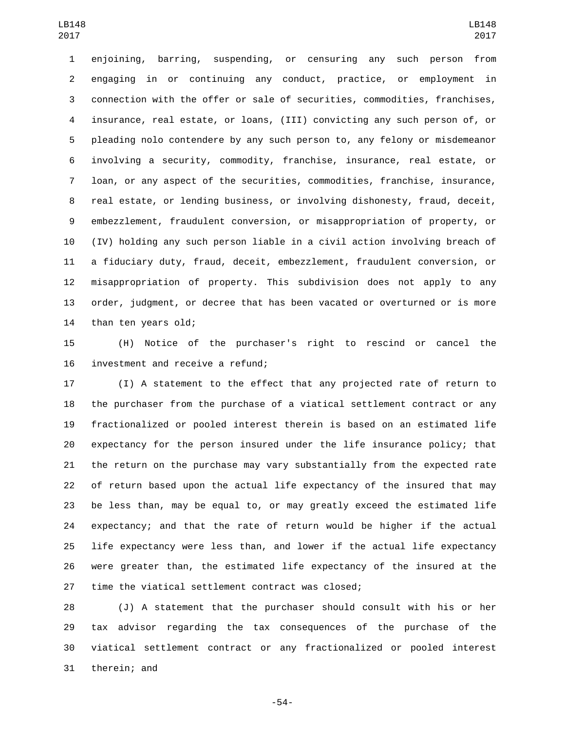enjoining, barring, suspending, or censuring any such person from engaging in or continuing any conduct, practice, or employment in connection with the offer or sale of securities, commodities, franchises, insurance, real estate, or loans, (III) convicting any such person of, or pleading nolo contendere by any such person to, any felony or misdemeanor involving a security, commodity, franchise, insurance, real estate, or loan, or any aspect of the securities, commodities, franchise, insurance, real estate, or lending business, or involving dishonesty, fraud, deceit, embezzlement, fraudulent conversion, or misappropriation of property, or (IV) holding any such person liable in a civil action involving breach of a fiduciary duty, fraud, deceit, embezzlement, fraudulent conversion, or misappropriation of property. This subdivision does not apply to any order, judgment, or decree that has been vacated or overturned or is more than ten years old;

(H) Notice of the purchaser's right to rescind or cancel the investment and receive a refund;

(I) A statement to the effect that any projected rate of return to the purchaser from the purchase of a viatical settlement contract or any fractionalized or pooled interest therein is based on an estimated life expectancy for the person insured under the life insurance policy; that the return on the purchase may vary substantially from the expected rate of return based upon the actual life expectancy of the insured that may be less than, may be equal to, or may greatly exceed the estimated life expectancy; and that the rate of return would be higher if the actual life expectancy were less than, and lower if the actual life expectancy were greater than, the estimated life expectancy of the insured at the time the viatical settlement contract was closed;

(J) A statement that the purchaser should consult with his or her tax advisor regarding the tax consequences of the purchase of the viatical settlement contract or any fractionalized or pooled interest therein; and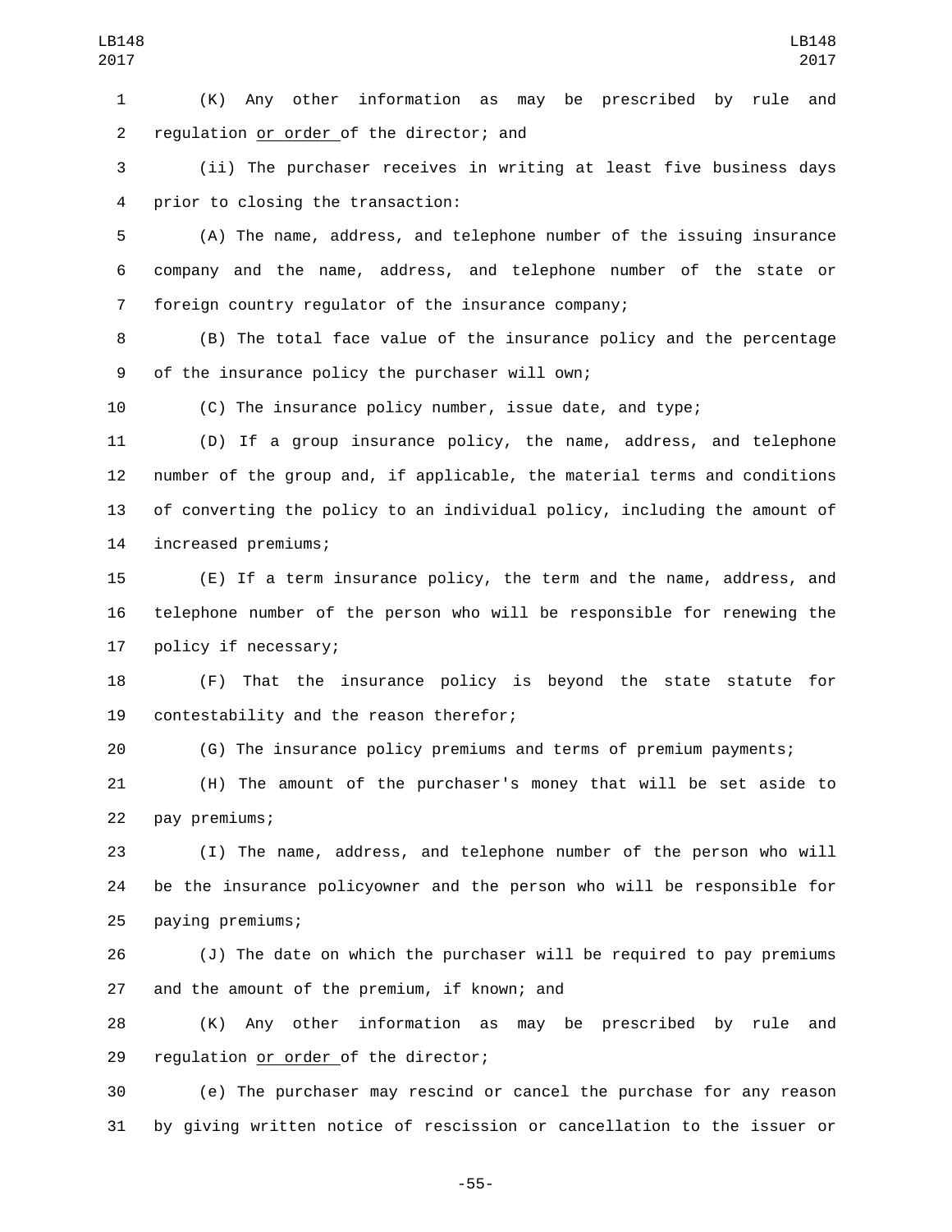(K) Any other information as may be prescribed by rule and regulation <u>or order</u> of the director; and

(ii) The purchaser receives in writing at least five business days prior to closing the transaction:

(A) The name, address, and telephone number of the issuing insurance company and the name, address, and telephone number of the state or foreign country regulator of the insurance company;

(B) The total face value of the insurance policy and the percentage of the insurance policy the purchaser will own;

(C) The insurance policy number, issue date, and type;

(D) If a group insurance policy, the name, address, and telephone number of the group and, if applicable, the material terms and conditions of converting the policy to an individual policy, including the amount of increased premiums;

(E) If a term insurance policy, the term and the name, address, and telephone number of the person who will be responsible for renewing the policy if necessary;

(F) That the insurance policy is beyond the state statute for contestability and the reason therefor;

(G) The insurance policy premiums and terms of premium payments;

(H) The amount of the purchaser's money that will be set aside to pay premiums;

(I) The name, address, and telephone number of the person who will be the insurance policyowner and the person who will be responsible for paying premiums;

(J) The date on which the purchaser will be required to pay premiums and the amount of the premium, if known; and

(K) Any other information as may be prescribed by rule and regulation <u>or order</u> of the director;

(e) The purchaser may rescind or cancel the purchase for any reason by giving written notice of rescission or cancellation to the issuer or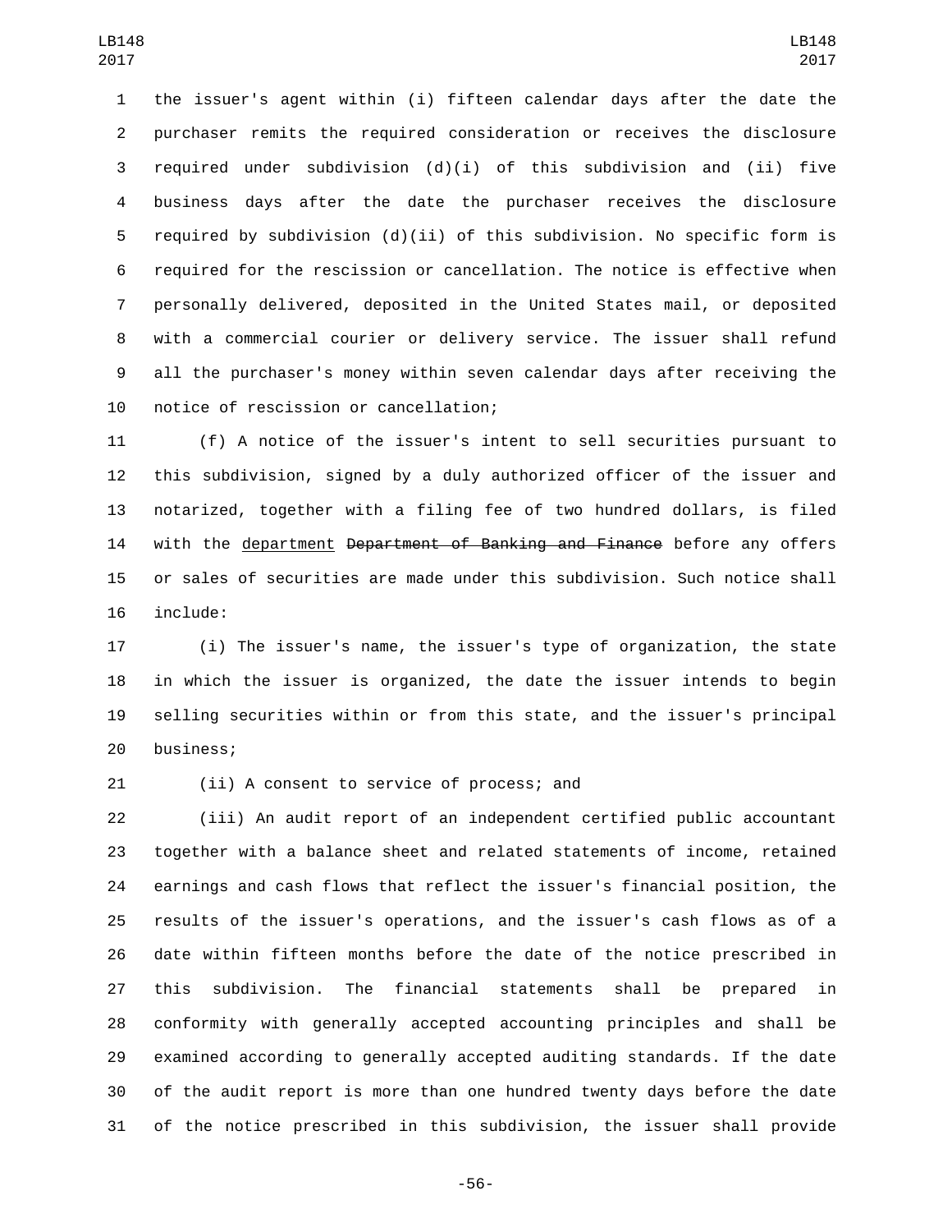the issuer's agent within (i) fifteen calendar days after the date the purchaser remits the required consideration or receives the disclosure required under subdivision (d)(i) of this subdivision and (ii) five business days after the date the purchaser receives the disclosure required by subdivision (d)(ii) of this subdivision. No specific form is required for the rescission or cancellation. The notice is effective when personally delivered, deposited in the United States mail, or deposited with a commercial courier or delivery service. The issuer shall refund all the purchaser's money within seven calendar days after receiving the notice of rescission or cancellation;

(f) A notice of the issuer's intent to sell securities pursuant to this subdivision, signed by a duly authorized officer of the issuer and notarized, together with a filing fee of two hundred dollars, is filed with the <u>department</u> ~~Department of Banking and Finance~~ before any offers or sales of securities are made under this subdivision. Such notice shall include:

(i) The issuer's name, the issuer's type of organization, the state in which the issuer is organized, the date the issuer intends to begin selling securities within or from this state, and the issuer's principal business;

(ii) A consent to service of process; and

(iii) An audit report of an independent certified public accountant together with a balance sheet and related statements of income, retained earnings and cash flows that reflect the issuer's financial position, the results of the issuer's operations, and the issuer's cash flows as of a date within fifteen months before the date of the notice prescribed in this subdivision. The financial statements shall be prepared in conformity with generally accepted accounting principles and shall be examined according to generally accepted auditing standards. If the date of the audit report is more than one hundred twenty days before the date of the notice prescribed in this subdivision, the issuer shall provide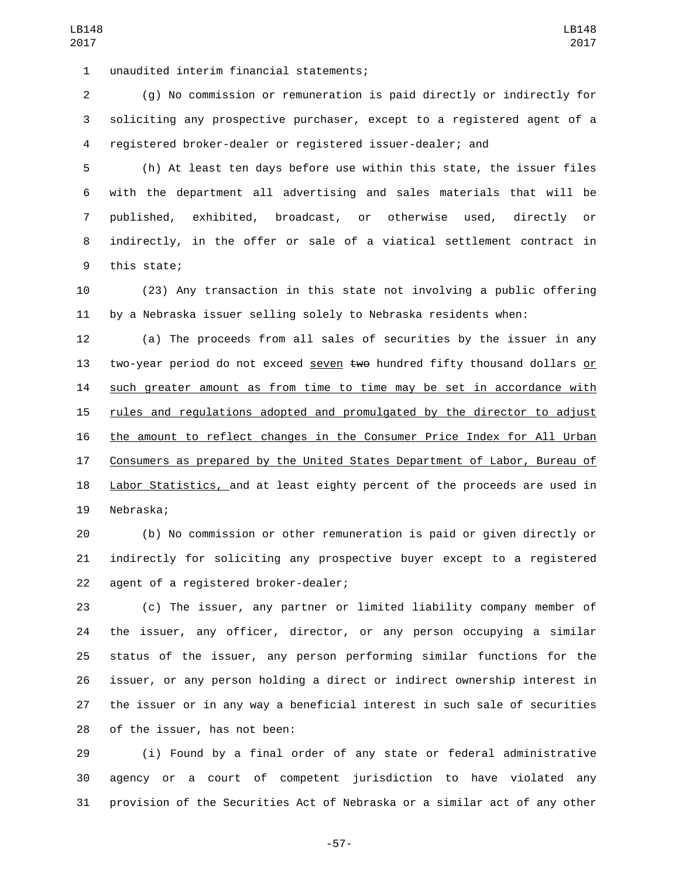unaudited interim financial statements;

(g) No commission or remuneration is paid directly or indirectly for soliciting any prospective purchaser, except to a registered agent of a registered broker-dealer or registered issuer-dealer; and

(h) At least ten days before use within this state, the issuer files with the department all advertising and sales materials that will be published, exhibited, broadcast, or otherwise used, directly or indirectly, in the offer or sale of a viatical settlement contract in this state;

(23) Any transaction in this state not involving a public offering by a Nebraska issuer selling solely to Nebraska residents when:

(a) The proceeds from all sales of securities by the issuer in any two-year period do not exceed <u>seven</u> ~~two~~ hundred fifty thousand dollars <u>or such greater amount as from time to time may be set in accordance with rules and regulations adopted and promulgated by the director to adjust the amount to reflect changes in the Consumer Price Index for All Urban Consumers as prepared by the United States Department of Labor, Bureau of Labor Statistics,</u> and at least eighty percent of the proceeds are used in Nebraska;

(b) No commission or other remuneration is paid or given directly or indirectly for soliciting any prospective buyer except to a registered agent of a registered broker-dealer;

(c) The issuer, any partner or limited liability company member of the issuer, any officer, director, or any person occupying a similar status of the issuer, any person performing similar functions for the issuer, or any person holding a direct or indirect ownership interest in the issuer or in any way a beneficial interest in such sale of securities of the issuer, has not been:

(i) Found by a final order of any state or federal administrative agency or a court of competent jurisdiction to have violated any provision of the Securities Act of Nebraska or a similar act of any other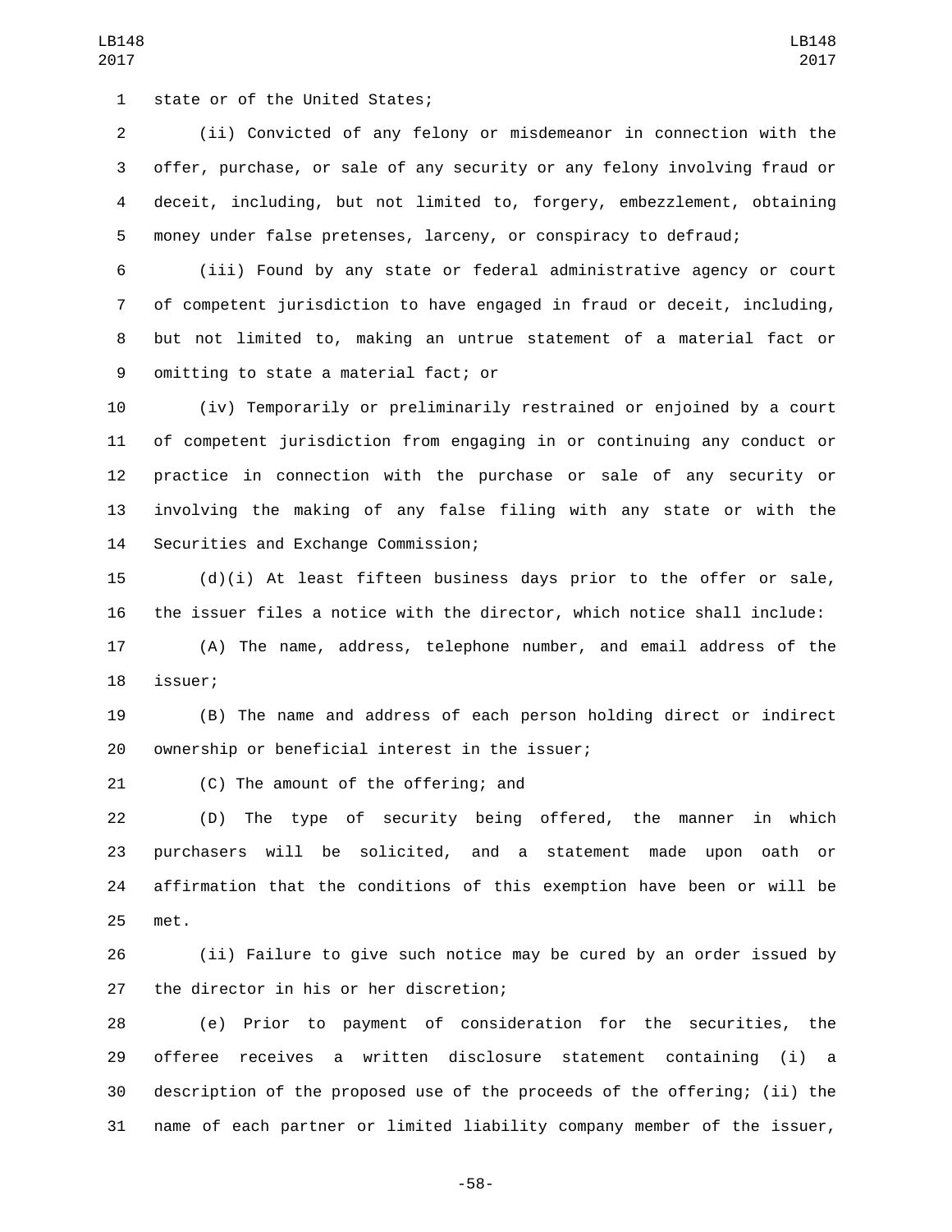state or of the United States;

(ii) Convicted of any felony or misdemeanor in connection with the offer, purchase, or sale of any security or any felony involving fraud or deceit, including, but not limited to, forgery, embezzlement, obtaining money under false pretenses, larceny, or conspiracy to defraud;

(iii) Found by any state or federal administrative agency or court of competent jurisdiction to have engaged in fraud or deceit, including, but not limited to, making an untrue statement of a material fact or omitting to state a material fact; or

(iv) Temporarily or preliminarily restrained or enjoined by a court of competent jurisdiction from engaging in or continuing any conduct or practice in connection with the purchase or sale of any security or involving the making of any false filing with any state or with the Securities and Exchange Commission;

(d)(i) At least fifteen business days prior to the offer or sale, the issuer files a notice with the director, which notice shall include:

(A) The name, address, telephone number, and email address of the issuer;

(B) The name and address of each person holding direct or indirect ownership or beneficial interest in the issuer;

(C) The amount of the offering; and

(D) The type of security being offered, the manner in which purchasers will be solicited, and a statement made upon oath or affirmation that the conditions of this exemption have been or will be met.

(ii) Failure to give such notice may be cured by an order issued by the director in his or her discretion;

(e) Prior to payment of consideration for the securities, the offeree receives a written disclosure statement containing (i) a description of the proposed use of the proceeds of the offering; (ii) the name of each partner or limited liability company member of the issuer,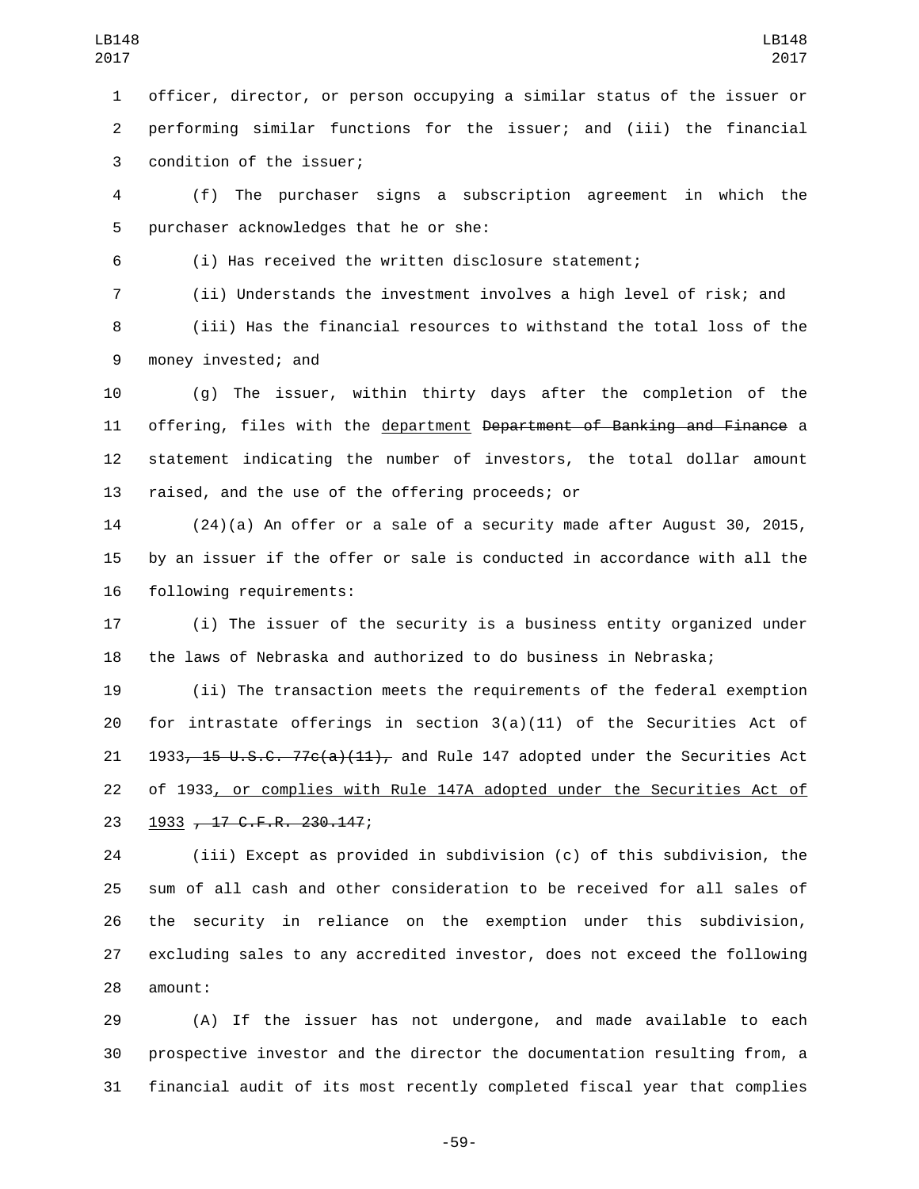officer, director, or person occupying a similar status of the issuer or performing similar functions for the issuer; and (iii) the financial condition of the issuer;

(f) The purchaser signs a subscription agreement in which the purchaser acknowledges that he or she:

(i) Has received the written disclosure statement;

(ii) Understands the investment involves a high level of risk; and

(iii) Has the financial resources to withstand the total loss of the money invested; and

(g) The issuer, within thirty days after the completion of the offering, files with the <u>department</u> ~~Department of Banking and Finance~~ a statement indicating the number of investors, the total dollar amount raised, and the use of the offering proceeds; or

(24)(a) An offer or a sale of a security made after August 30, 2015, by an issuer if the offer or sale is conducted in accordance with all the following requirements:

(i) The issuer of the security is a business entity organized under the laws of Nebraska and authorized to do business in Nebraska;

(ii) The transaction meets the requirements of the federal exemption for intrastate offerings in section 3(a)(11) of the Securities Act of 1933~~, 15 U.S.C. 77c(a)(11),~~ and Rule 147 adopted under the Securities Act of 1933<u>, or complies with Rule 147A adopted under the Securities Act of 1933</u> ~~, 17 C.F.R. 230.147~~;

(iii) Except as provided in subdivision (c) of this subdivision, the sum of all cash and other consideration to be received for all sales of the security in reliance on the exemption under this subdivision, excluding sales to any accredited investor, does not exceed the following amount:

(A) If the issuer has not undergone, and made available to each prospective investor and the director the documentation resulting from, a financial audit of its most recently completed fiscal year that complies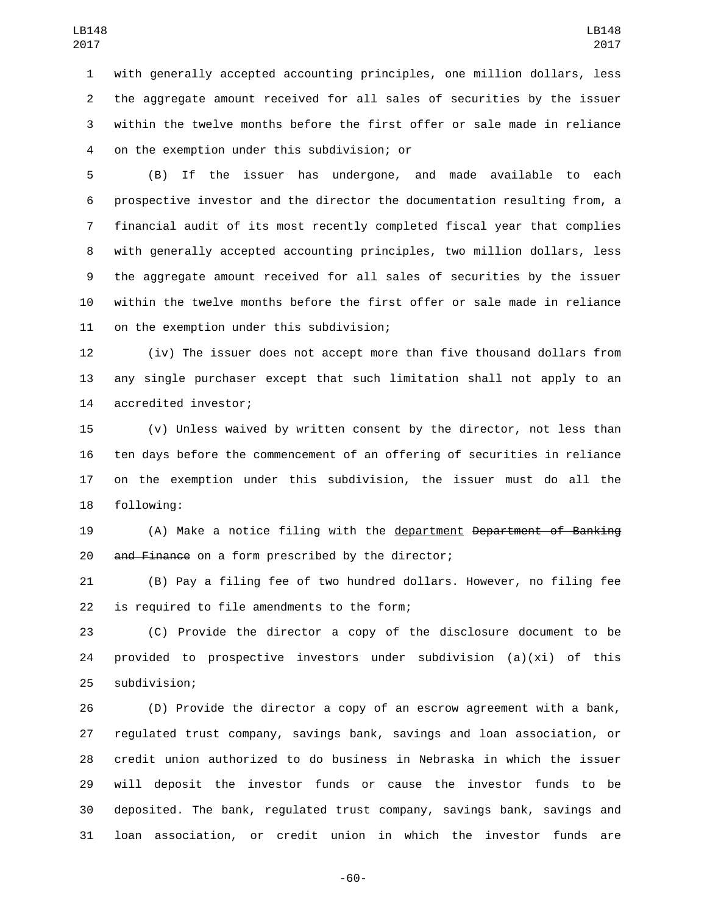with generally accepted accounting principles, one million dollars, less the aggregate amount received for all sales of securities by the issuer within the twelve months before the first offer or sale made in reliance on the exemption under this subdivision; or

(B) If the issuer has undergone, and made available to each prospective investor and the director the documentation resulting from, a financial audit of its most recently completed fiscal year that complies with generally accepted accounting principles, two million dollars, less the aggregate amount received for all sales of securities by the issuer within the twelve months before the first offer or sale made in reliance on the exemption under this subdivision;

(iv) The issuer does not accept more than five thousand dollars from any single purchaser except that such limitation shall not apply to an accredited investor;

(v) Unless waived by written consent by the director, not less than ten days before the commencement of an offering of securities in reliance on the exemption under this subdivision, the issuer must do all the following:

(A) Make a notice filing with the department ~~Department of Banking and Finance~~ on a form prescribed by the director;

(B) Pay a filing fee of two hundred dollars. However, no filing fee is required to file amendments to the form;

(C) Provide the director a copy of the disclosure document to be provided to prospective investors under subdivision (a)(xi) of this subdivision;

(D) Provide the director a copy of an escrow agreement with a bank, regulated trust company, savings bank, savings and loan association, or credit union authorized to do business in Nebraska in which the issuer will deposit the investor funds or cause the investor funds to be deposited. The bank, regulated trust company, savings bank, savings and loan association, or credit union in which the investor funds are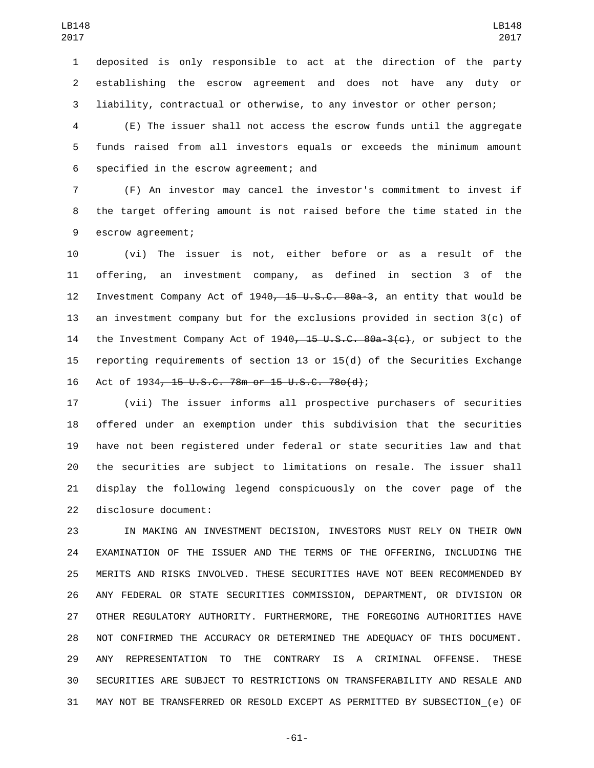deposited is only responsible to act at the direction of the party establishing the escrow agreement and does not have any duty or liability, contractual or otherwise, to any investor or other person;

(E) The issuer shall not access the escrow funds until the aggregate funds raised from all investors equals or exceeds the minimum amount specified in the escrow agreement; and

(F) An investor may cancel the investor's commitment to invest if the target offering amount is not raised before the time stated in the escrow agreement;

(vi) The issuer is not, either before or as a result of the offering, an investment company, as defined in section 3 of the Investment Company Act of 1940~~, 15 U.S.C. 80a-3~~, an entity that would be an investment company but for the exclusions provided in section 3(c) of the Investment Company Act of 1940~~, 15 U.S.C. 80a-3(c)~~, or subject to the reporting requirements of section 13 or 15(d) of the Securities Exchange Act of 1934~~, 15 U.S.C. 78m or 15 U.S.C. 78o(d)~~;

(vii) The issuer informs all prospective purchasers of securities offered under an exemption under this subdivision that the securities have not been registered under federal or state securities law and that the securities are subject to limitations on resale. The issuer shall display the following legend conspicuously on the cover page of the disclosure document:

IN MAKING AN INVESTMENT DECISION, INVESTORS MUST RELY ON THEIR OWN EXAMINATION OF THE ISSUER AND THE TERMS OF THE OFFERING, INCLUDING THE MERITS AND RISKS INVOLVED. THESE SECURITIES HAVE NOT BEEN RECOMMENDED BY ANY FEDERAL OR STATE SECURITIES COMMISSION, DEPARTMENT, OR DIVISION OR OTHER REGULATORY AUTHORITY. FURTHERMORE, THE FOREGOING AUTHORITIES HAVE NOT CONFIRMED THE ACCURACY OR DETERMINED THE ADEQUACY OF THIS DOCUMENT. ANY REPRESENTATION TO THE CONTRARY IS A CRIMINAL OFFENSE. THESE SECURITIES ARE SUBJECT TO RESTRICTIONS ON TRANSFERABILITY AND RESALE AND MAY NOT BE TRANSFERRED OR RESOLD EXCEPT AS PERMITTED BY SUBSECTION (e) OF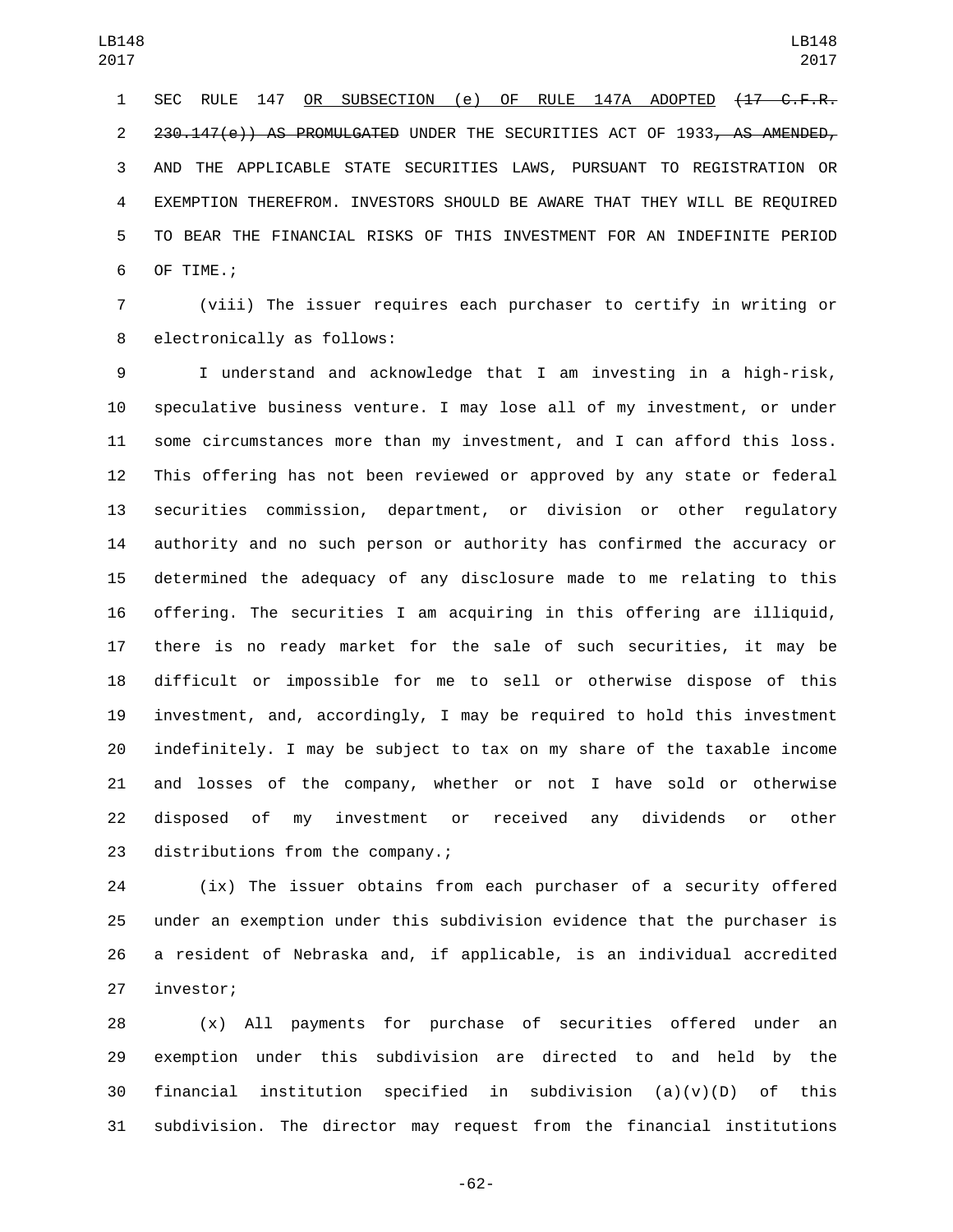SEC RULE 147 OR SUBSECTION (e) OF RULE 147A ADOPTED ~~(17 C.F.R. 230.147(e)) AS PROMULGATED~~ UNDER THE SECURITIES ACT OF 1933~~, AS AMENDED,~~ AND THE APPLICABLE STATE SECURITIES LAWS, PURSUANT TO REGISTRATION OR EXEMPTION THEREFROM. INVESTORS SHOULD BE AWARE THAT THEY WILL BE REQUIRED TO BEAR THE FINANCIAL RISKS OF THIS INVESTMENT FOR AN INDEFINITE PERIOD OF TIME.;

(viii) The issuer requires each purchaser to certify in writing or electronically as follows:

I understand and acknowledge that I am investing in a high-risk, speculative business venture. I may lose all of my investment, or under some circumstances more than my investment, and I can afford this loss. This offering has not been reviewed or approved by any state or federal securities commission, department, or division or other regulatory authority and no such person or authority has confirmed the accuracy or determined the adequacy of any disclosure made to me relating to this offering. The securities I am acquiring in this offering are illiquid, there is no ready market for the sale of such securities, it may be difficult or impossible for me to sell or otherwise dispose of this investment, and, accordingly, I may be required to hold this investment indefinitely. I may be subject to tax on my share of the taxable income and losses of the company, whether or not I have sold or otherwise disposed of my investment or received any dividends or other distributions from the company.;

(ix) The issuer obtains from each purchaser of a security offered under an exemption under this subdivision evidence that the purchaser is a resident of Nebraska and, if applicable, is an individual accredited investor;

(x) All payments for purchase of securities offered under an exemption under this subdivision are directed to and held by the financial institution specified in subdivision (a)(v)(D) of this subdivision. The director may request from the financial institutions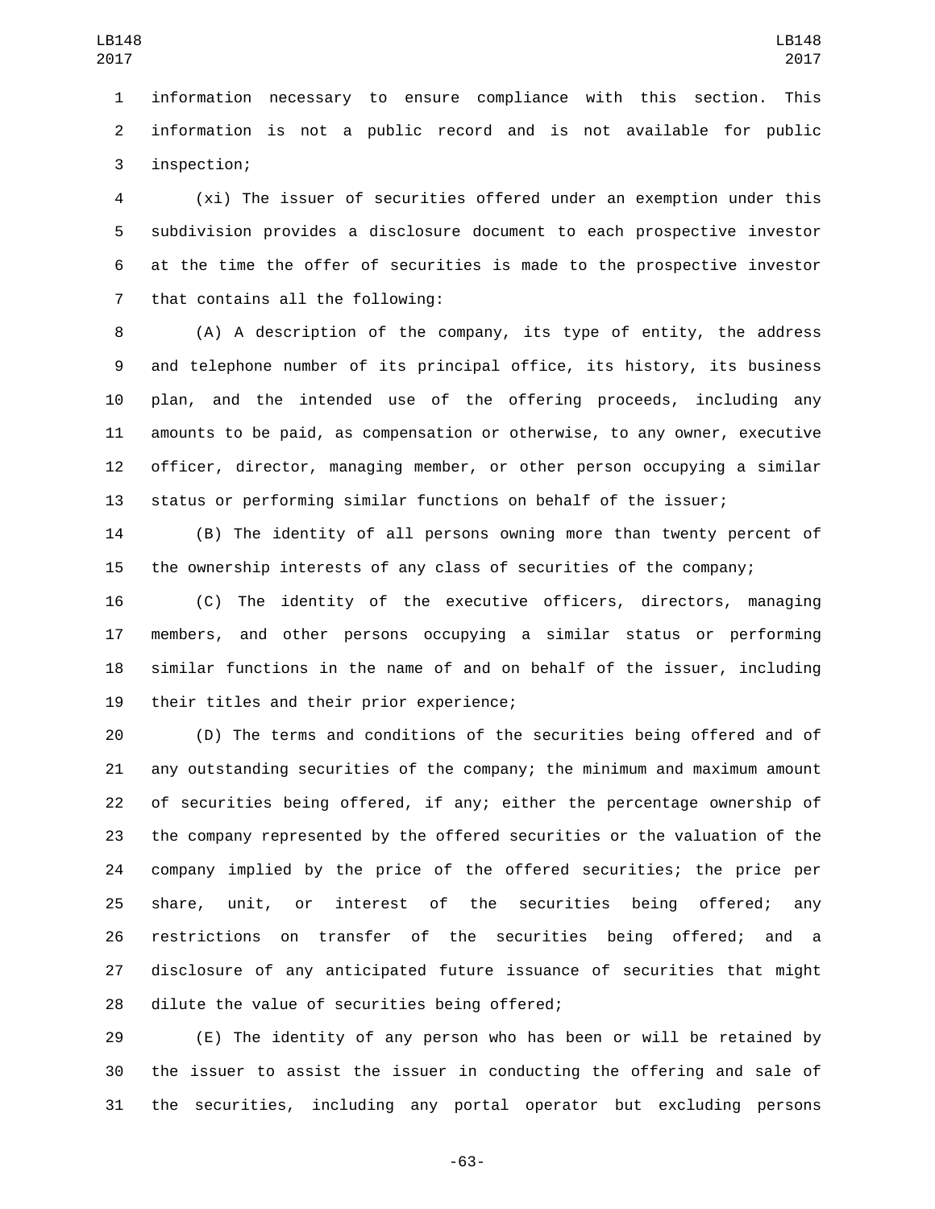information necessary to ensure compliance with this section. This information is not a public record and is not available for public inspection;

(xi) The issuer of securities offered under an exemption under this subdivision provides a disclosure document to each prospective investor at the time the offer of securities is made to the prospective investor that contains all the following:

(A) A description of the company, its type of entity, the address and telephone number of its principal office, its history, its business plan, and the intended use of the offering proceeds, including any amounts to be paid, as compensation or otherwise, to any owner, executive officer, director, managing member, or other person occupying a similar status or performing similar functions on behalf of the issuer;

(B) The identity of all persons owning more than twenty percent of the ownership interests of any class of securities of the company;

(C) The identity of the executive officers, directors, managing members, and other persons occupying a similar status or performing similar functions in the name of and on behalf of the issuer, including their titles and their prior experience;

(D) The terms and conditions of the securities being offered and of any outstanding securities of the company; the minimum and maximum amount of securities being offered, if any; either the percentage ownership of the company represented by the offered securities or the valuation of the company implied by the price of the offered securities; the price per share, unit, or interest of the securities being offered; any restrictions on transfer of the securities being offered; and a disclosure of any anticipated future issuance of securities that might dilute the value of securities being offered;

(E) The identity of any person who has been or will be retained by the issuer to assist the issuer in conducting the offering and sale of the securities, including any portal operator but excluding persons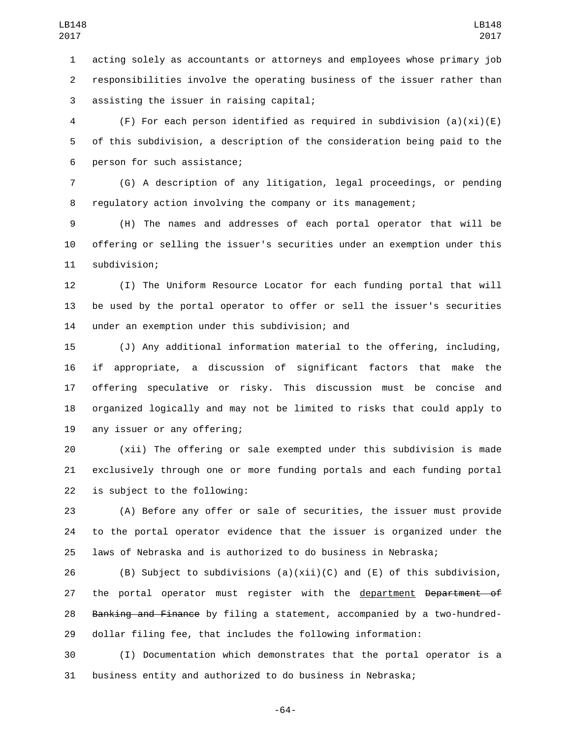acting solely as accountants or attorneys and employees whose primary job responsibilities involve the operating business of the issuer rather than assisting the issuer in raising capital;

(F) For each person identified as required in subdivision (a)(xi)(E) of this subdivision, a description of the consideration being paid to the person for such assistance;

(G) A description of any litigation, legal proceedings, or pending regulatory action involving the company or its management;

(H) The names and addresses of each portal operator that will be offering or selling the issuer's securities under an exemption under this subdivision;

(I) The Uniform Resource Locator for each funding portal that will be used by the portal operator to offer or sell the issuer's securities under an exemption under this subdivision; and

(J) Any additional information material to the offering, including, if appropriate, a discussion of significant factors that make the offering speculative or risky. This discussion must be concise and organized logically and may not be limited to risks that could apply to any issuer or any offering;

(xii) The offering or sale exempted under this subdivision is made exclusively through one or more funding portals and each funding portal is subject to the following:

(A) Before any offer or sale of securities, the issuer must provide to the portal operator evidence that the issuer is organized under the laws of Nebraska and is authorized to do business in Nebraska;

(B) Subject to subdivisions (a)(xii)(C) and (E) of this subdivision, the portal operator must register with the <u>department</u> ~~Department of Banking and Finance~~ by filing a statement, accompanied by a two-hundred-dollar filing fee, that includes the following information:

(I) Documentation which demonstrates that the portal operator is a business entity and authorized to do business in Nebraska;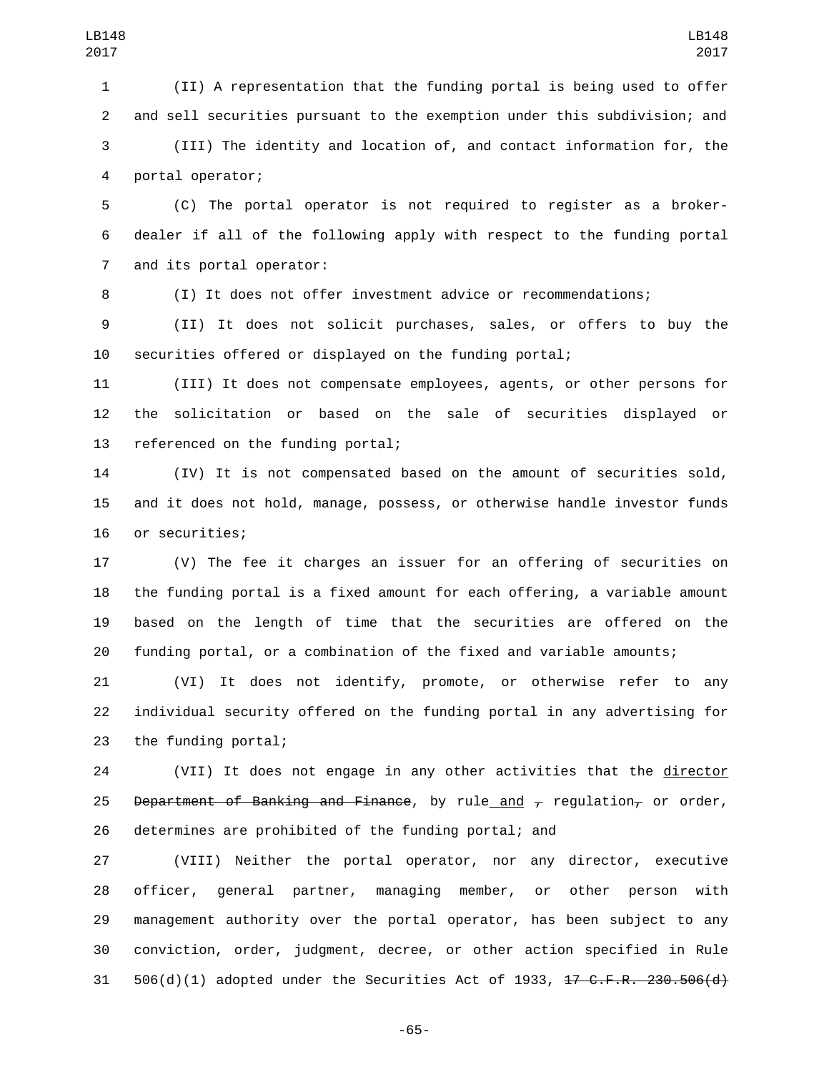(II) A representation that the funding portal is being used to offer and sell securities pursuant to the exemption under this subdivision; and

(III) The identity and location of, and contact information for, the portal operator;

(C) The portal operator is not required to register as a broker-dealer if all of the following apply with respect to the funding portal and its portal operator:

(I) It does not offer investment advice or recommendations;

(II) It does not solicit purchases, sales, or offers to buy the securities offered or displayed on the funding portal;

(III) It does not compensate employees, agents, or other persons for the solicitation or based on the sale of securities displayed or referenced on the funding portal;

(IV) It is not compensated based on the amount of securities sold, and it does not hold, manage, possess, or otherwise handle investor funds or securities;

(V) The fee it charges an issuer for an offering of securities on the funding portal is a fixed amount for each offering, a variable amount based on the length of time that the securities are offered on the funding portal, or a combination of the fixed and variable amounts;

(VI) It does not identify, promote, or otherwise refer to any individual security offered on the funding portal in any advertising for the funding portal;

(VII) It does not engage in any other activities that the director ~~Department of Banking and Finance~~, by rule and ~~,~~ regulation~~,~~ or order, determines are prohibited of the funding portal; and

(VIII) Neither the portal operator, nor any director, executive officer, general partner, managing member, or other person with management authority over the portal operator, has been subject to any conviction, order, judgment, decree, or other action specified in Rule 506(d)(1) adopted under the Securities Act of 1933, ~~17 C.F.R. 230.506(d)~~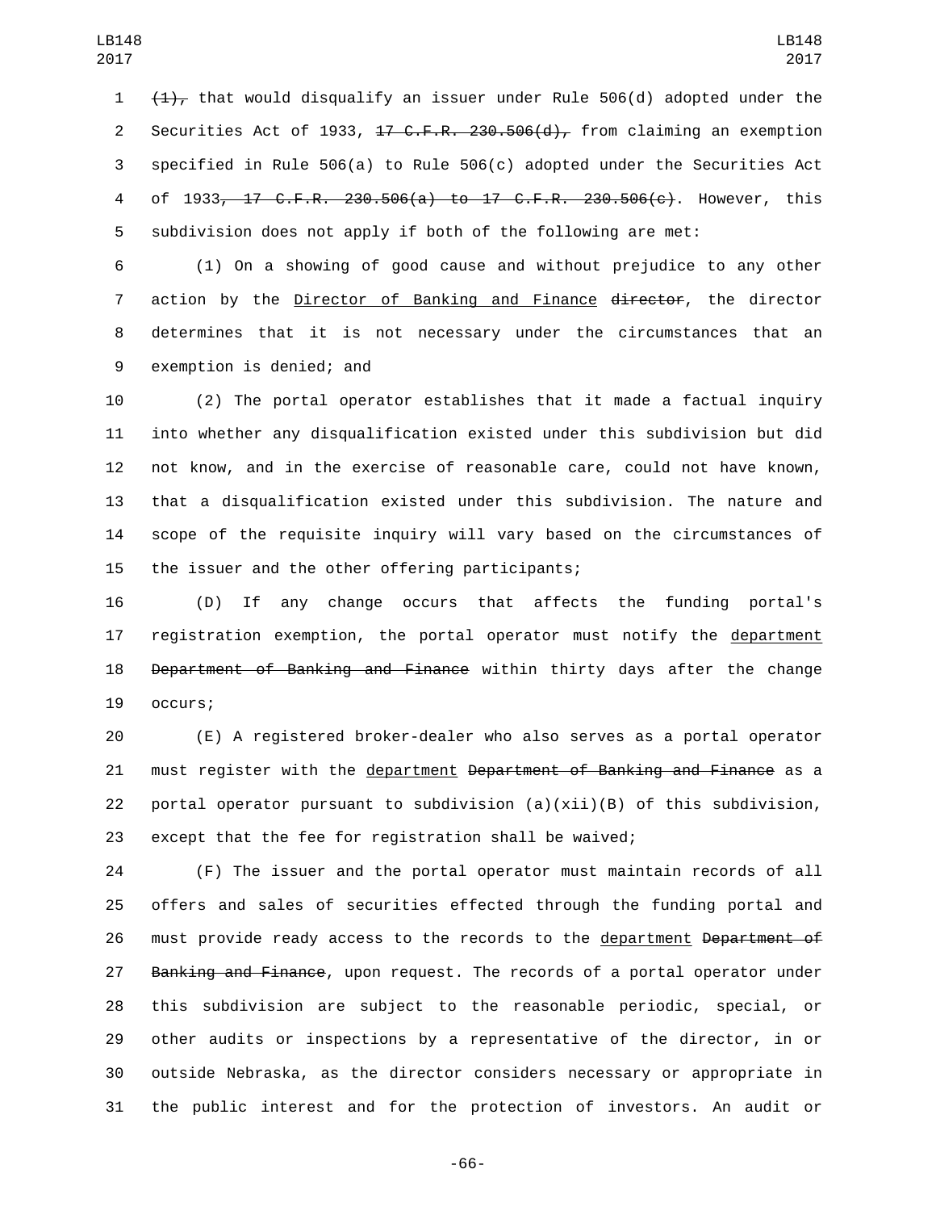~~(1),~~ that would disqualify an issuer under Rule 506(d) adopted under the Securities Act of 1933, ~~17 C.F.R. 230.506(d),~~ from claiming an exemption specified in Rule 506(a) to Rule 506(c) adopted under the Securities Act of 1933~~, 17 C.F.R. 230.506(a) to 17 C.F.R. 230.506(c)~~. However, this subdivision does not apply if both of the following are met:

(1) On a showing of good cause and without prejudice to any other action by the <u>Director of Banking and Finance</u> ~~director~~, the director determines that it is not necessary under the circumstances that an exemption is denied; and

(2) The portal operator establishes that it made a factual inquiry into whether any disqualification existed under this subdivision but did not know, and in the exercise of reasonable care, could not have known, that a disqualification existed under this subdivision. The nature and scope of the requisite inquiry will vary based on the circumstances of the issuer and the other offering participants;

(D) If any change occurs that affects the funding portal's registration exemption, the portal operator must notify the <u>department</u> ~~Department of Banking and Finance~~ within thirty days after the change occurs;

(E) A registered broker-dealer who also serves as a portal operator must register with the <u>department</u> ~~Department of Banking and Finance~~ as a portal operator pursuant to subdivision (a)(xii)(B) of this subdivision, except that the fee for registration shall be waived;

(F) The issuer and the portal operator must maintain records of all offers and sales of securities effected through the funding portal and must provide ready access to the records to the <u>department</u> ~~Department of Banking and Finance~~, upon request. The records of a portal operator under this subdivision are subject to the reasonable periodic, special, or other audits or inspections by a representative of the director, in or outside Nebraska, as the director considers necessary or appropriate in the public interest and for the protection of investors. An audit or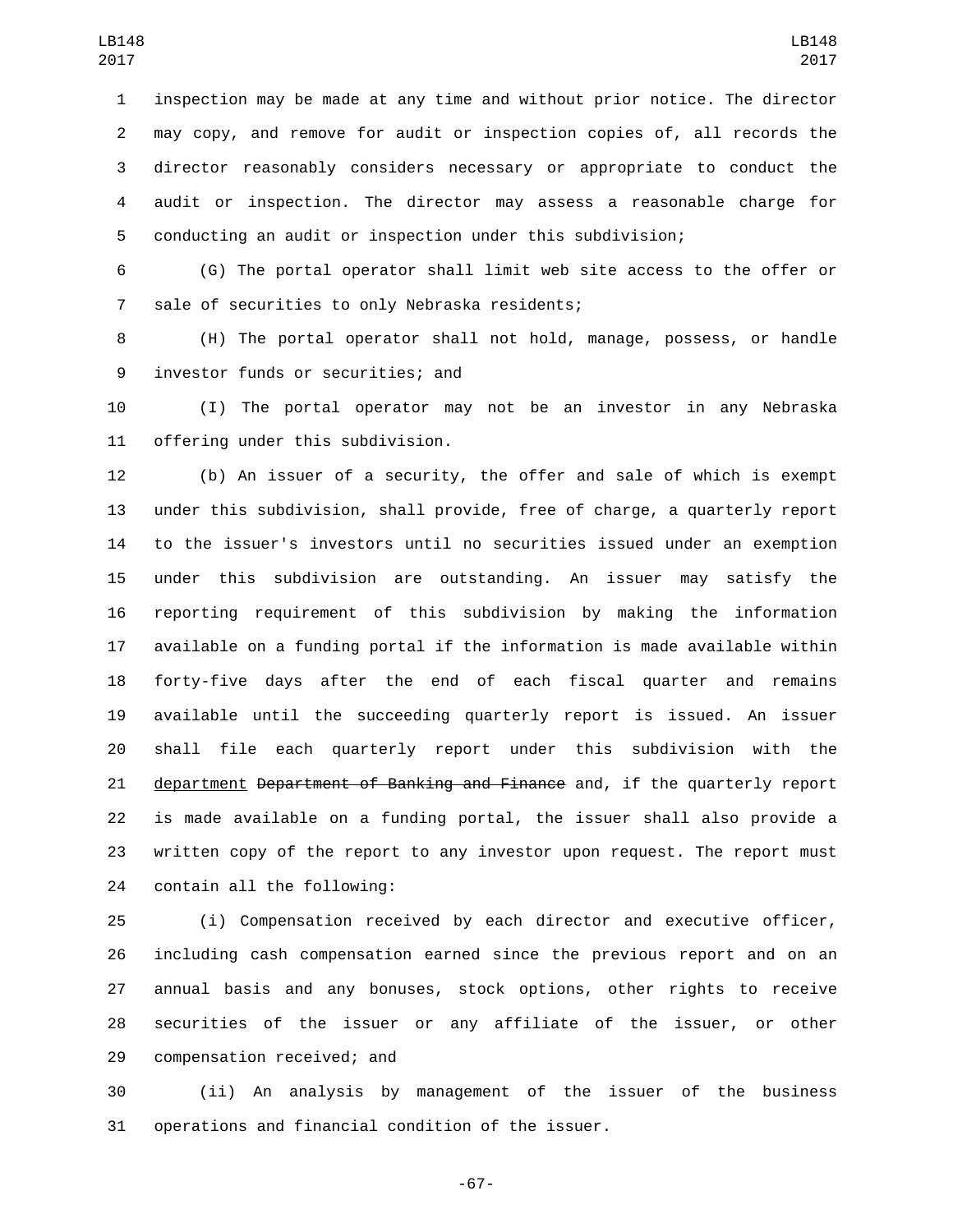inspection may be made at any time and without prior notice. The director may copy, and remove for audit or inspection copies of, all records the director reasonably considers necessary or appropriate to conduct the audit or inspection. The director may assess a reasonable charge for conducting an audit or inspection under this subdivision;

(G) The portal operator shall limit web site access to the offer or sale of securities to only Nebraska residents;

(H) The portal operator shall not hold, manage, possess, or handle investor funds or securities; and

(I) The portal operator may not be an investor in any Nebraska offering under this subdivision.

(b) An issuer of a security, the offer and sale of which is exempt under this subdivision, shall provide, free of charge, a quarterly report to the issuer's investors until no securities issued under an exemption under this subdivision are outstanding. An issuer may satisfy the reporting requirement of this subdivision by making the information available on a funding portal if the information is made available within forty-five days after the end of each fiscal quarter and remains available until the succeeding quarterly report is issued. An issuer shall file each quarterly report under this subdivision with the <u>department</u> ~~Department of Banking and Finance~~ and, if the quarterly report is made available on a funding portal, the issuer shall also provide a written copy of the report to any investor upon request. The report must contain all the following:

(i) Compensation received by each director and executive officer, including cash compensation earned since the previous report and on an annual basis and any bonuses, stock options, other rights to receive securities of the issuer or any affiliate of the issuer, or other compensation received; and

(ii) An analysis by management of the issuer of the business operations and financial condition of the issuer.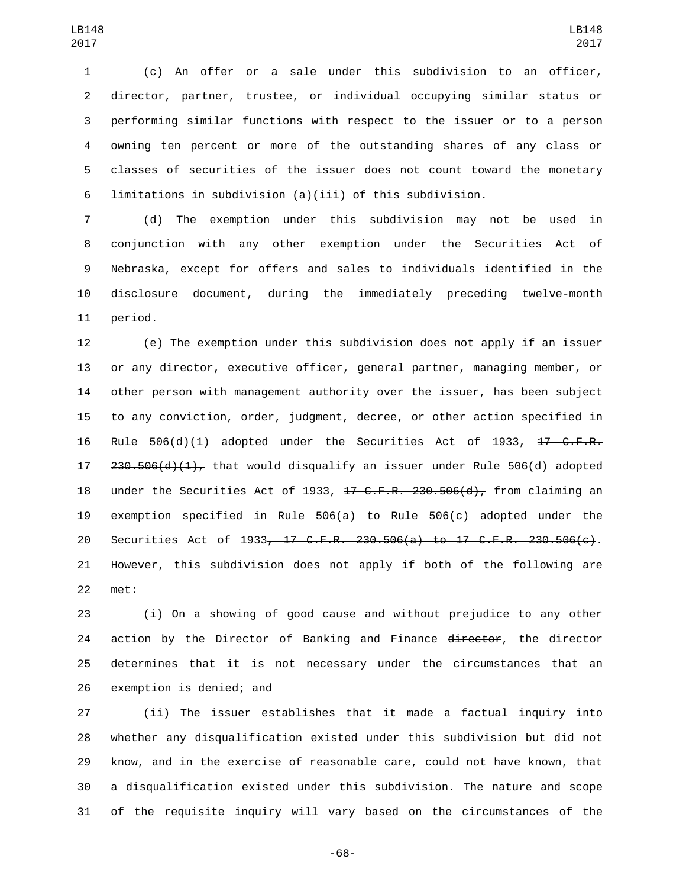(c) An offer or a sale under this subdivision to an officer, director, partner, trustee, or individual occupying similar status or performing similar functions with respect to the issuer or to a person owning ten percent or more of the outstanding shares of any class or classes of securities of the issuer does not count toward the monetary limitations in subdivision (a)(iii) of this subdivision.

(d) The exemption under this subdivision may not be used in conjunction with any other exemption under the Securities Act of Nebraska, except for offers and sales to individuals identified in the disclosure document, during the immediately preceding twelve-month period.

(e) The exemption under this subdivision does not apply if an issuer or any director, executive officer, general partner, managing member, or other person with management authority over the issuer, has been subject to any conviction, order, judgment, decree, or other action specified in Rule 506(d)(1) adopted under the Securities Act of 1933, ~~17 C.F.R. 230.506(d)(1),~~ that would disqualify an issuer under Rule 506(d) adopted under the Securities Act of 1933, ~~17 C.F.R. 230.506(d),~~ from claiming an exemption specified in Rule 506(a) to Rule 506(c) adopted under the Securities Act of 1933~~, 17 C.F.R. 230.506(a) to 17 C.F.R. 230.506(c)~~. However, this subdivision does not apply if both of the following are met:

(i) On a showing of good cause and without prejudice to any other action by the <u>Director of Banking and Finance</u> ~~director~~, the director determines that it is not necessary under the circumstances that an exemption is denied; and

(ii) The issuer establishes that it made a factual inquiry into whether any disqualification existed under this subdivision but did not know, and in the exercise of reasonable care, could not have known, that a disqualification existed under this subdivision. The nature and scope of the requisite inquiry will vary based on the circumstances of the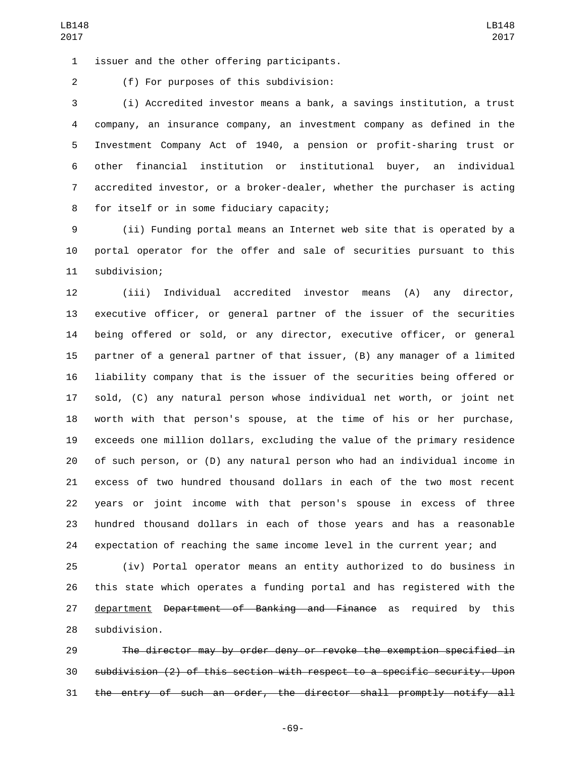issuer and the other offering participants.

(f) For purposes of this subdivision:

(i) Accredited investor means a bank, a savings institution, a trust company, an insurance company, an investment company as defined in the Investment Company Act of 1940, a pension or profit-sharing trust or other financial institution or institutional buyer, an individual accredited investor, or a broker-dealer, whether the purchaser is acting for itself or in some fiduciary capacity;

(ii) Funding portal means an Internet web site that is operated by a portal operator for the offer and sale of securities pursuant to this subdivision;

(iii) Individual accredited investor means (A) any director, executive officer, or general partner of the issuer of the securities being offered or sold, or any director, executive officer, or general partner of a general partner of that issuer, (B) any manager of a limited liability company that is the issuer of the securities being offered or sold, (C) any natural person whose individual net worth, or joint net worth with that person's spouse, at the time of his or her purchase, exceeds one million dollars, excluding the value of the primary residence of such person, or (D) any natural person who had an individual income in excess of two hundred thousand dollars in each of the two most recent years or joint income with that person's spouse in excess of three hundred thousand dollars in each of those years and has a reasonable expectation of reaching the same income level in the current year; and

(iv) Portal operator means an entity authorized to do business in this state which operates a funding portal and has registered with the department ~~Department of Banking and Finance~~ as required by this subdivision.

~~The director may by order deny or revoke the exemption specified in subdivision (2) of this section with respect to a specific security. Upon the entry of such an order, the director shall promptly notify all~~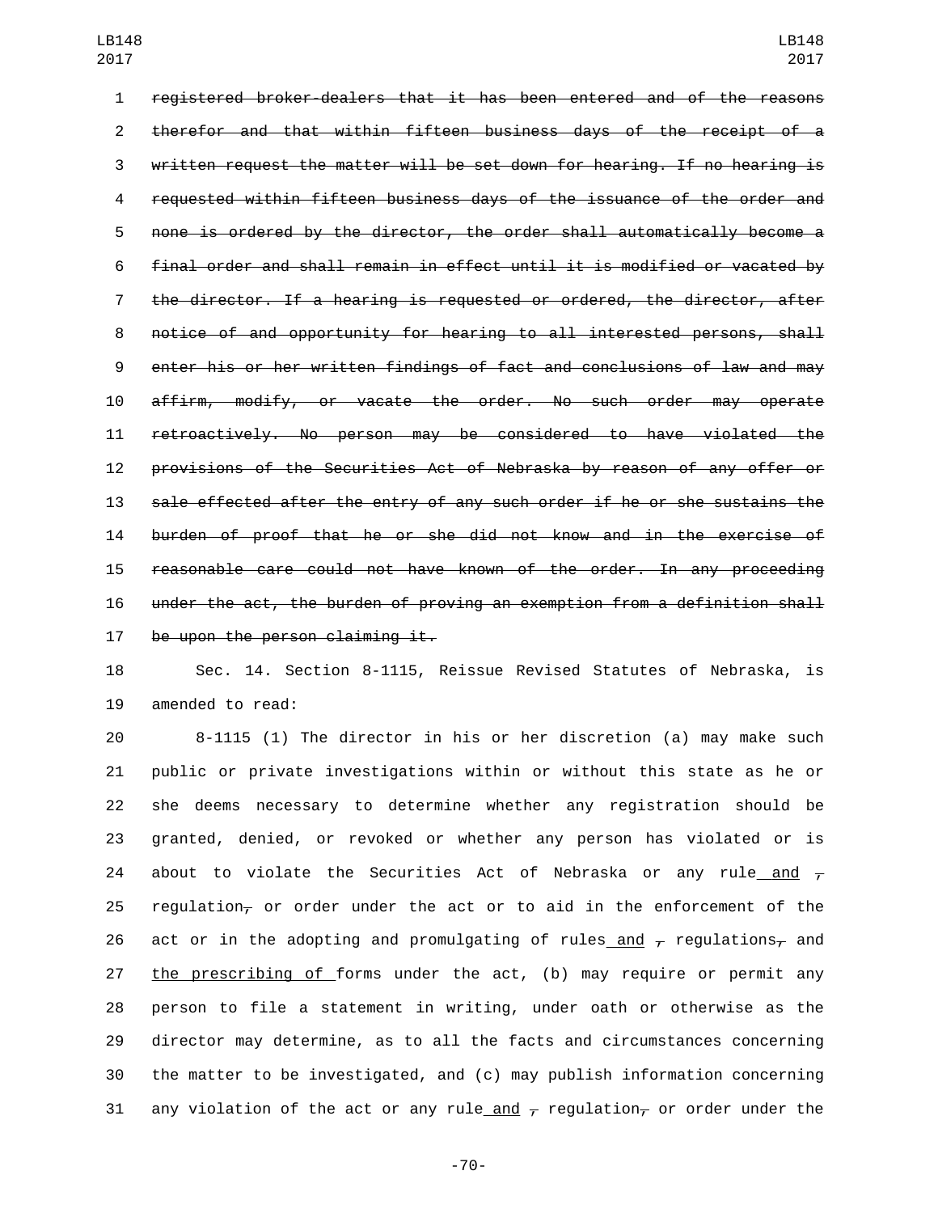~~registered broker-dealers that it has been entered and of the reasons therefor and that within fifteen business days of the receipt of a written request the matter will be set down for hearing. If no hearing is requested within fifteen business days of the issuance of the order and none is ordered by the director, the order shall automatically become a final order and shall remain in effect until it is modified or vacated by the director. If a hearing is requested or ordered, the director, after notice of and opportunity for hearing to all interested persons, shall enter his or her written findings of fact and conclusions of law and may affirm, modify, or vacate the order. No such order may operate retroactively. No person may be considered to have violated the provisions of the Securities Act of Nebraska by reason of any offer or sale effected after the entry of any such order if he or she sustains the burden of proof that he or she did not know and in the exercise of reasonable care could not have known of the order. In any proceeding under the act, the burden of proving an exemption from a definition shall be upon the person claiming it.~~

Sec. 14. Section 8-1115, Reissue Revised Statutes of Nebraska, is amended to read:

8-1115 (1) The director in his or her discretion (a) may make such public or private investigations within or without this state as he or she deems necessary to determine whether any registration should be granted, denied, or revoked or whether any person has violated or is about to violate the Securities Act of Nebraska or any rule and ~~,~~ regulation~~,~~ or order under the act or to aid in the enforcement of the act or in the adopting and promulgating of rules and ~~,~~ regulations~~,~~ and the prescribing of forms under the act, (b) may require or permit any person to file a statement in writing, under oath or otherwise as the director may determine, as to all the facts and circumstances concerning the matter to be investigated, and (c) may publish information concerning any violation of the act or any rule and ~~,~~ regulation~~,~~ or order under the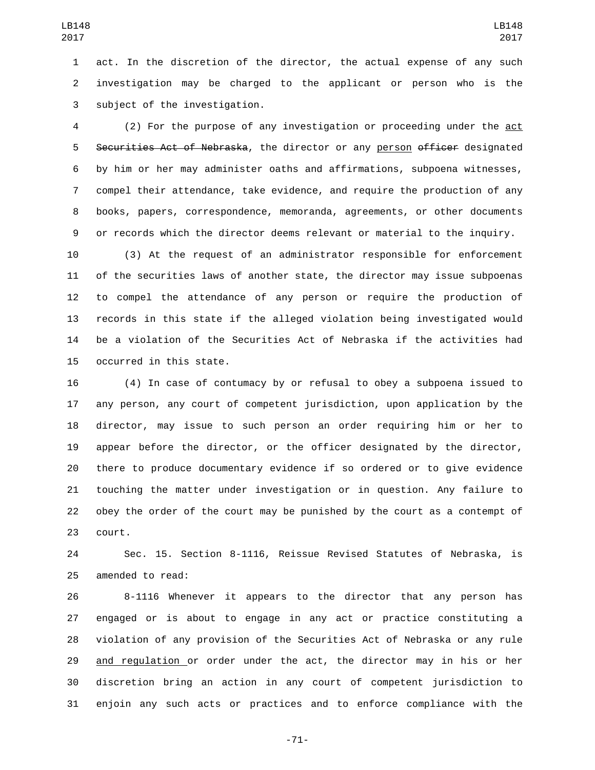act. In the discretion of the director, the actual expense of any such investigation may be charged to the applicant or person who is the subject of the investigation.

(2) For the purpose of any investigation or proceeding under the act ~~Securities Act of Nebraska~~, the director or any person ~~officer~~ designated by him or her may administer oaths and affirmations, subpoena witnesses, compel their attendance, take evidence, and require the production of any books, papers, correspondence, memoranda, agreements, or other documents or records which the director deems relevant or material to the inquiry.

(3) At the request of an administrator responsible for enforcement of the securities laws of another state, the director may issue subpoenas to compel the attendance of any person or require the production of records in this state if the alleged violation being investigated would be a violation of the Securities Act of Nebraska if the activities had occurred in this state.

(4) In case of contumacy by or refusal to obey a subpoena issued to any person, any court of competent jurisdiction, upon application by the director, may issue to such person an order requiring him or her to appear before the director, or the officer designated by the director, there to produce documentary evidence if so ordered or to give evidence touching the matter under investigation or in question. Any failure to obey the order of the court may be punished by the court as a contempt of court.

Sec. 15. Section 8-1116, Reissue Revised Statutes of Nebraska, is amended to read:

8-1116 Whenever it appears to the director that any person has engaged or is about to engage in any act or practice constituting a violation of any provision of the Securities Act of Nebraska or any rule and regulation or order under the act, the director may in his or her discretion bring an action in any court of competent jurisdiction to enjoin any such acts or practices and to enforce compliance with the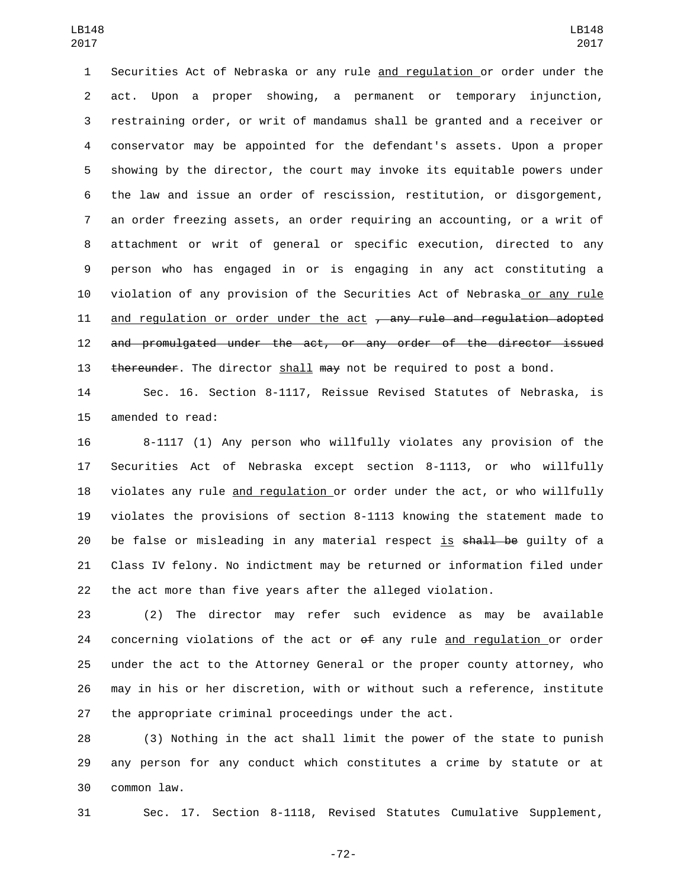Securities Act of Nebraska or any rule and regulation or order under the act. Upon a proper showing, a permanent or temporary injunction, restraining order, or writ of mandamus shall be granted and a receiver or conservator may be appointed for the defendant's assets. Upon a proper showing by the director, the court may invoke its equitable powers under the law and issue an order of rescission, restitution, or disgorgement, an order freezing assets, an order requiring an accounting, or a writ of attachment or writ of general or specific execution, directed to any person who has engaged in or is engaging in any act constituting a violation of any provision of the Securities Act of Nebraska or any rule and regulation or order under the act ~~, any rule and regulation adopted and promulgated under the act, or any order of the director issued thereunder~~. The director shall ~~may~~ not be required to post a bond.

Sec. 16. Section 8-1117, Reissue Revised Statutes of Nebraska, is amended to read:

8-1117 (1) Any person who willfully violates any provision of the Securities Act of Nebraska except section 8-1113, or who willfully violates any rule and regulation or order under the act, or who willfully violates the provisions of section 8-1113 knowing the statement made to be false or misleading in any material respect is ~~shall be~~ guilty of a Class IV felony. No indictment may be returned or information filed under the act more than five years after the alleged violation.

(2) The director may refer such evidence as may be available concerning violations of the act or ~~of~~ any rule and regulation or order under the act to the Attorney General or the proper county attorney, who may in his or her discretion, with or without such a reference, institute the appropriate criminal proceedings under the act.

(3) Nothing in the act shall limit the power of the state to punish any person for any conduct which constitutes a crime by statute or at common law.

Sec. 17. Section 8-1118, Revised Statutes Cumulative Supplement,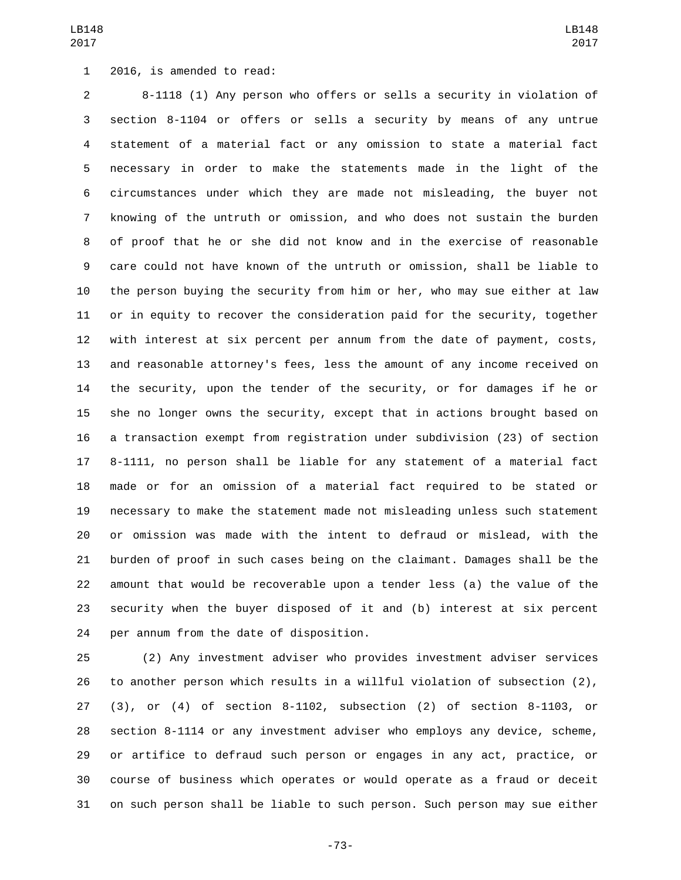2016, is amended to read:

8-1118 (1) Any person who offers or sells a security in violation of section 8-1104 or offers or sells a security by means of any untrue statement of a material fact or any omission to state a material fact necessary in order to make the statements made in the light of the circumstances under which they are made not misleading, the buyer not knowing of the untruth or omission, and who does not sustain the burden of proof that he or she did not know and in the exercise of reasonable care could not have known of the untruth or omission, shall be liable to the person buying the security from him or her, who may sue either at law or in equity to recover the consideration paid for the security, together with interest at six percent per annum from the date of payment, costs, and reasonable attorney's fees, less the amount of any income received on the security, upon the tender of the security, or for damages if he or she no longer owns the security, except that in actions brought based on a transaction exempt from registration under subdivision (23) of section 8-1111, no person shall be liable for any statement of a material fact made or for an omission of a material fact required to be stated or necessary to make the statement made not misleading unless such statement or omission was made with the intent to defraud or mislead, with the burden of proof in such cases being on the claimant. Damages shall be the amount that would be recoverable upon a tender less (a) the value of the security when the buyer disposed of it and (b) interest at six percent per annum from the date of disposition.

(2) Any investment adviser who provides investment adviser services to another person which results in a willful violation of subsection (2), (3), or (4) of section 8-1102, subsection (2) of section 8-1103, or section 8-1114 or any investment adviser who employs any device, scheme, or artifice to defraud such person or engages in any act, practice, or course of business which operates or would operate as a fraud or deceit on such person shall be liable to such person. Such person may sue either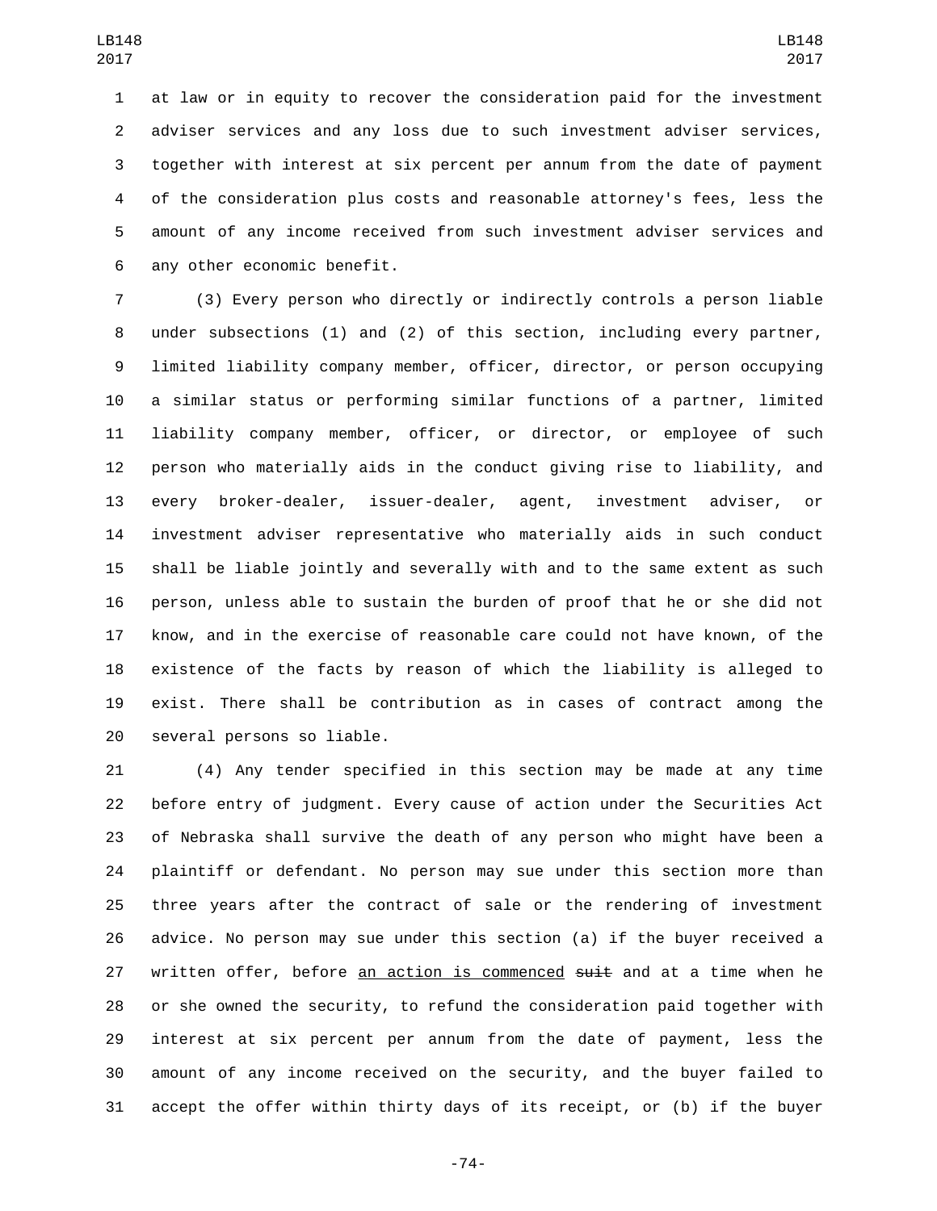at law or in equity to recover the consideration paid for the investment adviser services and any loss due to such investment adviser services, together with interest at six percent per annum from the date of payment of the consideration plus costs and reasonable attorney's fees, less the amount of any income received from such investment adviser services and any other economic benefit.

(3) Every person who directly or indirectly controls a person liable under subsections (1) and (2) of this section, including every partner, limited liability company member, officer, director, or person occupying a similar status or performing similar functions of a partner, limited liability company member, officer, or director, or employee of such person who materially aids in the conduct giving rise to liability, and every broker-dealer, issuer-dealer, agent, investment adviser, or investment adviser representative who materially aids in such conduct shall be liable jointly and severally with and to the same extent as such person, unless able to sustain the burden of proof that he or she did not know, and in the exercise of reasonable care could not have known, of the existence of the facts by reason of which the liability is alleged to exist. There shall be contribution as in cases of contract among the several persons so liable.

(4) Any tender specified in this section may be made at any time before entry of judgment. Every cause of action under the Securities Act of Nebraska shall survive the death of any person who might have been a plaintiff or defendant. No person may sue under this section more than three years after the contract of sale or the rendering of investment advice. No person may sue under this section (a) if the buyer received a written offer, before <u>an action is commenced</u> ~~suit~~ and at a time when he or she owned the security, to refund the consideration paid together with interest at six percent per annum from the date of payment, less the amount of any income received on the security, and the buyer failed to accept the offer within thirty days of its receipt, or (b) if the buyer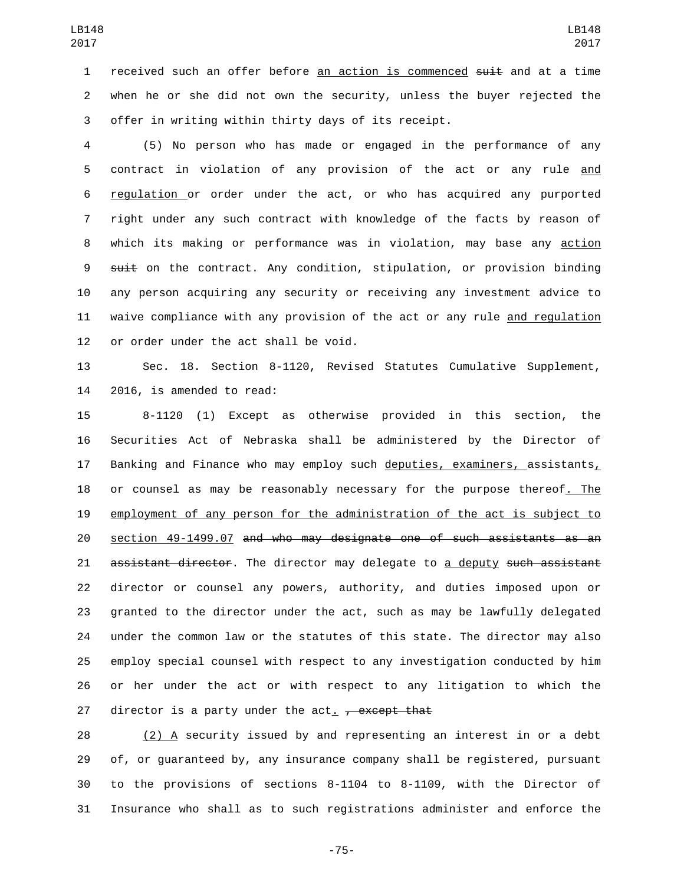received such an offer before an action is commenced suit and at a time when he or she did not own the security, unless the buyer rejected the offer in writing within thirty days of its receipt.

(5) No person who has made or engaged in the performance of any contract in violation of any provision of the act or any rule and regulation or order under the act, or who has acquired any purported right under any such contract with knowledge of the facts by reason of which its making or performance was in violation, may base any action suit on the contract. Any condition, stipulation, or provision binding any person acquiring any security or receiving any investment advice to waive compliance with any provision of the act or any rule and regulation or order under the act shall be void.

Sec. 18. Section 8-1120, Revised Statutes Cumulative Supplement, 2016, is amended to read:

8-1120 (1) Except as otherwise provided in this section, the Securities Act of Nebraska shall be administered by the Director of Banking and Finance who may employ such deputies, examiners, assistants, or counsel as may be reasonably necessary for the purpose thereof. The employment of any person for the administration of the act is subject to section 49-1499.07 and who may designate one of such assistants as an assistant director. The director may delegate to a deputy such assistant director or counsel any powers, authority, and duties imposed upon or granted to the director under the act, such as may be lawfully delegated under the common law or the statutes of this state. The director may also employ special counsel with respect to any investigation conducted by him or her under the act or with respect to any litigation to which the director is a party under the act. , except that

(2) A security issued by and representing an interest in or a debt of, or guaranteed by, any insurance company shall be registered, pursuant to the provisions of sections 8-1104 to 8-1109, with the Director of Insurance who shall as to such registrations administer and enforce the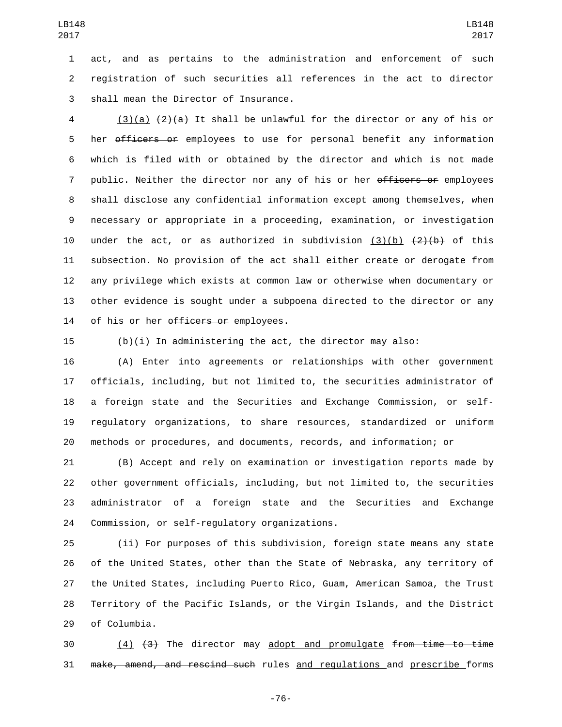act, and as pertains to the administration and enforcement of such registration of such securities all references in the act to director shall mean the Director of Insurance.

(3)(a) ~~(2)(a)~~ It shall be unlawful for the director or any of his or her ~~officers or~~ employees to use for personal benefit any information which is filed with or obtained by the director and which is not made public. Neither the director nor any of his or her ~~officers or~~ employees shall disclose any confidential information except among themselves, when necessary or appropriate in a proceeding, examination, or investigation under the act, or as authorized in subdivision (3)(b) ~~(2)(b)~~ of this subsection. No provision of the act shall either create or derogate from any privilege which exists at common law or otherwise when documentary or other evidence is sought under a subpoena directed to the director or any of his or her ~~officers or~~ employees.

(b)(i) In administering the act, the director may also:

(A) Enter into agreements or relationships with other government officials, including, but not limited to, the securities administrator of a foreign state and the Securities and Exchange Commission, or self-regulatory organizations, to share resources, standardized or uniform methods or procedures, and documents, records, and information; or

(B) Accept and rely on examination or investigation reports made by other government officials, including, but not limited to, the securities administrator of a foreign state and the Securities and Exchange Commission, or self-regulatory organizations.

(ii) For purposes of this subdivision, foreign state means any state of the United States, other than the State of Nebraska, any territory of the United States, including Puerto Rico, Guam, American Samoa, the Trust Territory of the Pacific Islands, or the Virgin Islands, and the District of Columbia.

(4) ~~(3)~~ The director may adopt and promulgate ~~from time to time make, amend, and rescind such~~ rules and regulations and prescribe forms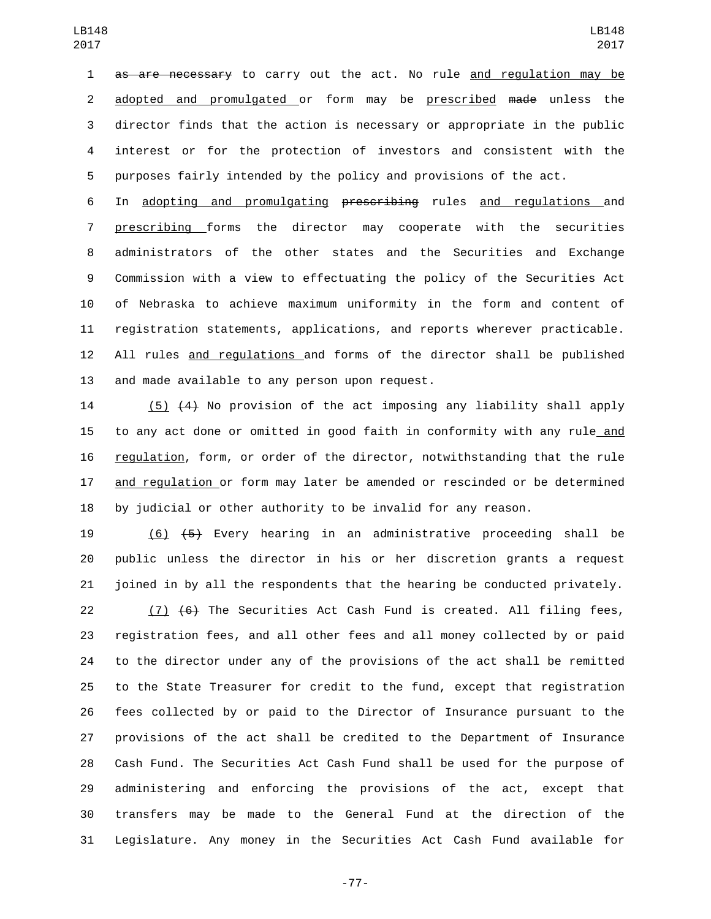as are necessary to carry out the act. No rule and regulation may be adopted and promulgated or form may be prescribed made unless the director finds that the action is necessary or appropriate in the public interest or for the protection of investors and consistent with the purposes fairly intended by the policy and provisions of the act. In adopting and promulgating prescribing rules and regulations and prescribing forms the director may cooperate with the securities administrators of the other states and the Securities and Exchange Commission with a view to effectuating the policy of the Securities Act of Nebraska to achieve maximum uniformity in the form and content of registration statements, applications, and reports wherever practicable. All rules and regulations and forms of the director shall be published and made available to any person upon request.

(5) (4) No provision of the act imposing any liability shall apply to any act done or omitted in good faith in conformity with any rule and regulation, form, or order of the director, notwithstanding that the rule and regulation or form may later be amended or rescinded or be determined by judicial or other authority to be invalid for any reason.

(6) (5) Every hearing in an administrative proceeding shall be public unless the director in his or her discretion grants a request joined in by all the respondents that the hearing be conducted privately.

(7) (6) The Securities Act Cash Fund is created. All filing fees, registration fees, and all other fees and all money collected by or paid to the director under any of the provisions of the act shall be remitted to the State Treasurer for credit to the fund, except that registration fees collected by or paid to the Director of Insurance pursuant to the provisions of the act shall be credited to the Department of Insurance Cash Fund. The Securities Act Cash Fund shall be used for the purpose of administering and enforcing the provisions of the act, except that transfers may be made to the General Fund at the direction of the Legislature. Any money in the Securities Act Cash Fund available for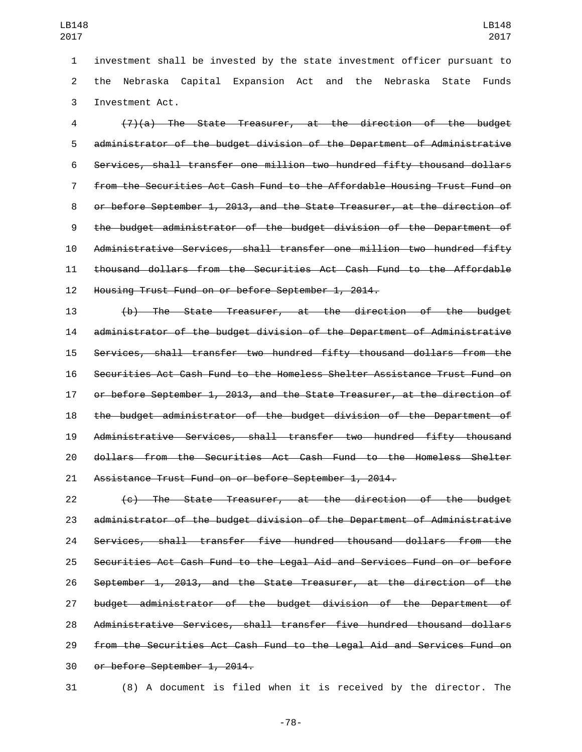investment shall be invested by the state investment officer pursuant to the Nebraska Capital Expansion Act and the Nebraska State Funds Investment Act.

~~(7)(a) The State Treasurer, at the direction of the budget administrator of the budget division of the Department of Administrative Services, shall transfer one million two hundred fifty thousand dollars from the Securities Act Cash Fund to the Affordable Housing Trust Fund on or before September 1, 2013, and the State Treasurer, at the direction of the budget administrator of the budget division of the Department of Administrative Services, shall transfer one million two hundred fifty thousand dollars from the Securities Act Cash Fund to the Affordable Housing Trust Fund on or before September 1, 2014.~~

~~(b) The State Treasurer, at the direction of the budget administrator of the budget division of the Department of Administrative Services, shall transfer two hundred fifty thousand dollars from the Securities Act Cash Fund to the Homeless Shelter Assistance Trust Fund on or before September 1, 2013, and the State Treasurer, at the direction of the budget administrator of the budget division of the Department of Administrative Services, shall transfer two hundred fifty thousand dollars from the Securities Act Cash Fund to the Homeless Shelter Assistance Trust Fund on or before September 1, 2014.~~

~~(c) The State Treasurer, at the direction of the budget administrator of the budget division of the Department of Administrative Services, shall transfer five hundred thousand dollars from the Securities Act Cash Fund to the Legal Aid and Services Fund on or before September 1, 2013, and the State Treasurer, at the direction of the budget administrator of the budget division of the Department of Administrative Services, shall transfer five hundred thousand dollars from the Securities Act Cash Fund to the Legal Aid and Services Fund on or before September 1, 2014.~~

(8) A document is filed when it is received by the director. The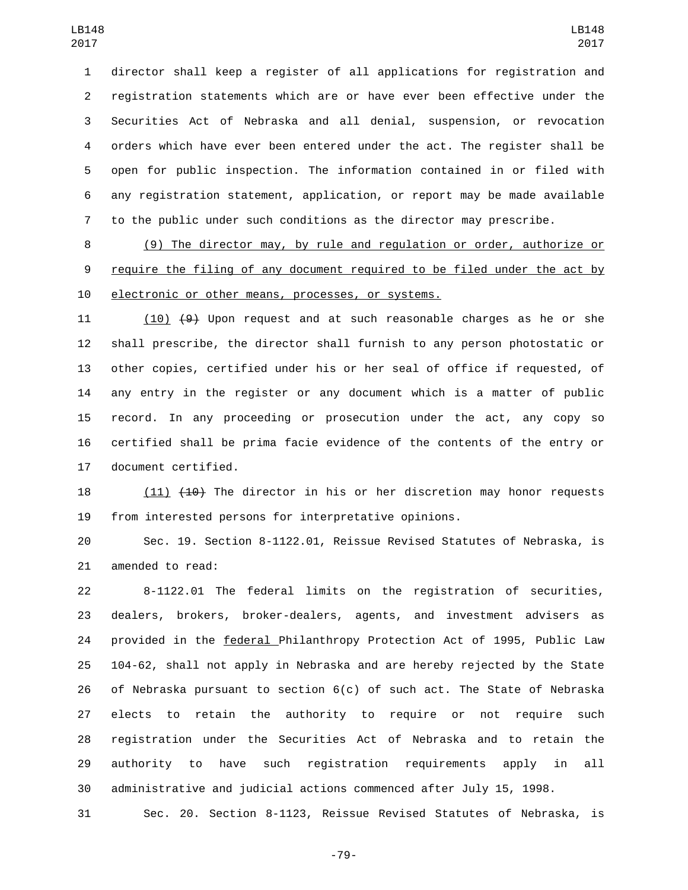director shall keep a register of all applications for registration and registration statements which are or have ever been effective under the Securities Act of Nebraska and all denial, suspension, or revocation orders which have ever been entered under the act. The register shall be open for public inspection. The information contained in or filed with any registration statement, application, or report may be made available to the public under such conditions as the director may prescribe.

(9) The director may, by rule and regulation or order, authorize or require the filing of any document required to be filed under the act by electronic or other means, processes, or systems.

(10) ~~(9)~~ Upon request and at such reasonable charges as he or she shall prescribe, the director shall furnish to any person photostatic or other copies, certified under his or her seal of office if requested, of any entry in the register or any document which is a matter of public record. In any proceeding or prosecution under the act, any copy so certified shall be prima facie evidence of the contents of the entry or document certified.

(11) ~~(10)~~ The director in his or her discretion may honor requests from interested persons for interpretative opinions.

Sec. 19. Section 8-1122.01, Reissue Revised Statutes of Nebraska, is amended to read:

8-1122.01 The federal limits on the registration of securities, dealers, brokers, broker-dealers, agents, and investment advisers as provided in the federal Philanthropy Protection Act of 1995, Public Law 104-62, shall not apply in Nebraska and are hereby rejected by the State of Nebraska pursuant to section 6(c) of such act. The State of Nebraska elects to retain the authority to require or not require such registration under the Securities Act of Nebraska and to retain the authority to have such registration requirements apply in all administrative and judicial actions commenced after July 15, 1998.

Sec. 20. Section 8-1123, Reissue Revised Statutes of Nebraska, is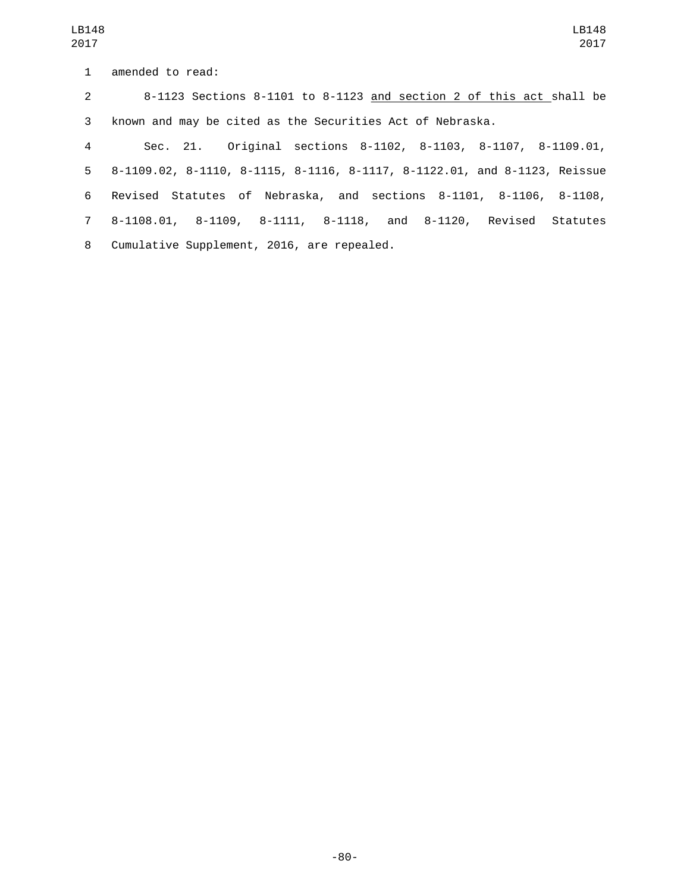amended to read:

8-1123 Sections 8-1101 to 8-1123 <u>and section 2 of this act </u>shall be known and may be cited as the Securities Act of Nebraska.

Sec. 21. Original sections 8-1102, 8-1103, 8-1107, 8-1109.01, 8-1109.02, 8-1110, 8-1115, 8-1116, 8-1117, 8-1122.01, and 8-1123, Reissue Revised Statutes of Nebraska, and sections 8-1101, 8-1106, 8-1108, 8-1108.01, 8-1109, 8-1111, 8-1118, and 8-1120, Revised Statutes Cumulative Supplement, 2016, are repealed.